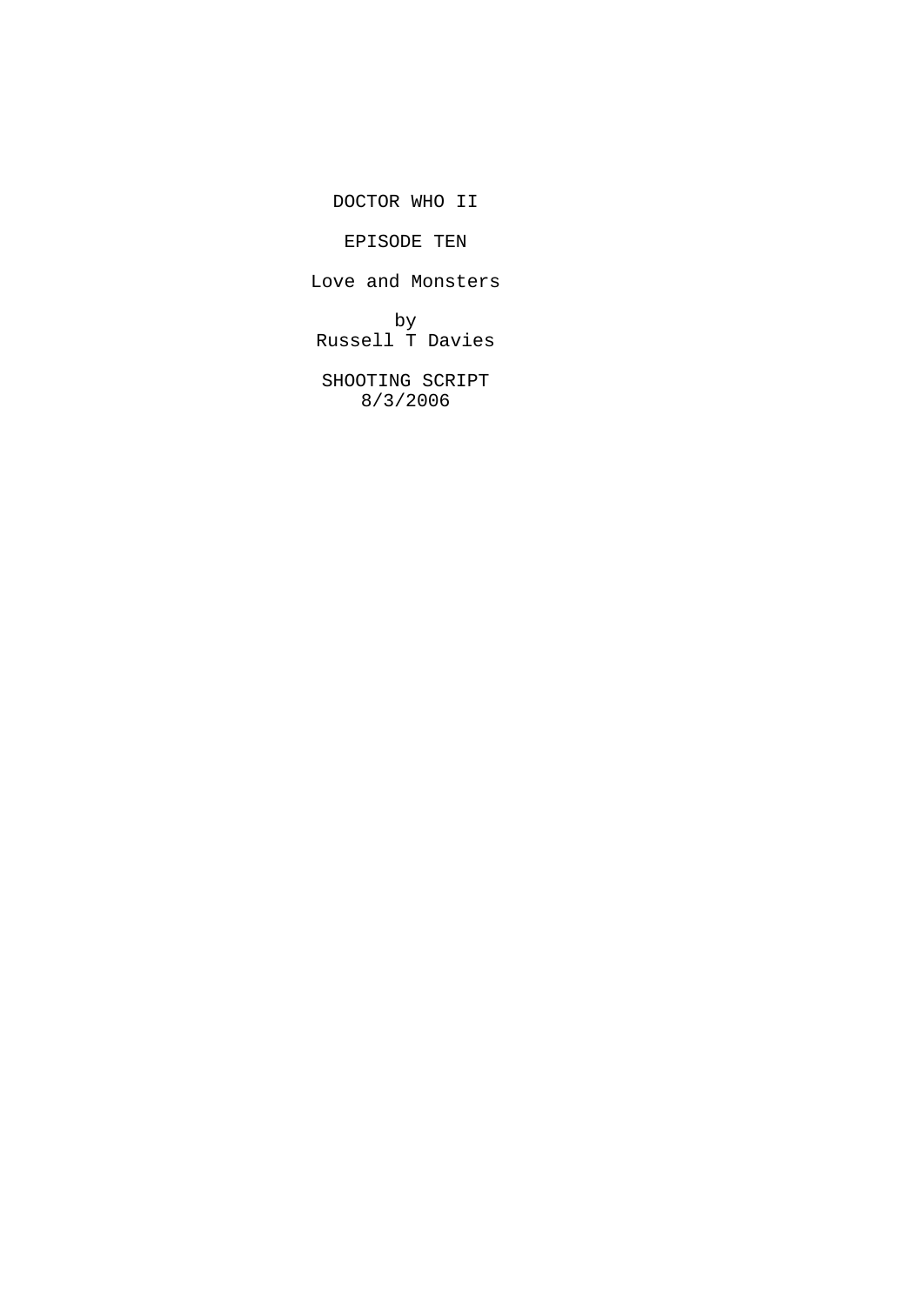DOCTOR WHO II

EPISODE TEN

Love and Monsters

by
Russell T Davies

SHOOTING SCRIPT
8/3/2006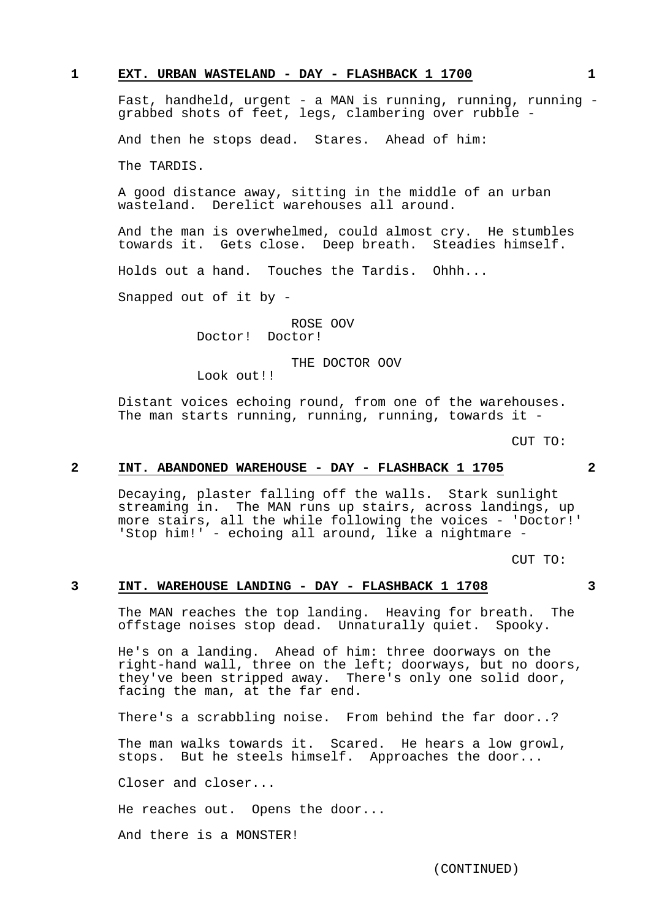**1 EXT. URBAN WASTELAND - DAY - FLASHBACK 1 1700 1**

Fast, handheld, urgent - a MAN is running, running, running - grabbed shots of feet, legs, clambering over rubble -

And then he stops dead. Stares. Ahead of him:

The TARDIS.

A good distance away, sitting in the middle of an urban wasteland. Derelict warehouses all around.

And the man is overwhelmed, could almost cry. He stumbles towards it. Gets close. Deep breath. Steadies himself.

Holds out a hand. Touches the Tardis. Ohhh...

Snapped out of it by -

ROSE OOV
Doctor! Doctor!

THE DOCTOR OOV
Look out!!

Distant voices echoing round, from one of the warehouses. The man starts running, running, running, towards it -

CUT TO:

**2 INT. ABANDONED WAREHOUSE - DAY - FLASHBACK 1 1705 2**

Decaying, plaster falling off the walls. Stark sunlight streaming in. The MAN runs up stairs, across landings, up more stairs, all the while following the voices - 'Doctor!' 'Stop him!' - echoing all around, like a nightmare -

CUT TO:

**3 INT. WAREHOUSE LANDING - DAY - FLASHBACK 1 1708 3**

The MAN reaches the top landing. Heaving for breath. The offstage noises stop dead. Unnaturally quiet. Spooky.

He's on a landing. Ahead of him: three doorways on the right-hand wall, three on the left; doorways, but no doors, they've been stripped away. There's only one solid door, facing the man, at the far end.

There's a scrabbling noise. From behind the far door..?

The man walks towards it. Scared. He hears a low growl, stops. But he steels himself. Approaches the door...

Closer and closer...

He reaches out. Opens the door...

And there is a MONSTER!

(CONTINUED)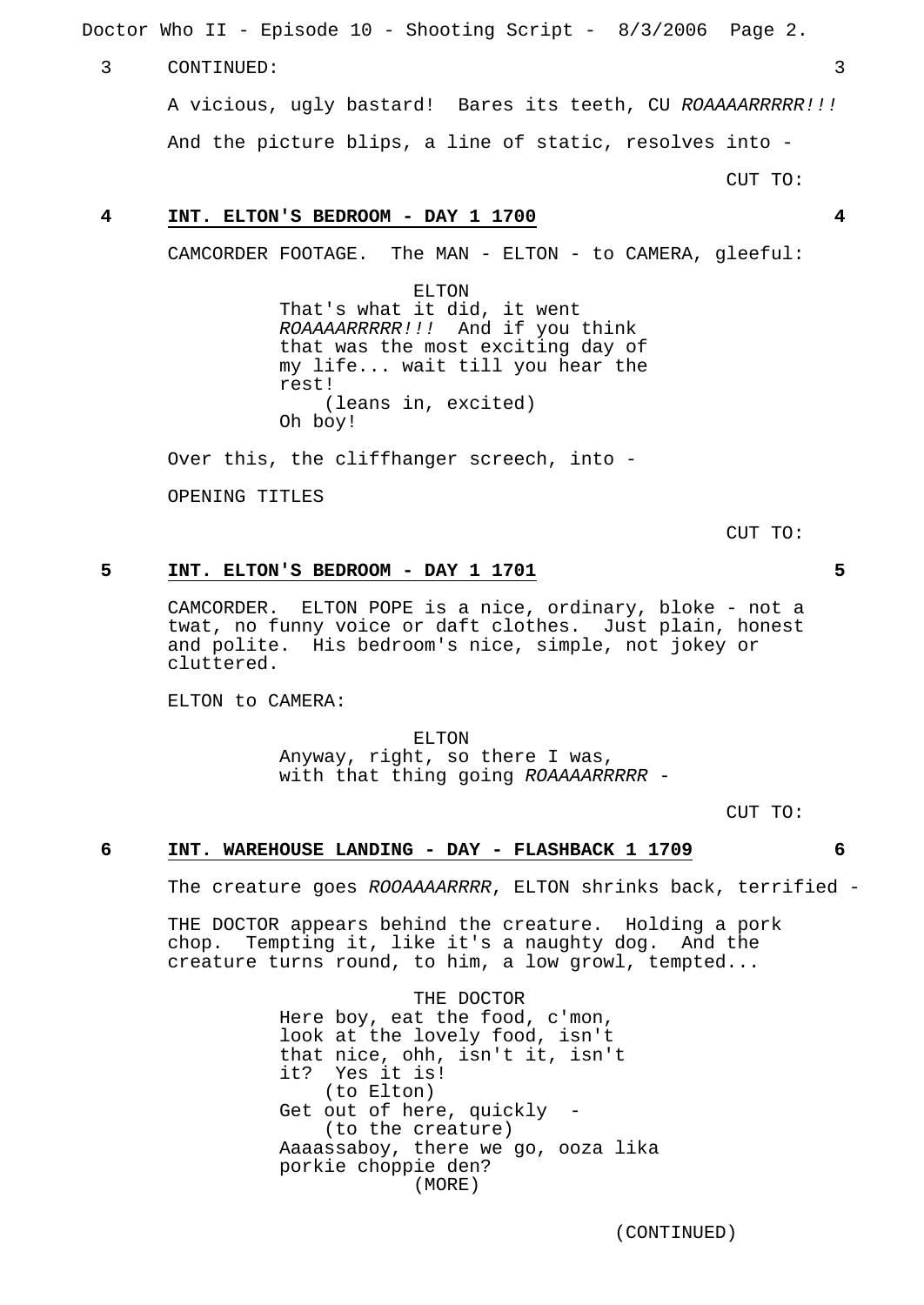3 CONTINUED: 3

A vicious, ugly bastard! Bares its teeth, CU *ROAAAARRRRR!!!*

And the picture blips, a line of static, resolves into -

CUT TO:

**4 INT. ELTON'S BEDROOM - DAY 1 1700 4**

CAMCORDER FOOTAGE. The MAN - ELTON - to CAMERA, gleeful:

ELTON
That's what it did, it went *ROAAAARRRRR!!!* And if you think that was the most exciting day of my life... wait till you hear the rest!
(leans in, excited)
Oh boy!

Over this, the cliffhanger screech, into -

OPENING TITLES

CUT TO:

**5 INT. ELTON'S BEDROOM - DAY 1 1701 5**

CAMCORDER. ELTON POPE is a nice, ordinary, bloke - not a twat, no funny voice or daft clothes. Just plain, honest and polite. His bedroom's nice, simple, not jokey or cluttered.

ELTON to CAMERA:

ELTON
Anyway, right, so there I was, with that thing going *ROAAAARRRRR* -

CUT TO:

**6 INT. WAREHOUSE LANDING - DAY - FLASHBACK 1 1709 6**

The creature goes *ROOAAAARRRR*, ELTON shrinks back, terrified -

THE DOCTOR appears behind the creature. Holding a pork chop. Tempting it, like it's a naughty dog. And the creature turns round, to him, a low growl, tempted...

THE DOCTOR
Here boy, eat the food, c'mon, look at the lovely food, isn't that nice, ohh, isn't it, isn't it? Yes it is!
(to Elton)
Get out of here, quickly -
(to the creature)
Aaaassaboy, there we go, ooza lika porkie choppie den?
(MORE)

(CONTINUED)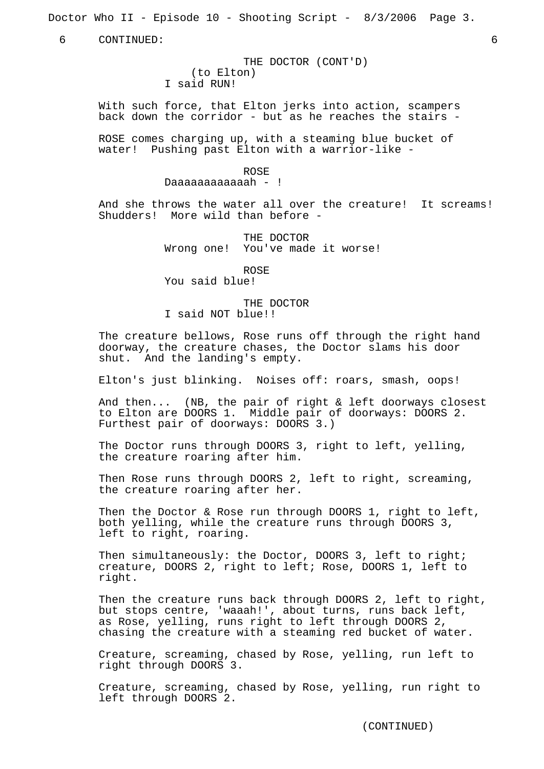6 CONTINUED: 6

THE DOCTOR (CONT'D)
(to Elton)
I said RUN!

With such force, that Elton jerks into action, scampers back down the corridor - but as he reaches the stairs -

ROSE comes charging up, with a steaming blue bucket of water! Pushing past Elton with a warrior-like -

ROSE
Daaaaaaaaaaaah - !

And she throws the water all over the creature! It screams! Shudders! More wild than before -

THE DOCTOR
Wrong one! You've made it worse!

ROSE
You said blue!

THE DOCTOR
I said NOT blue!!

The creature bellows, Rose runs off through the right hand doorway, the creature chases, the Doctor slams his door shut. And the landing's empty.

Elton's just blinking. Noises off: roars, smash, oops!

And then... (NB, the pair of right & left doorways closest to Elton are DOORS 1. Middle pair of doorways: DOORS 2. Furthest pair of doorways: DOORS 3.)

The Doctor runs through DOORS 3, right to left, yelling, the creature roaring after him.

Then Rose runs through DOORS 2, left to right, screaming, the creature roaring after her.

Then the Doctor & Rose run through DOORS 1, right to left, both yelling, while the creature runs through DOORS 3, left to right, roaring.

Then simultaneously: the Doctor, DOORS 3, left to right; creature, DOORS 2, right to left; Rose, DOORS 1, left to right.

Then the creature runs back through DOORS 2, left to right, but stops centre, 'waaah!', about turns, runs back left, as Rose, yelling, runs right to left through DOORS 2, chasing the creature with a steaming red bucket of water.

Creature, screaming, chased by Rose, yelling, run left to right through DOORS 3.

Creature, screaming, chased by Rose, yelling, run right to left through DOORS 2.

(CONTINUED)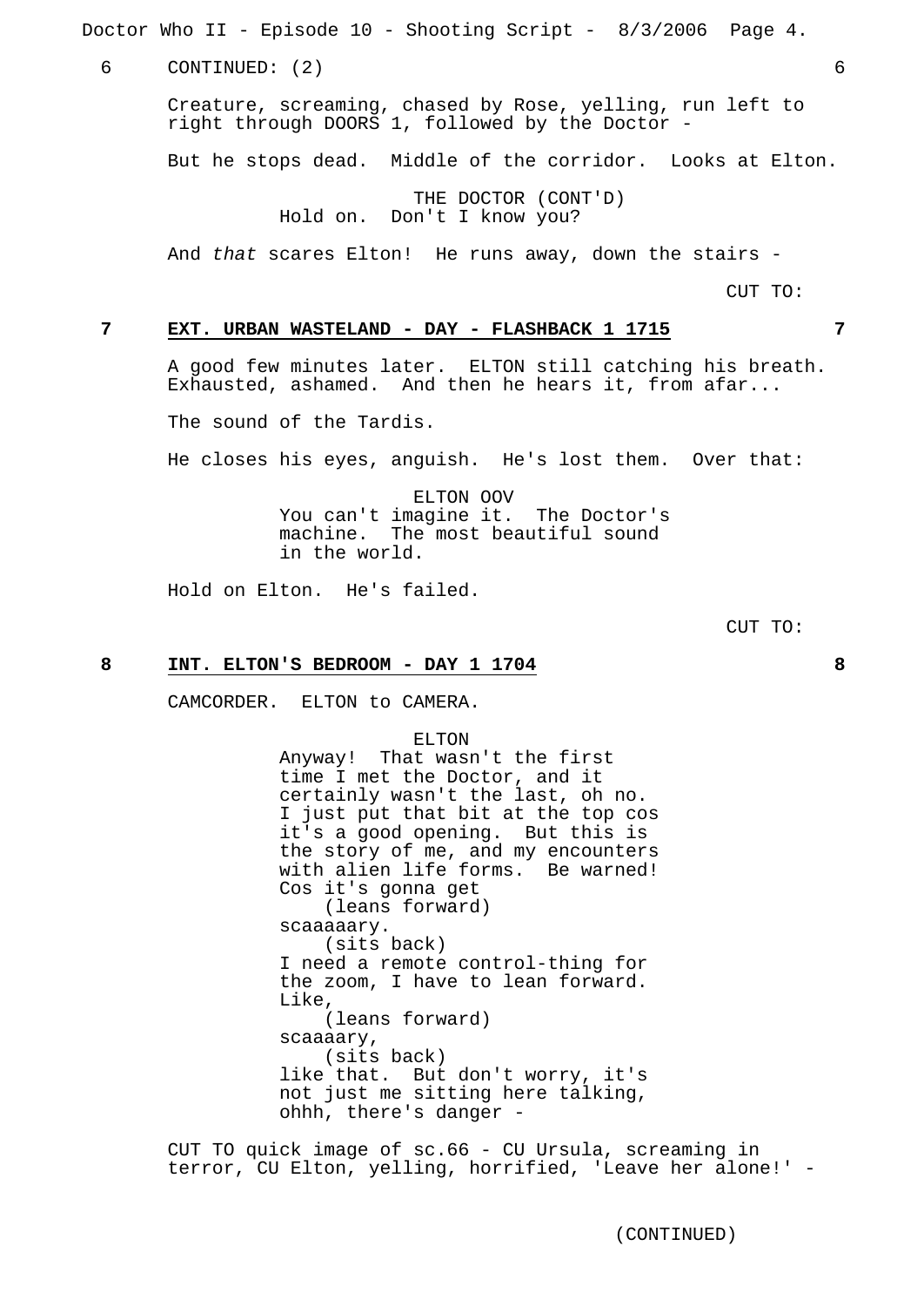6 CONTINUED: (2) 6

Creature, screaming, chased by Rose, yelling, run left to right through DOORS 1, followed by the Doctor -

But he stops dead. Middle of the corridor. Looks at Elton.

THE DOCTOR (CONT'D)
Hold on. Don't I know you?

And *that* scares Elton! He runs away, down the stairs -

CUT TO:

**7 EXT. URBAN WASTELAND - DAY - FLASHBACK 1 1715 7**

A good few minutes later. ELTON still catching his breath. Exhausted, ashamed. And then he hears it, from afar...

The sound of the Tardis.

He closes his eyes, anguish. He's lost them. Over that:

ELTON OOV
You can't imagine it. The Doctor's machine. The most beautiful sound in the world.

Hold on Elton. He's failed.

CUT TO:

**8 INT. ELTON'S BEDROOM - DAY 1 1704 8**

CAMCORDER. ELTON to CAMERA.

ELTON
Anyway! That wasn't the first time I met the Doctor, and it certainly wasn't the last, oh no. I just put that bit at the top cos it's a good opening. But this is the story of me, and my encounters with alien life forms. Be warned! Cos it's gonna get
(leans forward)
scaaaaary.
(sits back)
I need a remote control-thing for the zoom, I have to lean forward. Like,
(leans forward)
scaaaary,
(sits back)
like that. But don't worry, it's not just me sitting here talking, ohhh, there's danger -

CUT TO quick image of sc.66 - CU Ursula, screaming in terror, CU Elton, yelling, horrified, 'Leave her alone!' -

(CONTINUED)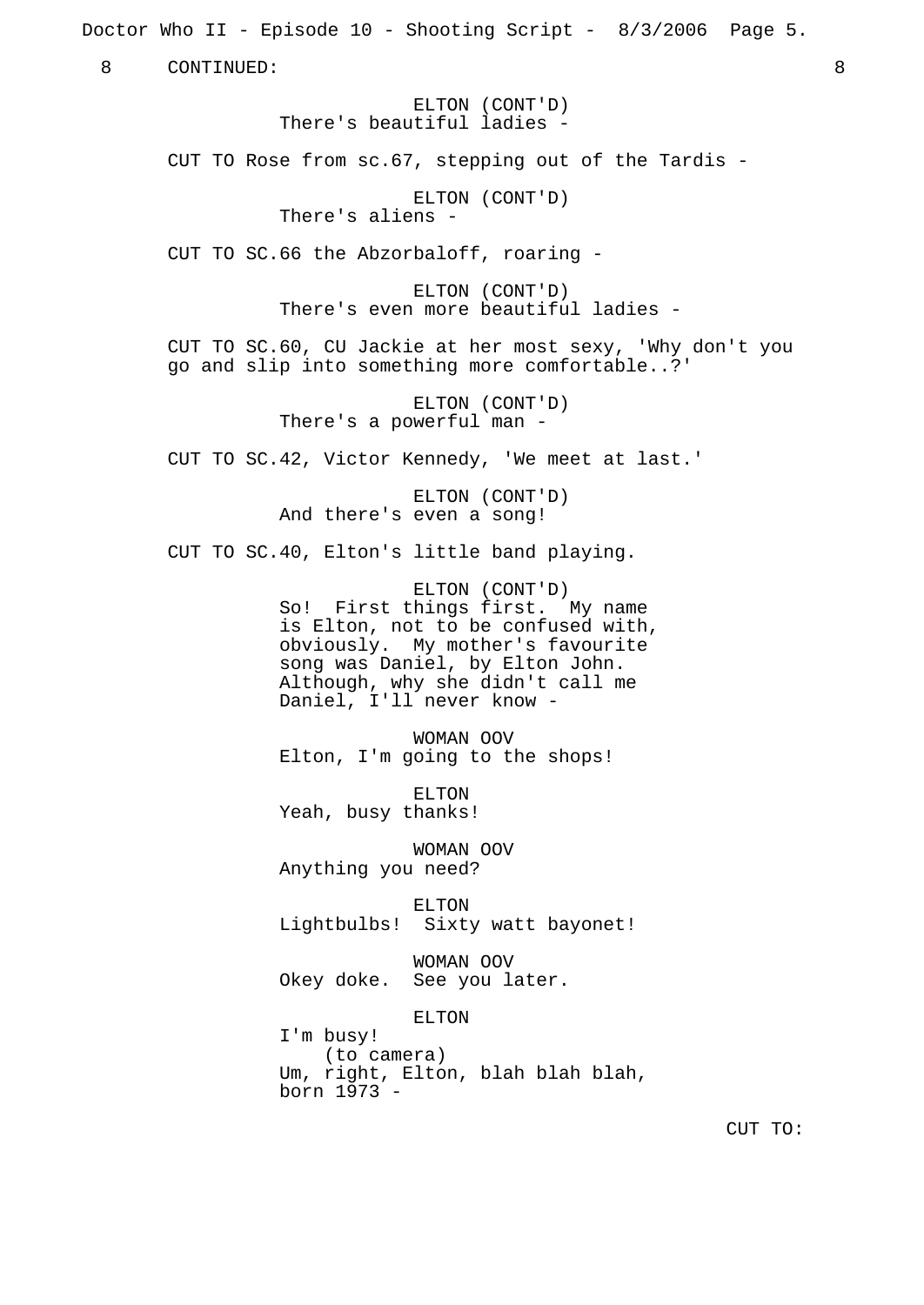8 CONTINUED: 8

ELTON (CONT'D)
There's beautiful ladies -

CUT TO Rose from sc.67, stepping out of the Tardis -

ELTON (CONT'D)
There's aliens -

CUT TO SC.66 the Abzorbaloff, roaring -

ELTON (CONT'D)
There's even more beautiful ladies -

CUT TO SC.60, CU Jackie at her most sexy, 'Why don't you go and slip into something more comfortable..?'

ELTON (CONT'D)
There's a powerful man -

CUT TO SC.42, Victor Kennedy, 'We meet at last.'

ELTON (CONT'D)
And there's even a song!

CUT TO SC.40, Elton's little band playing.

ELTON (CONT'D)
So! First things first. My name is Elton, not to be confused with, obviously. My mother's favourite song was Daniel, by Elton John. Although, why she didn't call me Daniel, I'll never know -

WOMAN OOV
Elton, I'm going to the shops!

ELTON
Yeah, busy thanks!

WOMAN OOV
Anything you need?

ELTON
Lightbulbs! Sixty watt bayonet!

WOMAN OOV
Okey doke. See you later.

ELTON
I'm busy!
(to camera)
Um, right, Elton, blah blah blah, born 1973 -

CUT TO: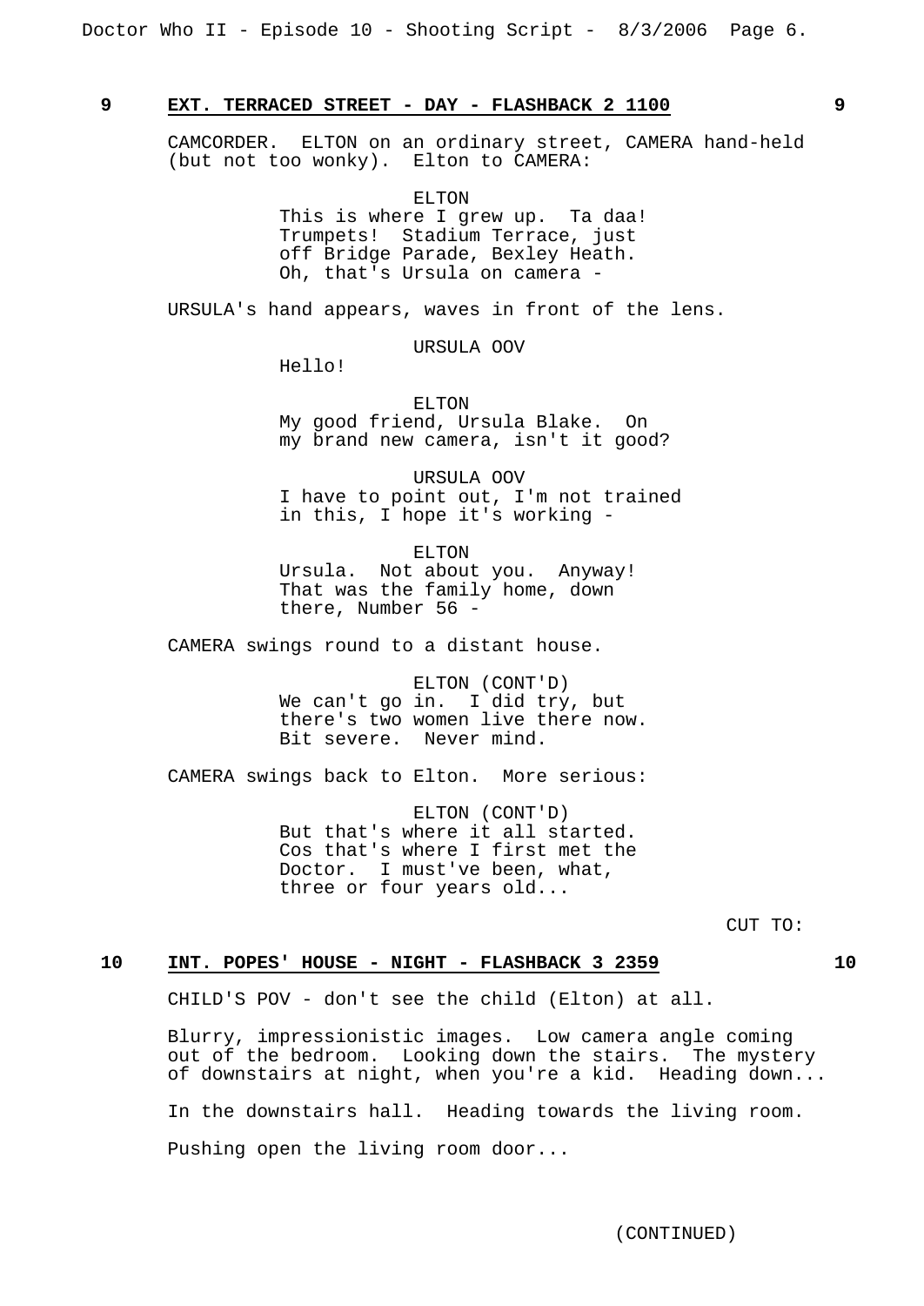## 9 EXT. TERRACED STREET - DAY - FLASHBACK 2 1100 9

CAMCORDER. ELTON on an ordinary street, CAMERA hand-held (but not too wonky). Elton to CAMERA:

ELTON
This is where I grew up. Ta daa! Trumpets! Stadium Terrace, just off Bridge Parade, Bexley Heath. Oh, that's Ursula on camera -

URSULA's hand appears, waves in front of the lens.

URSULA OOV
Hello!

ELTON
My good friend, Ursula Blake. On my brand new camera, isn't it good?

URSULA OOV
I have to point out, I'm not trained in this, I hope it's working -

ELTON
Ursula. Not about you. Anyway! That was the family home, down there, Number 56 -

CAMERA swings round to a distant house.

ELTON (CONT'D)
We can't go in. I did try, but there's two women live there now. Bit severe. Never mind.

CAMERA swings back to Elton. More serious:

ELTON (CONT'D)
But that's where it all started. Cos that's where I first met the Doctor. I must've been, what, three or four years old...

CUT TO:

## 10 INT. POPES' HOUSE - NIGHT - FLASHBACK 3 2359 10

CHILD'S POV - don't see the child (Elton) at all.

Blurry, impressionistic images. Low camera angle coming out of the bedroom. Looking down the stairs. The mystery of downstairs at night, when you're a kid. Heading down...

In the downstairs hall. Heading towards the living room.

Pushing open the living room door...

(CONTINUED)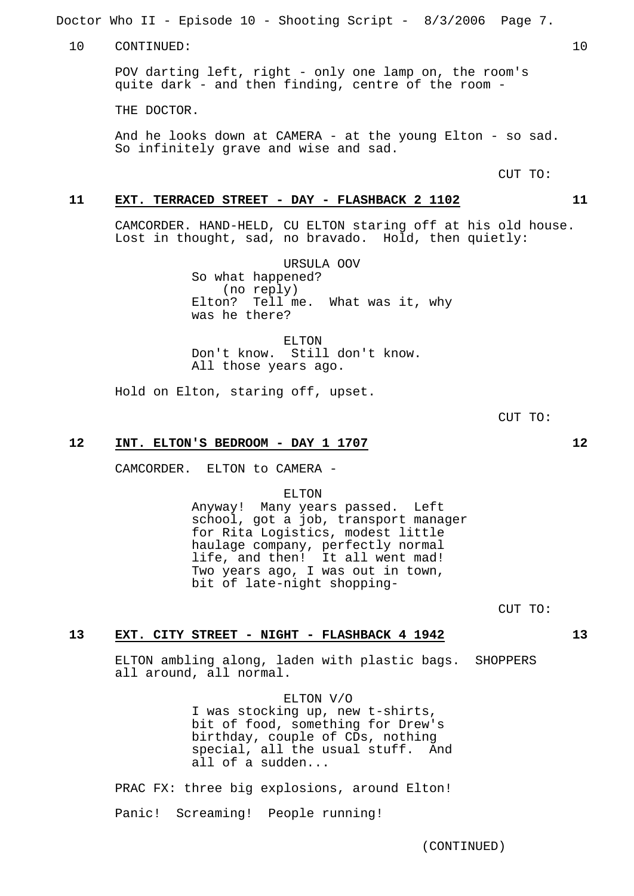10 CONTINUED: 10

POV darting left, right - only one lamp on, the room's quite dark - and then finding, centre of the room -

THE DOCTOR.

And he looks down at CAMERA - at the young Elton - so sad. So infinitely grave and wise and sad.

CUT TO:

**11 EXT. TERRACED STREET - DAY - FLASHBACK 2 1102 11**

CAMCORDER. HAND-HELD, CU ELTON staring off at his old house. Lost in thought, sad, no bravado. Hold, then quietly:

URSULA OOV
So what happened?
(no reply)
Elton? Tell me. What was it, why was he there?

ELTON
Don't know. Still don't know. All those years ago.

Hold on Elton, staring off, upset.

CUT TO:

**12 INT. ELTON'S BEDROOM - DAY 1 1707 12**

CAMCORDER. ELTON to CAMERA -

ELTON
Anyway! Many years passed. Left school, got a job, transport manager for Rita Logistics, modest little haulage company, perfectly normal life, and then! It all went mad! Two years ago, I was out in town, bit of late-night shopping-

CUT TO:

**13 EXT. CITY STREET - NIGHT - FLASHBACK 4 1942 13**

ELTON ambling along, laden with plastic bags. SHOPPERS all around, all normal.

ELTON V/O
I was stocking up, new t-shirts, bit of food, something for Drew's birthday, couple of CDs, nothing special, all the usual stuff. And all of a sudden...

PRAC FX: three big explosions, around Elton!

Panic! Screaming! People running!

(CONTINUED)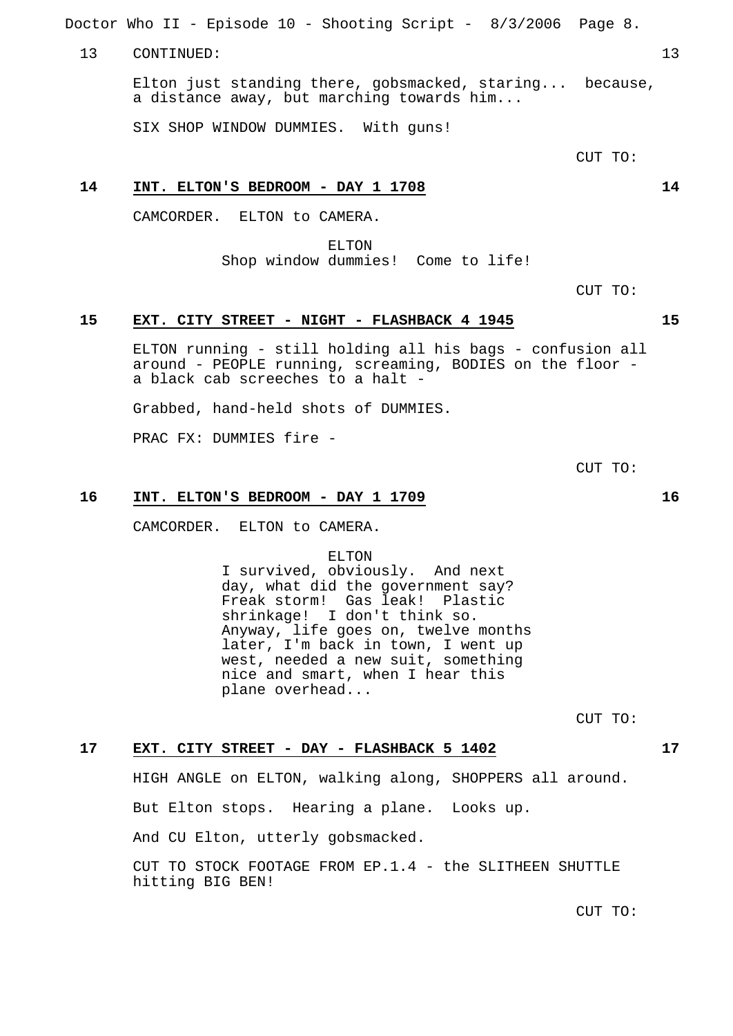13 CONTINUED: 13

Elton just standing there, gobsmacked, staring... because, a distance away, but marching towards him...

SIX SHOP WINDOW DUMMIES. With guns!

CUT TO:

**14 INT. ELTON'S BEDROOM - DAY 1 1708 14**

CAMCORDER. ELTON to CAMERA.

ELTON
Shop window dummies! Come to life!

CUT TO:

**15 EXT. CITY STREET - NIGHT - FLASHBACK 4 1945 15**

ELTON running - still holding all his bags - confusion all around - PEOPLE running, screaming, BODIES on the floor - a black cab screeches to a halt -

Grabbed, hand-held shots of DUMMIES.

PRAC FX: DUMMIES fire -

CUT TO:

**16 INT. ELTON'S BEDROOM - DAY 1 1709 16**

CAMCORDER. ELTON to CAMERA.

ELTON
I survived, obviously. And next day, what did the government say? Freak storm! Gas leak! Plastic shrinkage! I don't think so. Anyway, life goes on, twelve months later, I'm back in town, I went up west, needed a new suit, something nice and smart, when I hear this plane overhead...

CUT TO:

**17 EXT. CITY STREET - DAY - FLASHBACK 5 1402 17**

HIGH ANGLE on ELTON, walking along, SHOPPERS all around.

But Elton stops. Hearing a plane. Looks up.

And CU Elton, utterly gobsmacked.

CUT TO STOCK FOOTAGE FROM EP.1.4 - the SLITHEEN SHUTTLE hitting BIG BEN!

CUT TO: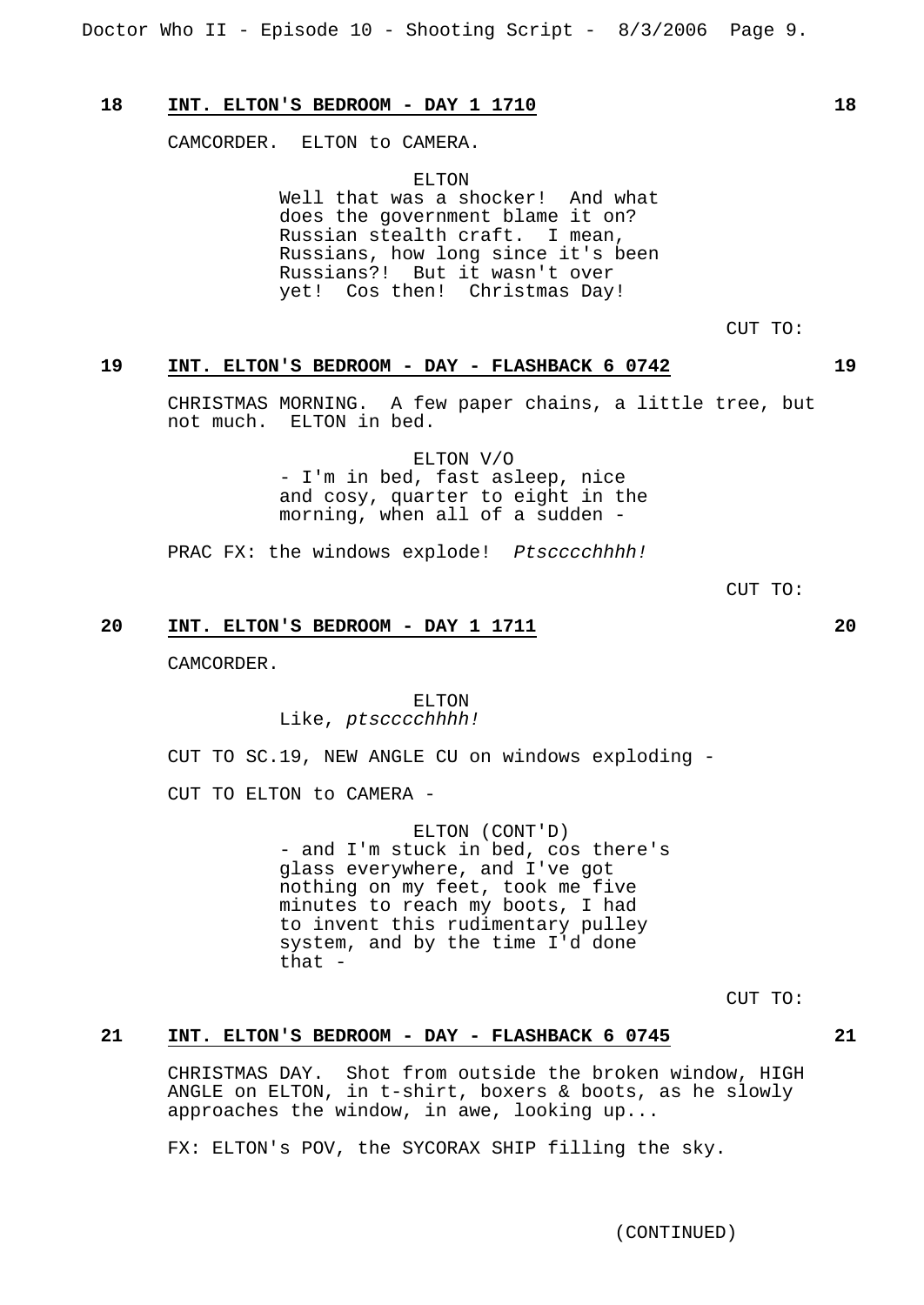**18 INT. ELTON'S BEDROOM - DAY 1 1710 18**

CAMCORDER. ELTON to CAMERA.

ELTON
Well that was a shocker! And what does the government blame it on? Russian stealth craft. I mean, Russians, how long since it's been Russians?! But it wasn't over yet! Cos then! Christmas Day!

CUT TO:

**19 INT. ELTON'S BEDROOM - DAY - FLASHBACK 6 0742 19**

CHRISTMAS MORNING. A few paper chains, a little tree, but not much. ELTON in bed.

ELTON V/O
- I'm in bed, fast asleep, nice and cosy, quarter to eight in the morning, when all of a sudden -

PRAC FX: the windows explode! *Ptscccchhhh!*

CUT TO:

**20 INT. ELTON'S BEDROOM - DAY 1 1711 20**

CAMCORDER.

ELTON
Like, *ptscccchhhh!*

CUT TO SC.19, NEW ANGLE CU on windows exploding -

CUT TO ELTON to CAMERA -

ELTON (CONT'D)
- and I'm stuck in bed, cos there's glass everywhere, and I've got nothing on my feet, took me five minutes to reach my boots, I had to invent this rudimentary pulley system, and by the time I'd done that -

CUT TO:

**21 INT. ELTON'S BEDROOM - DAY - FLASHBACK 6 0745 21**

CHRISTMAS DAY. Shot from outside the broken window, HIGH ANGLE on ELTON, in t-shirt, boxers & boots, as he slowly approaches the window, in awe, looking up...

FX: ELTON's POV, the SYCORAX SHIP filling the sky.

(CONTINUED)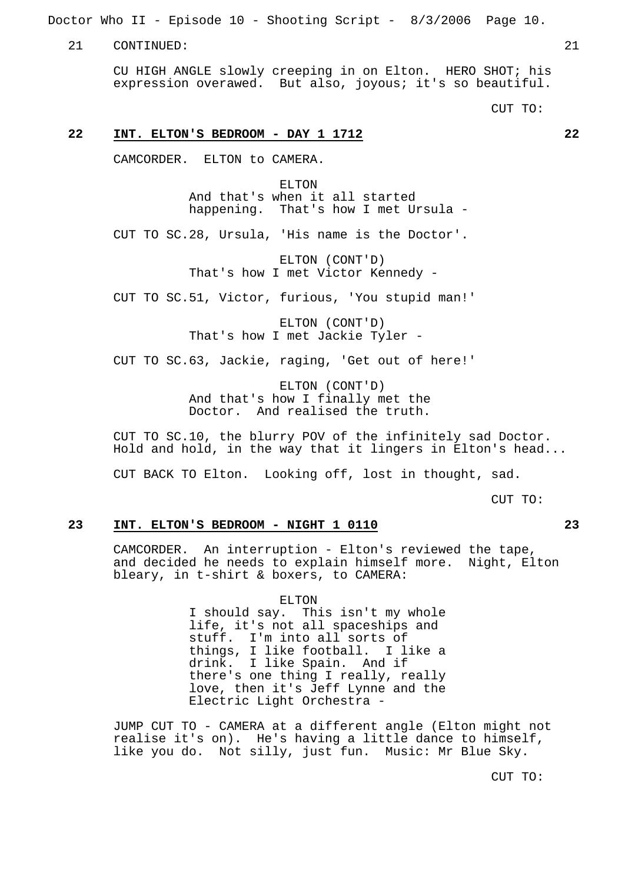21 CONTINUED: 21

CU HIGH ANGLE slowly creeping in on Elton. HERO SHOT; his expression overawed. But also, joyous; it's so beautiful.

CUT TO:

**22 INT. ELTON'S BEDROOM - DAY 1 1712 22**

CAMCORDER. ELTON to CAMERA.

ELTON
And that's when it all started happening. That's how I met Ursula -

CUT TO SC.28, Ursula, 'His name is the Doctor'.

ELTON (CONT'D)
That's how I met Victor Kennedy -

CUT TO SC.51, Victor, furious, 'You stupid man!'

ELTON (CONT'D)
That's how I met Jackie Tyler -

CUT TO SC.63, Jackie, raging, 'Get out of here!'

ELTON (CONT'D)
And that's how I finally met the Doctor. And realised the truth.

CUT TO SC.10, the blurry POV of the infinitely sad Doctor. Hold and hold, in the way that it lingers in Elton's head...

CUT BACK TO Elton. Looking off, lost in thought, sad.

CUT TO:

**23 INT. ELTON'S BEDROOM - NIGHT 1 0110 23**

CAMCORDER. An interruption - Elton's reviewed the tape, and decided he needs to explain himself more. Night, Elton bleary, in t-shirt & boxers, to CAMERA:

ELTON
I should say. This isn't my whole life, it's not all spaceships and stuff. I'm into all sorts of things, I like football. I like a drink. I like Spain. And if there's one thing I really, really love, then it's Jeff Lynne and the Electric Light Orchestra -

JUMP CUT TO - CAMERA at a different angle (Elton might not realise it's on). He's having a little dance to himself, like you do. Not silly, just fun. Music: Mr Blue Sky.

CUT TO: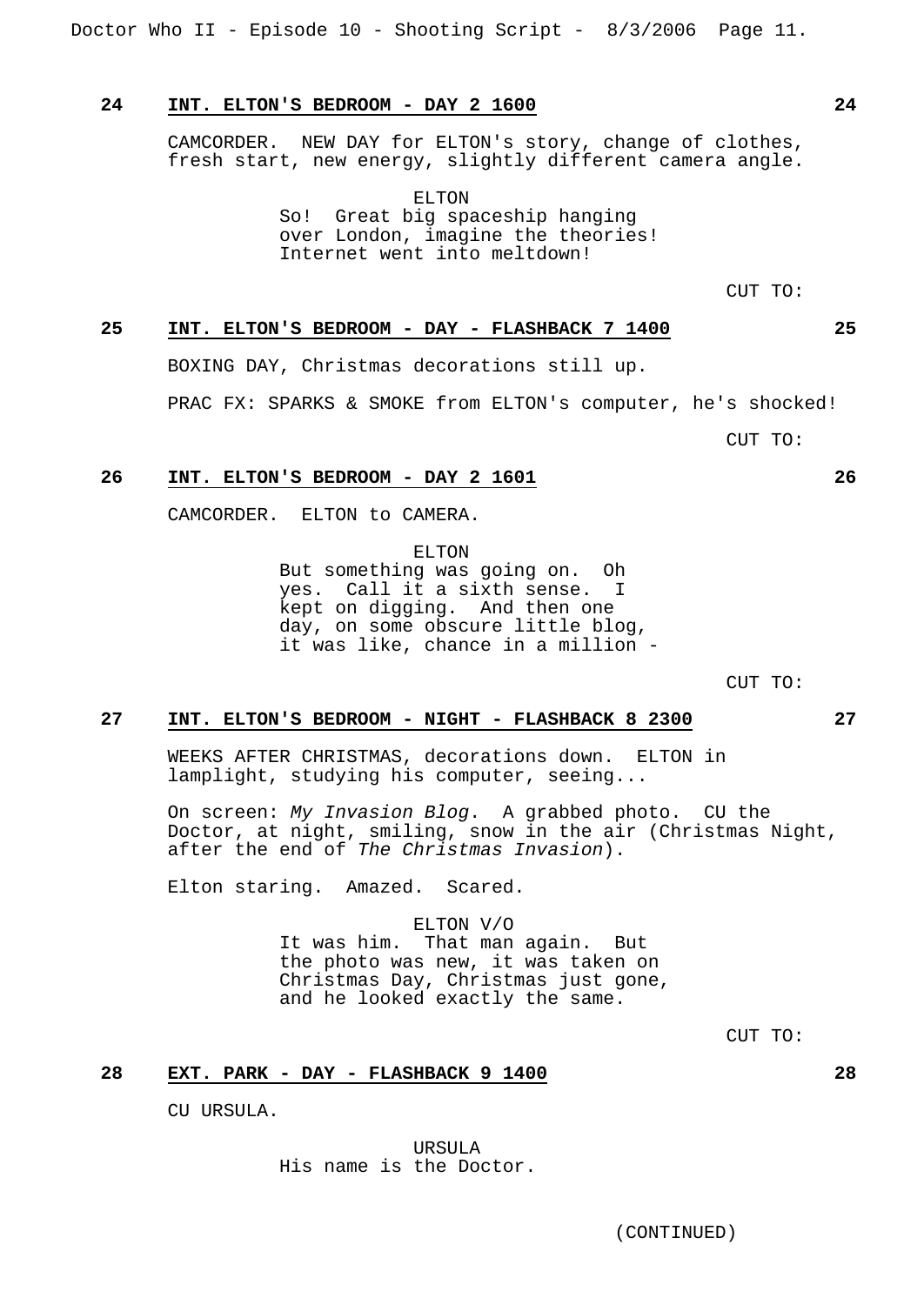**24 INT. ELTON'S BEDROOM - DAY 2 1600 24**

CAMCORDER. NEW DAY for ELTON's story, change of clothes, fresh start, new energy, slightly different camera angle.

ELTON
So! Great big spaceship hanging over London, imagine the theories! Internet went into meltdown!

CUT TO:

**25 INT. ELTON'S BEDROOM - DAY - FLASHBACK 7 1400 25**

BOXING DAY, Christmas decorations still up.

PRAC FX: SPARKS & SMOKE from ELTON's computer, he's shocked!

CUT TO:

**26 INT. ELTON'S BEDROOM - DAY 2 1601 26**

CAMCORDER. ELTON to CAMERA.

ELTON
But something was going on. Oh yes. Call it a sixth sense. I kept on digging. And then one day, on some obscure little blog, it was like, chance in a million -

CUT TO:

**27 INT. ELTON'S BEDROOM - NIGHT - FLASHBACK 8 2300 27**

WEEKS AFTER CHRISTMAS, decorations down. ELTON in lamplight, studying his computer, seeing...

On screen: *My Invasion Blog*. A grabbed photo. CU the Doctor, at night, smiling, snow in the air (Christmas Night, after the end of *The Christmas Invasion*).

Elton staring. Amazed. Scared.

ELTON V/O
It was him. That man again. But the photo was new, it was taken on Christmas Day, Christmas just gone, and he looked exactly the same.

CUT TO:

**28 EXT. PARK - DAY - FLASHBACK 9 1400 28**

CU URSULA.

URSULA
His name is the Doctor.

(CONTINUED)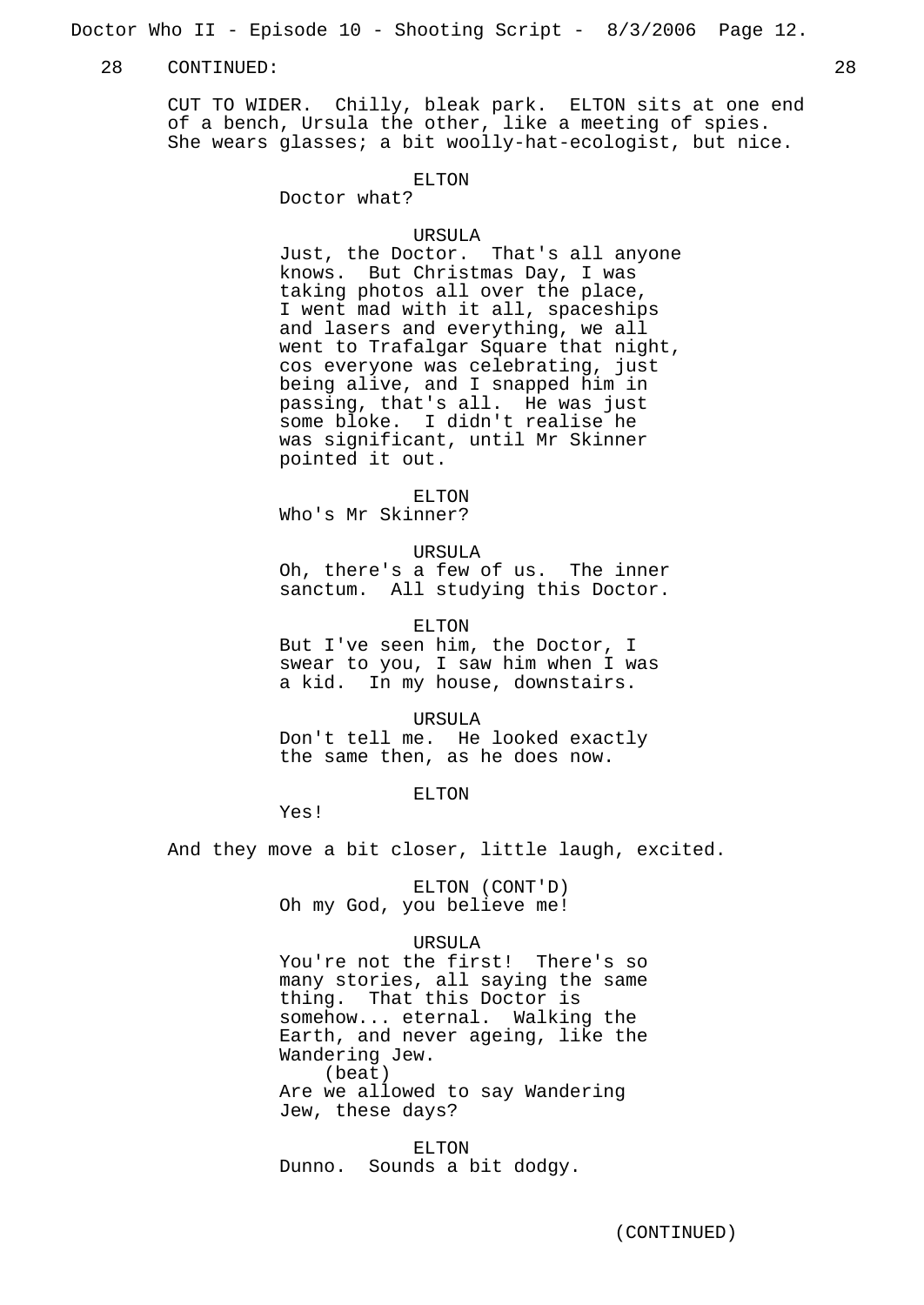28 CONTINUED: 28

CUT TO WIDER. Chilly, bleak park. ELTON sits at one end of a bench, Ursula the other, like a meeting of spies. She wears glasses; a bit woolly-hat-ecologist, but nice.

ELTON
Doctor what?

URSULA
Just, the Doctor. That's all anyone knows. But Christmas Day, I was taking photos all over the place, I went mad with it all, spaceships and lasers and everything, we all went to Trafalgar Square that night, cos everyone was celebrating, just being alive, and I snapped him in passing, that's all. He was just some bloke. I didn't realise he was significant, until Mr Skinner pointed it out.

ELTON
Who's Mr Skinner?

URSULA
Oh, there's a few of us. The inner sanctum. All studying this Doctor.

ELTON
But I've seen him, the Doctor, I swear to you, I saw him when I was a kid. In my house, downstairs.

URSULA
Don't tell me. He looked exactly the same then, as he does now.

ELTON
Yes!

And they move a bit closer, little laugh, excited.

ELTON (CONT'D)
Oh my God, you believe me!

URSULA
You're not the first! There's so many stories, all saying the same thing. That this Doctor is somehow... eternal. Walking the Earth, and never ageing, like the Wandering Jew.
(beat)
Are we allowed to say Wandering Jew, these days?

ELTON
Dunno. Sounds a bit dodgy.

(CONTINUED)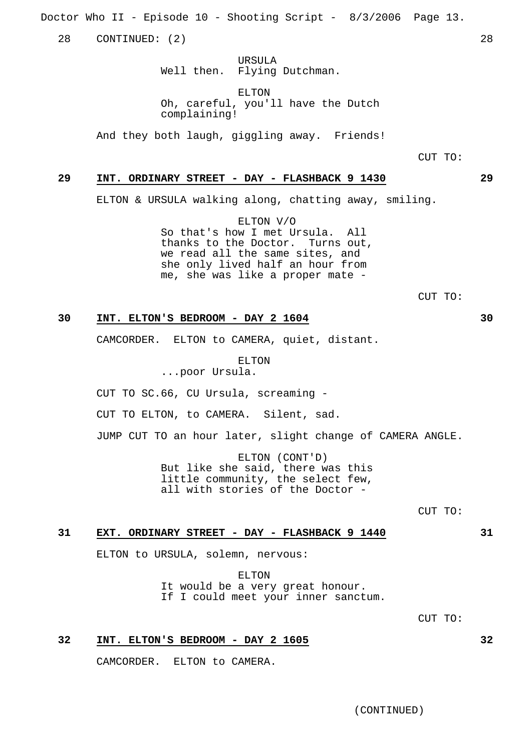28 CONTINUED: (2) 28

URSULA
Well then. Flying Dutchman.

ELTON
Oh, careful, you'll have the Dutch complaining!

And they both laugh, giggling away. Friends!

CUT TO:

**29 INT. ORDINARY STREET - DAY - FLASHBACK 9 1430 29**

ELTON & URSULA walking along, chatting away, smiling.

ELTON V/O
So that's how I met Ursula. All thanks to the Doctor. Turns out, we read all the same sites, and she only lived half an hour from me, she was like a proper mate -

CUT TO:

**30 INT. ELTON'S BEDROOM - DAY 2 1604 30**

CAMCORDER. ELTON to CAMERA, quiet, distant.

ELTON
...poor Ursula.

CUT TO SC.66, CU Ursula, screaming -

CUT TO ELTON, to CAMERA. Silent, sad.

JUMP CUT TO an hour later, slight change of CAMERA ANGLE.

ELTON (CONT'D)
But like she said, there was this little community, the select few, all with stories of the Doctor -

CUT TO:

**31 EXT. ORDINARY STREET - DAY - FLASHBACK 9 1440 31**

ELTON to URSULA, solemn, nervous:

ELTON
It would be a very great honour. If I could meet your inner sanctum.

CUT TO:

**32 INT. ELTON'S BEDROOM - DAY 2 1605 32**

CAMCORDER. ELTON to CAMERA.

(CONTINUED)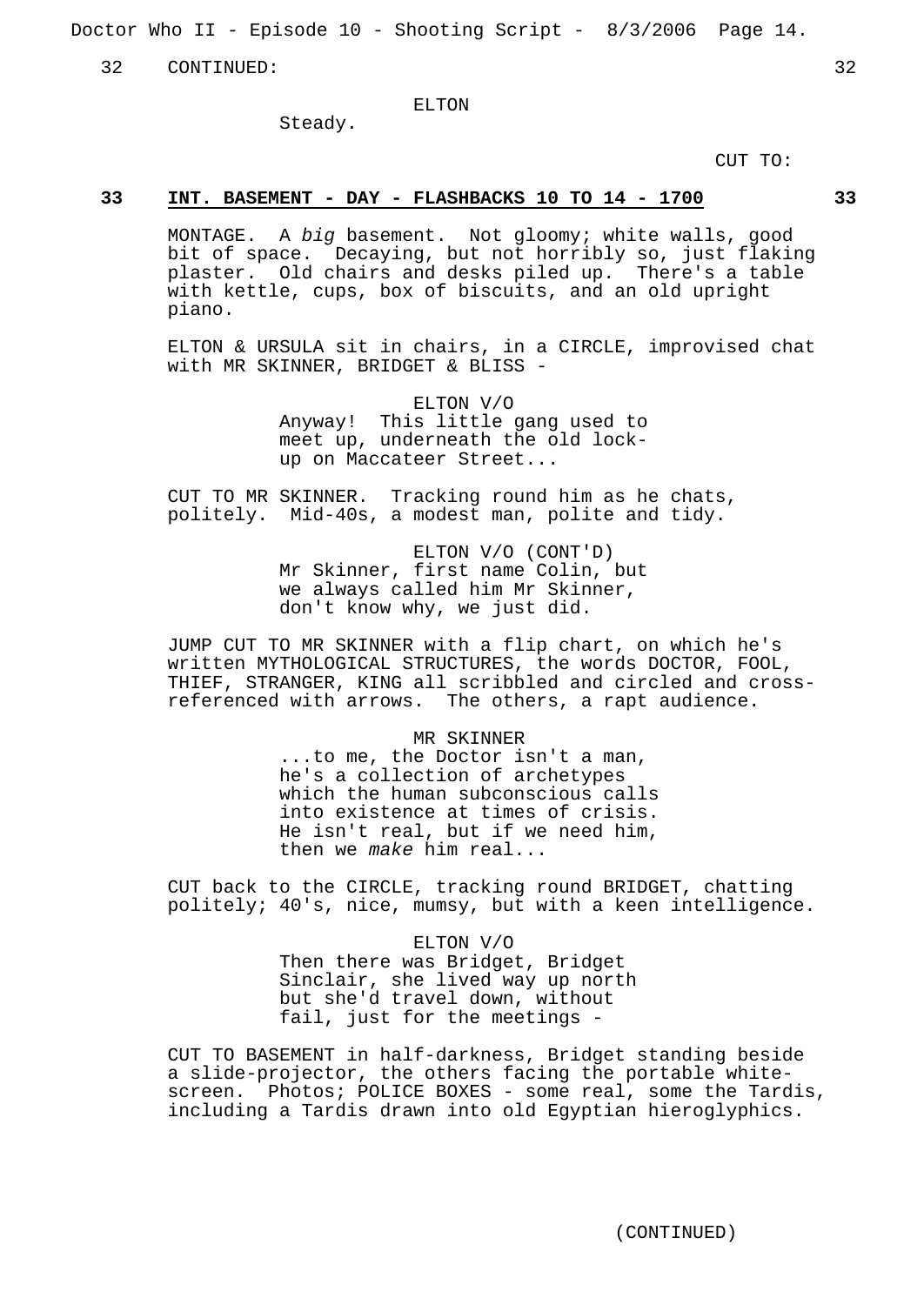32 CONTINUED: 32

ELTON

Steady.

CUT TO:

**33 INT. BASEMENT - DAY - FLASHBACKS 10 TO 14 - 1700 33**

MONTAGE. A *big* basement. Not gloomy; white walls, good bit of space. Decaying, but not horribly so, just flaking plaster. Old chairs and desks piled up. There's a table with kettle, cups, box of biscuits, and an old upright piano.

ELTON & URSULA sit in chairs, in a CIRCLE, improvised chat with MR SKINNER, BRIDGET & BLISS -

ELTON V/O

Anyway! This little gang used to meet up, underneath the old lock-up on Maccateer Street...

CUT TO MR SKINNER. Tracking round him as he chats, politely. Mid-40s, a modest man, polite and tidy.

ELTON V/O (CONT'D)

Mr Skinner, first name Colin, but we always called him Mr Skinner, don't know why, we just did.

JUMP CUT TO MR SKINNER with a flip chart, on which he's written MYTHOLOGICAL STRUCTURES, the words DOCTOR, FOOL, THIEF, STRANGER, KING all scribbled and circled and cross-referenced with arrows. The others, a rapt audience.

MR SKINNER

...to me, the Doctor isn't a man, he's a collection of archetypes which the human subconscious calls into existence at times of crisis. He isn't real, but if we need him, then we *make* him real...

CUT back to the CIRCLE, tracking round BRIDGET, chatting politely; 40's, nice, mumsy, but with a keen intelligence.

ELTON V/O

Then there was Bridget, Bridget Sinclair, she lived way up north but she'd travel down, without fail, just for the meetings -

CUT TO BASEMENT in half-darkness, Bridget standing beside a slide-projector, the others facing the portable white-screen. Photos; POLICE BOXES - some real, some the Tardis, including a Tardis drawn into old Egyptian hieroglyphics.

(CONTINUED)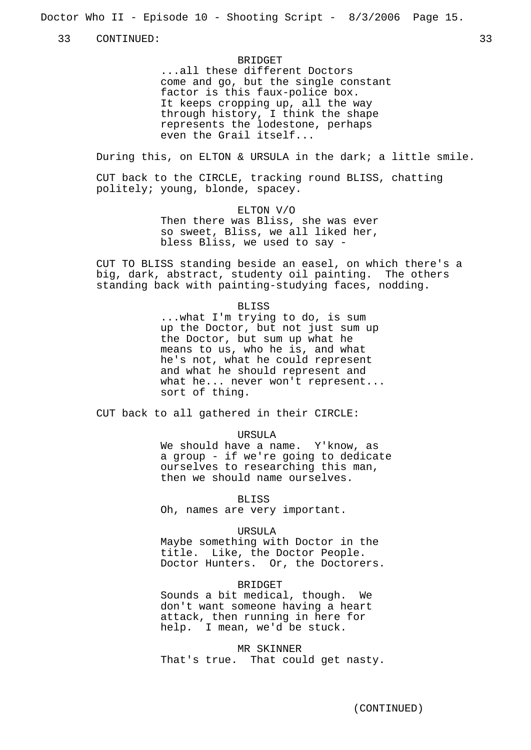33 CONTINUED: 33

BRIDGET
...all these different Doctors come and go, but the single constant factor is this faux-police box. It keeps cropping up, all the way through history, I think the shape represents the lodestone, perhaps even the Grail itself...

During this, on ELTON & URSULA in the dark; a little smile.

CUT back to the CIRCLE, tracking round BLISS, chatting politely; young, blonde, spacey.

ELTON V/O
Then there was Bliss, she was ever so sweet, Bliss, we all liked her, bless Bliss, we used to say -

CUT TO BLISS standing beside an easel, on which there's a big, dark, abstract, studenty oil painting. The others standing back with painting-studying faces, nodding.

BLISS
...what I'm trying to do, is sum up the Doctor, but not just sum up the Doctor, but sum up what he means to us, who he is, and what he's not, what he could represent and what he should represent and what he... never won't represent... sort of thing.

CUT back to all gathered in their CIRCLE:

URSULA
We should have a name. Y'know, as a group - if we're going to dedicate ourselves to researching this man, then we should name ourselves.

BLISS
Oh, names are very important.

URSULA
Maybe something with Doctor in the title. Like, the Doctor People. Doctor Hunters. Or, the Doctorers.

BRIDGET
Sounds a bit medical, though. We don't want someone having a heart attack, then running in here for help. I mean, we'd be stuck.

MR SKINNER
That's true. That could get nasty.

(CONTINUED)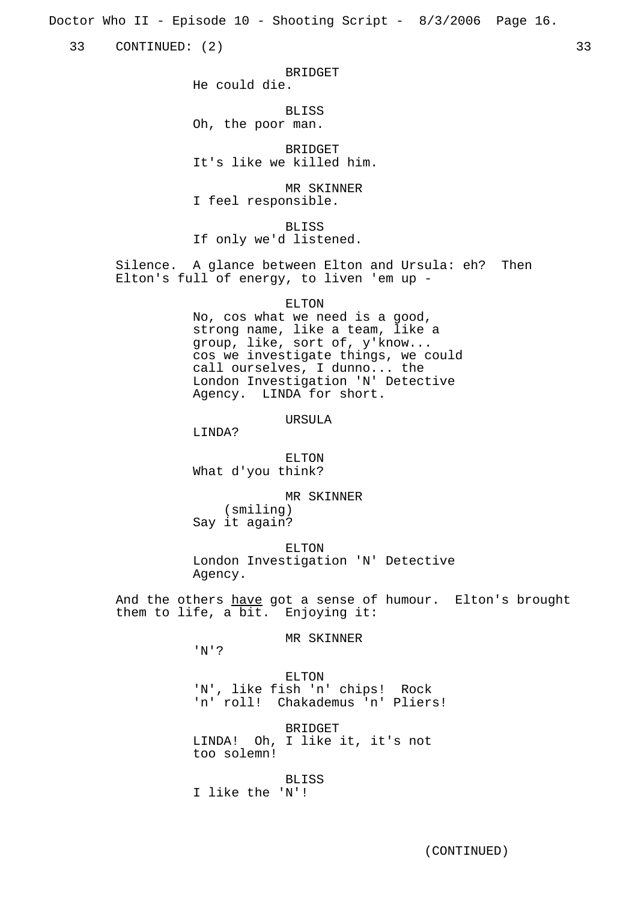33 CONTINUED: (2) 33

BRIDGET
He could die.

BLISS
Oh, the poor man.

BRIDGET
It's like we killed him.

MR SKINNER
I feel responsible.

BLISS
If only we'd listened.

Silence. A glance between Elton and Ursula: eh? Then Elton's full of energy, to liven 'em up -

ELTON
No, cos what we need is a good, strong name, like a team, like a group, like, sort of, y'know... cos we investigate things, we could call ourselves, I dunno... the London Investigation 'N' Detective Agency. LINDA for short.

URSULA
LINDA?

ELTON
What d'you think?

MR SKINNER
(smiling)
Say it again?

ELTON
London Investigation 'N' Detective Agency.

And the others have got a sense of humour. Elton's brought them to life, a bit. Enjoying it:

MR SKINNER
'N'?

ELTON
'N', like fish 'n' chips! Rock 'n' roll! Chakademus 'n' Pliers!

BRIDGET
LINDA! Oh, I like it, it's not too solemn!

BLISS
I like the 'N'!

(CONTINUED)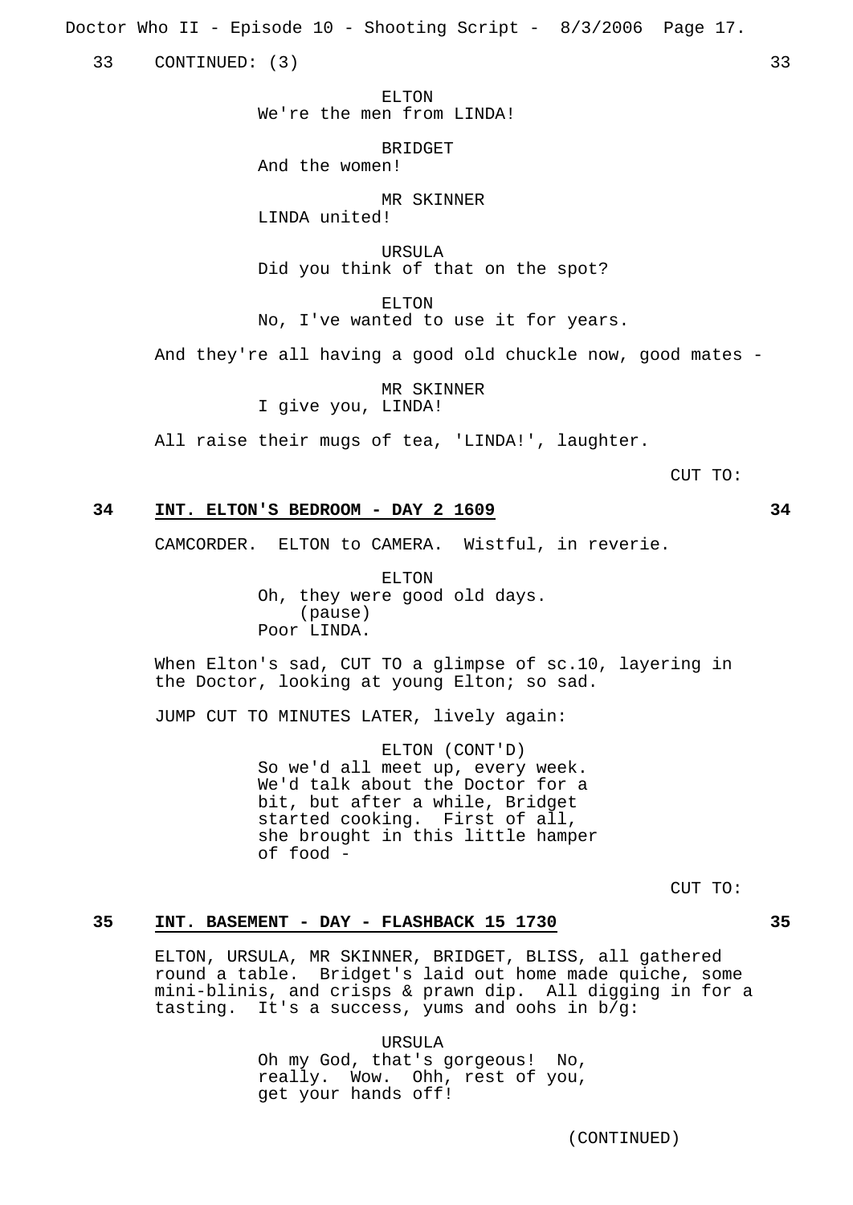33 CONTINUED: (3) 33

ELTON
We're the men from LINDA!

BRIDGET
And the women!

MR SKINNER
LINDA united!

URSULA
Did you think of that on the spot?

ELTON
No, I've wanted to use it for years.

And they're all having a good old chuckle now, good mates -

MR SKINNER
I give you, LINDA!

All raise their mugs of tea, 'LINDA!', laughter.

CUT TO:

**34 INT. ELTON'S BEDROOM - DAY 2 1609 34**

CAMCORDER. ELTON to CAMERA. Wistful, in reverie.

ELTON
Oh, they were good old days.
(pause)
Poor LINDA.

When Elton's sad, CUT TO a glimpse of sc.10, layering in the Doctor, looking at young Elton; so sad.

JUMP CUT TO MINUTES LATER, lively again:

ELTON (CONT'D)
So we'd all meet up, every week. We'd talk about the Doctor for a bit, but after a while, Bridget started cooking. First of all, she brought in this little hamper of food -

CUT TO:

**35 INT. BASEMENT - DAY - FLASHBACK 15 1730 35**

ELTON, URSULA, MR SKINNER, BRIDGET, BLISS, all gathered round a table. Bridget's laid out home made quiche, some mini-blinis, and crisps & prawn dip. All digging in for a tasting. It's a success, yums and oohs in b/g:

URSULA
Oh my God, that's gorgeous! No, really. Wow. Ohh, rest of you, get your hands off!

(CONTINUED)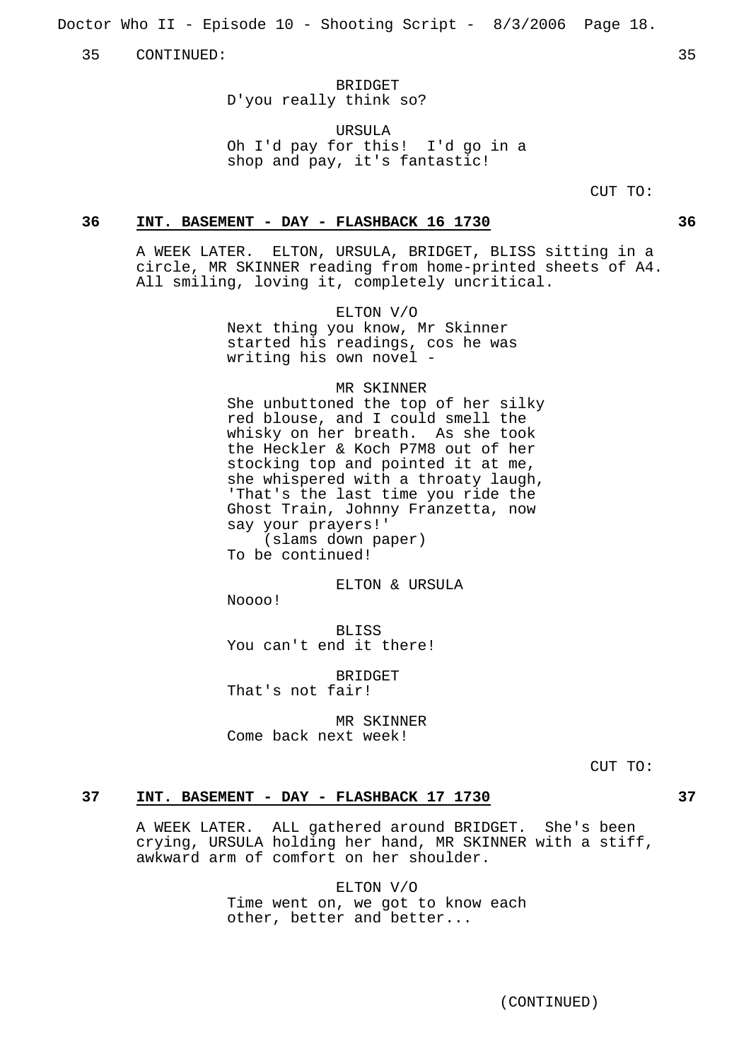35 CONTINUED: 35

BRIDGET
D'you really think so?

URSULA
Oh I'd pay for this! I'd go in a shop and pay, it's fantastic!

CUT TO:

**36 INT. BASEMENT - DAY - FLASHBACK 16 1730 36**

A WEEK LATER. ELTON, URSULA, BRIDGET, BLISS sitting in a circle, MR SKINNER reading from home-printed sheets of A4. All smiling, loving it, completely uncritical.

ELTON V/O
Next thing you know, Mr Skinner started his readings, cos he was writing his own novel -

MR SKINNER
She unbuttoned the top of her silky red blouse, and I could smell the whisky on her breath. As she took the Heckler & Koch P7M8 out of her stocking top and pointed it at me, she whispered with a throaty laugh, 'That's the last time you ride the Ghost Train, Johnny Franzetta, now say your prayers!'
(slams down paper)
To be continued!

ELTON & URSULA
Noooo!

BLISS
You can't end it there!

BRIDGET
That's not fair!

MR SKINNER
Come back next week!

CUT TO:

**37 INT. BASEMENT - DAY - FLASHBACK 17 1730 37**

A WEEK LATER. ALL gathered around BRIDGET. She's been crying, URSULA holding her hand, MR SKINNER with a stiff, awkward arm of comfort on her shoulder.

ELTON V/O
Time went on, we got to know each other, better and better...

(CONTINUED)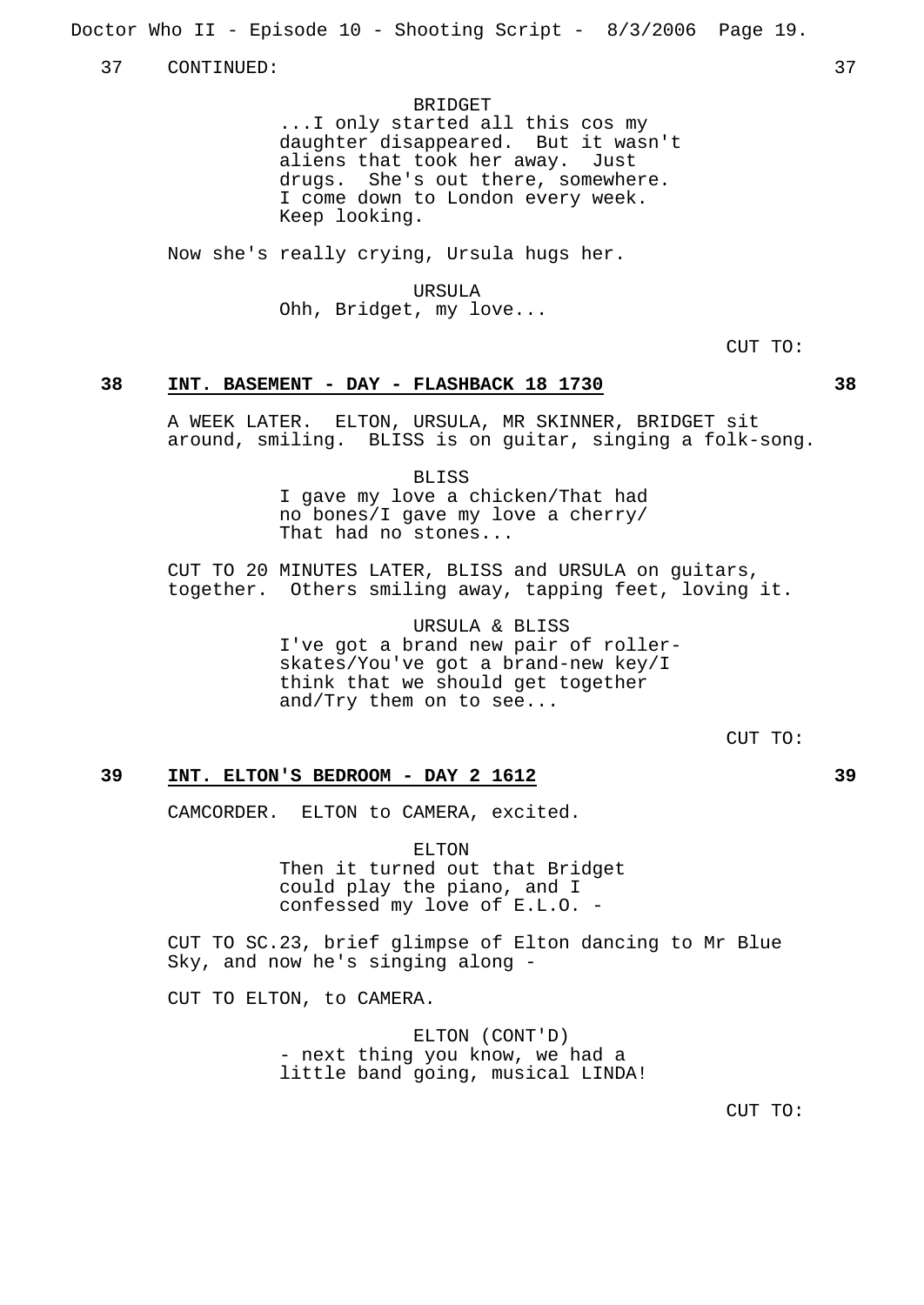37 CONTINUED: 37

BRIDGET
...I only started all this cos my daughter disappeared. But it wasn't aliens that took her away. Just drugs. She's out there, somewhere. I come down to London every week. Keep looking.

Now she's really crying, Ursula hugs her.

URSULA
Ohh, Bridget, my love...

CUT TO:

**38 INT. BASEMENT - DAY - FLASHBACK 18 1730 38**

A WEEK LATER. ELTON, URSULA, MR SKINNER, BRIDGET sit around, smiling. BLISS is on guitar, singing a folk-song.

BLISS
I gave my love a chicken/That had no bones/I gave my love a cherry/ That had no stones...

CUT TO 20 MINUTES LATER, BLISS and URSULA on guitars, together. Others smiling away, tapping feet, loving it.

URSULA & BLISS
I've got a brand new pair of roller-skates/You've got a brand-new key/I think that we should get together and/Try them on to see...

CUT TO:

**39 INT. ELTON'S BEDROOM - DAY 2 1612 39**

CAMCORDER. ELTON to CAMERA, excited.

ELTON
Then it turned out that Bridget could play the piano, and I confessed my love of E.L.O. -

CUT TO SC.23, brief glimpse of Elton dancing to Mr Blue Sky, and now he's singing along -

CUT TO ELTON, to CAMERA.

ELTON (CONT'D)
- next thing you know, we had a little band going, musical LINDA!

CUT TO: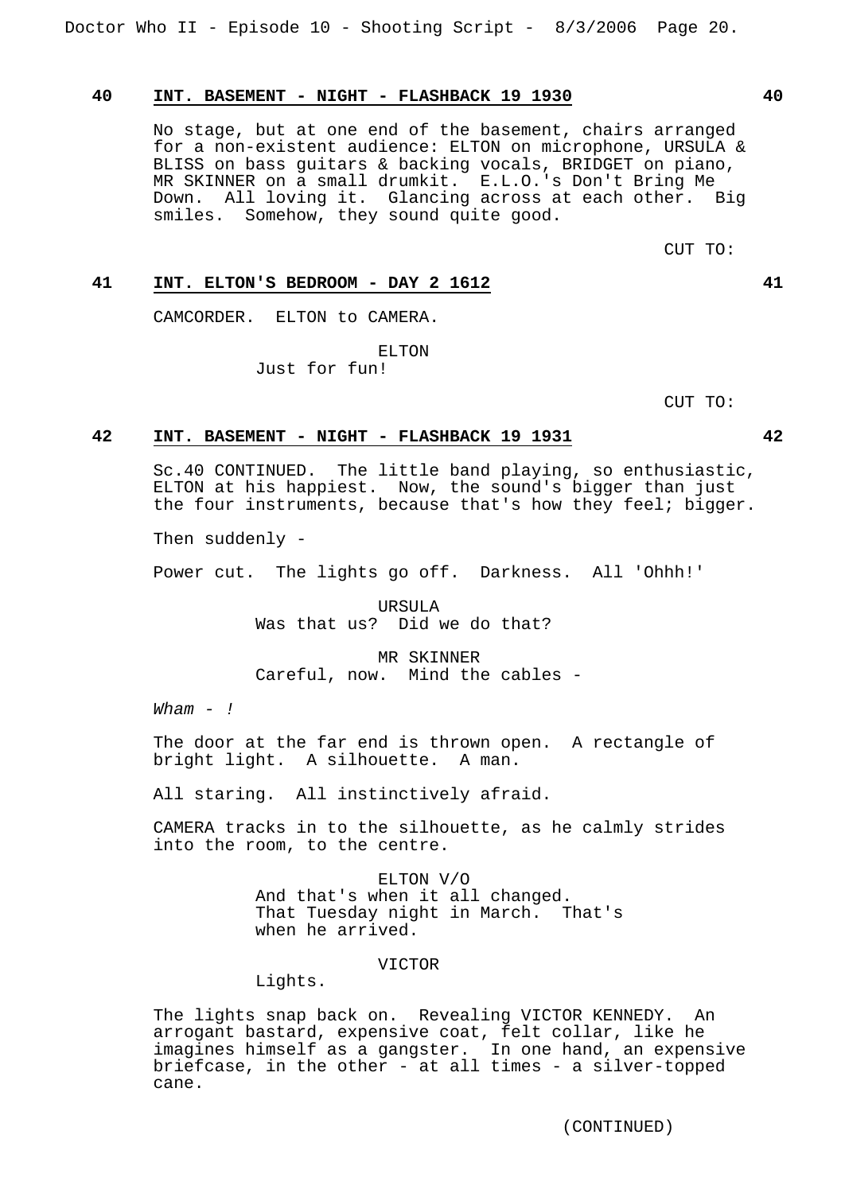**40 INT. BASEMENT - NIGHT - FLASHBACK 19 1930 40**

No stage, but at one end of the basement, chairs arranged for a non-existent audience: ELTON on microphone, URSULA & BLISS on bass guitars & backing vocals, BRIDGET on piano, MR SKINNER on a small drumkit. E.L.O.'s Don't Bring Me Down. All loving it. Glancing across at each other. Big smiles. Somehow, they sound quite good.

CUT TO:

**41 INT. ELTON'S BEDROOM - DAY 2 1612 41**

CAMCORDER. ELTON to CAMERA.

ELTON
Just for fun!

CUT TO:

**42 INT. BASEMENT - NIGHT - FLASHBACK 19 1931 42**

Sc.40 CONTINUED. The little band playing, so enthusiastic, ELTON at his happiest. Now, the sound's bigger than just the four instruments, because that's how they feel; bigger.

Then suddenly -

Power cut. The lights go off. Darkness. All 'Ohhh!'

URSULA
Was that us? Did we do that?

MR SKINNER
Careful, now. Mind the cables -

*Wham - !*

The door at the far end is thrown open. A rectangle of bright light. A silhouette. A man.

All staring. All instinctively afraid.

CAMERA tracks in to the silhouette, as he calmly strides into the room, to the centre.

ELTON V/O
And that's when it all changed.
That Tuesday night in March. That's
when he arrived.

VICTOR
Lights.

The lights snap back on. Revealing VICTOR KENNEDY. An arrogant bastard, expensive coat, felt collar, like he imagines himself as a gangster. In one hand, an expensive briefcase, in the other - at all times - a silver-topped cane.

(CONTINUED)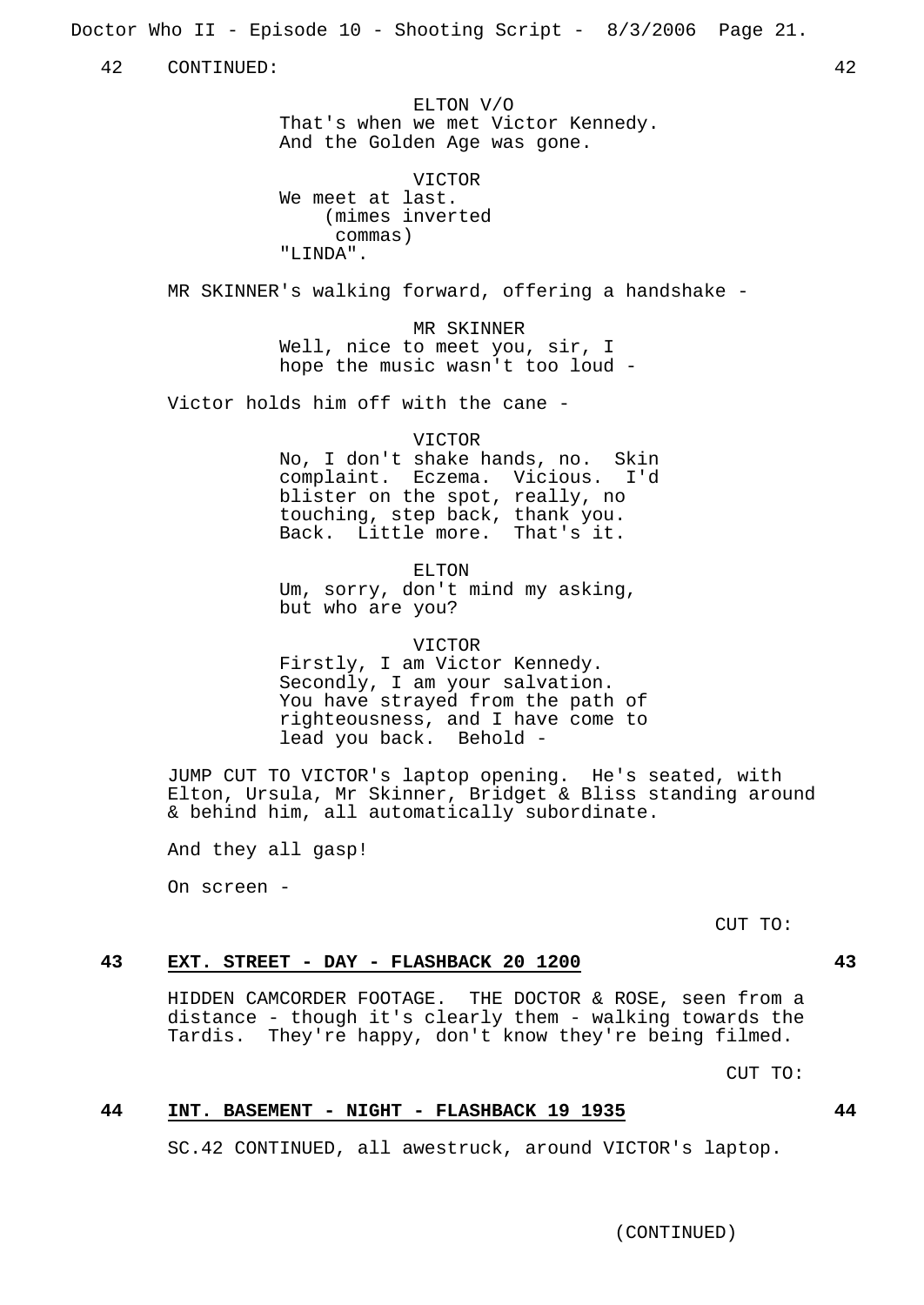42 CONTINUED: 42

ELTON V/O
That's when we met Victor Kennedy. And the Golden Age was gone.

VICTOR
We meet at last.
(mimes inverted commas)
"LINDA".

MR SKINNER's walking forward, offering a handshake -

MR SKINNER
Well, nice to meet you, sir, I hope the music wasn't too loud -

Victor holds him off with the cane -

VICTOR
No, I don't shake hands, no. Skin complaint. Eczema. Vicious. I'd blister on the spot, really, no touching, step back, thank you. Back. Little more. That's it.

ELTON
Um, sorry, don't mind my asking, but who are you?

VICTOR
Firstly, I am Victor Kennedy. Secondly, I am your salvation. You have strayed from the path of righteousness, and I have come to lead you back. Behold -

JUMP CUT TO VICTOR's laptop opening. He's seated, with Elton, Ursula, Mr Skinner, Bridget & Bliss standing around & behind him, all automatically subordinate.

And they all gasp!

On screen -

CUT TO:

**43 EXT. STREET - DAY - FLASHBACK 20 1200 43**

HIDDEN CAMCORDER FOOTAGE. THE DOCTOR & ROSE, seen from a distance - though it's clearly them - walking towards the Tardis. They're happy, don't know they're being filmed.

CUT TO:

**44 INT. BASEMENT - NIGHT - FLASHBACK 19 1935 44**

SC.42 CONTINUED, all awestruck, around VICTOR's laptop.

(CONTINUED)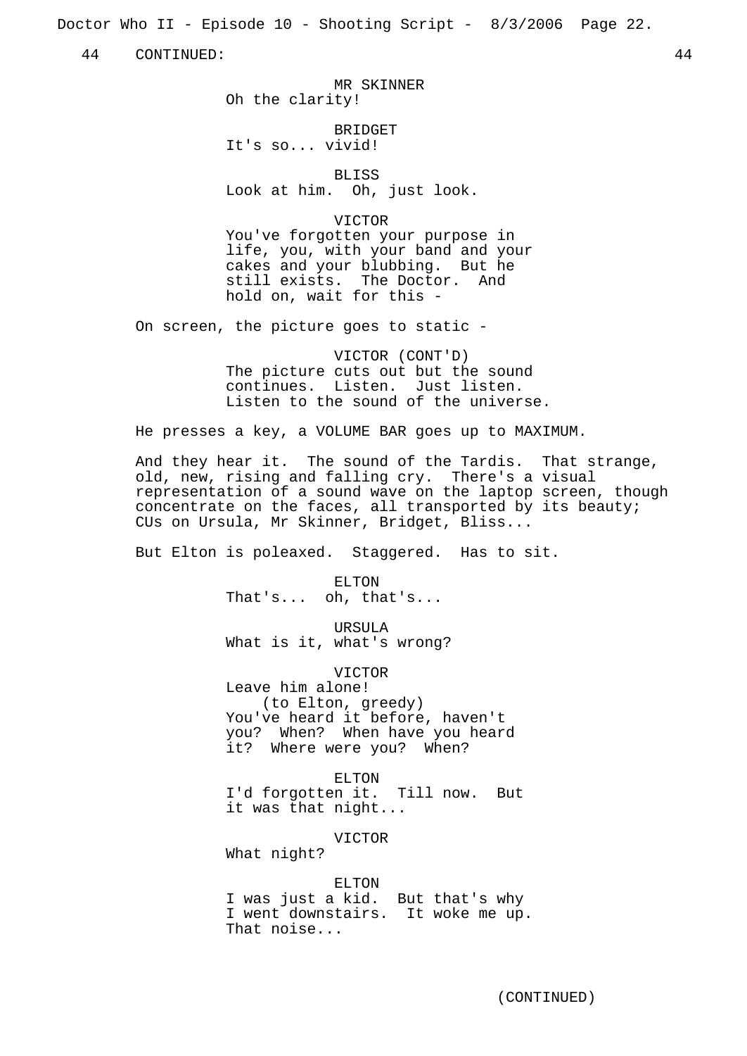44 CONTINUED: 44

MR SKINNER
Oh the clarity!

BRIDGET
It's so... vivid!

BLISS
Look at him. Oh, just look.

VICTOR
You've forgotten your purpose in life, you, with your band and your cakes and your blubbing. But he still exists. The Doctor. And hold on, wait for this -

On screen, the picture goes to static -

VICTOR (CONT'D)
The picture cuts out but the sound continues. Listen. Just listen. Listen to the sound of the universe.

He presses a key, a VOLUME BAR goes up to MAXIMUM.

And they hear it. The sound of the Tardis. That strange, old, new, rising and falling cry. There's a visual representation of a sound wave on the laptop screen, though concentrate on the faces, all transported by its beauty; CUs on Ursula, Mr Skinner, Bridget, Bliss...

But Elton is poleaxed. Staggered. Has to sit.

ELTON
That's... oh, that's...

URSULA
What is it, what's wrong?

VICTOR
Leave him alone!
(to Elton, greedy)
You've heard it before, haven't you? When? When have you heard it? Where were you? When?

ELTON
I'd forgotten it. Till now. But it was that night...

VICTOR
What night?

ELTON
I was just a kid. But that's why I went downstairs. It woke me up. That noise...

(CONTINUED)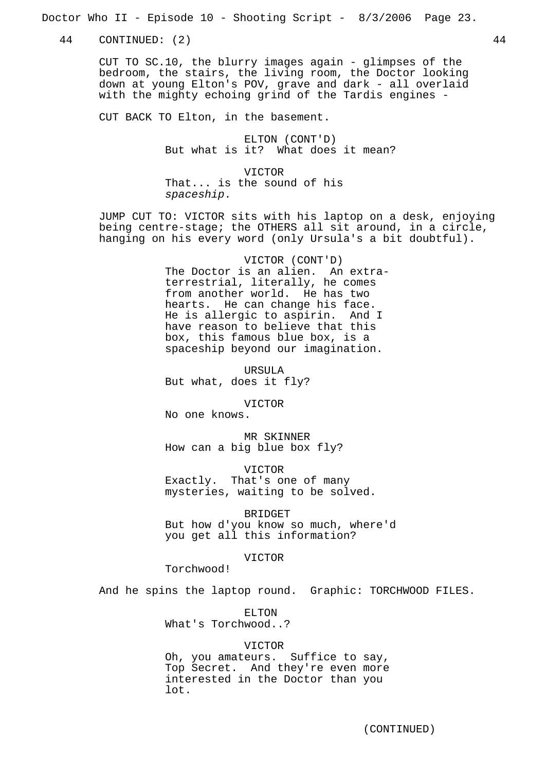44 CONTINUED: (2) 44

CUT TO SC.10, the blurry images again - glimpses of the bedroom, the stairs, the living room, the Doctor looking down at young Elton's POV, grave and dark - all overlaid with the mighty echoing grind of the Tardis engines -

CUT BACK TO Elton, in the basement.

ELTON (CONT'D)
But what is it? What does it mean?

VICTOR
That... is the sound of his *spaceship*.

JUMP CUT TO: VICTOR sits with his laptop on a desk, enjoying being centre-stage; the OTHERS all sit around, in a circle, hanging on his every word (only Ursula's a bit doubtful).

VICTOR (CONT'D)
The Doctor is an alien. An extra-terrestrial, literally, he comes from another world. He has two hearts. He can change his face. He is allergic to aspirin. And I have reason to believe that this box, this famous blue box, is a spaceship beyond our imagination.

URSULA
But what, does it fly?

VICTOR
No one knows.

MR SKINNER
How can a big blue box fly?

VICTOR
Exactly. That's one of many mysteries, waiting to be solved.

BRIDGET
But how d'you know so much, where'd you get all this information?

VICTOR
Torchwood!

And he spins the laptop round. Graphic: TORCHWOOD FILES.

ELTON
What's Torchwood..?

VICTOR
Oh, you amateurs. Suffice to say, Top Secret. And they're even more interested in the Doctor than you lot.

(CONTINUED)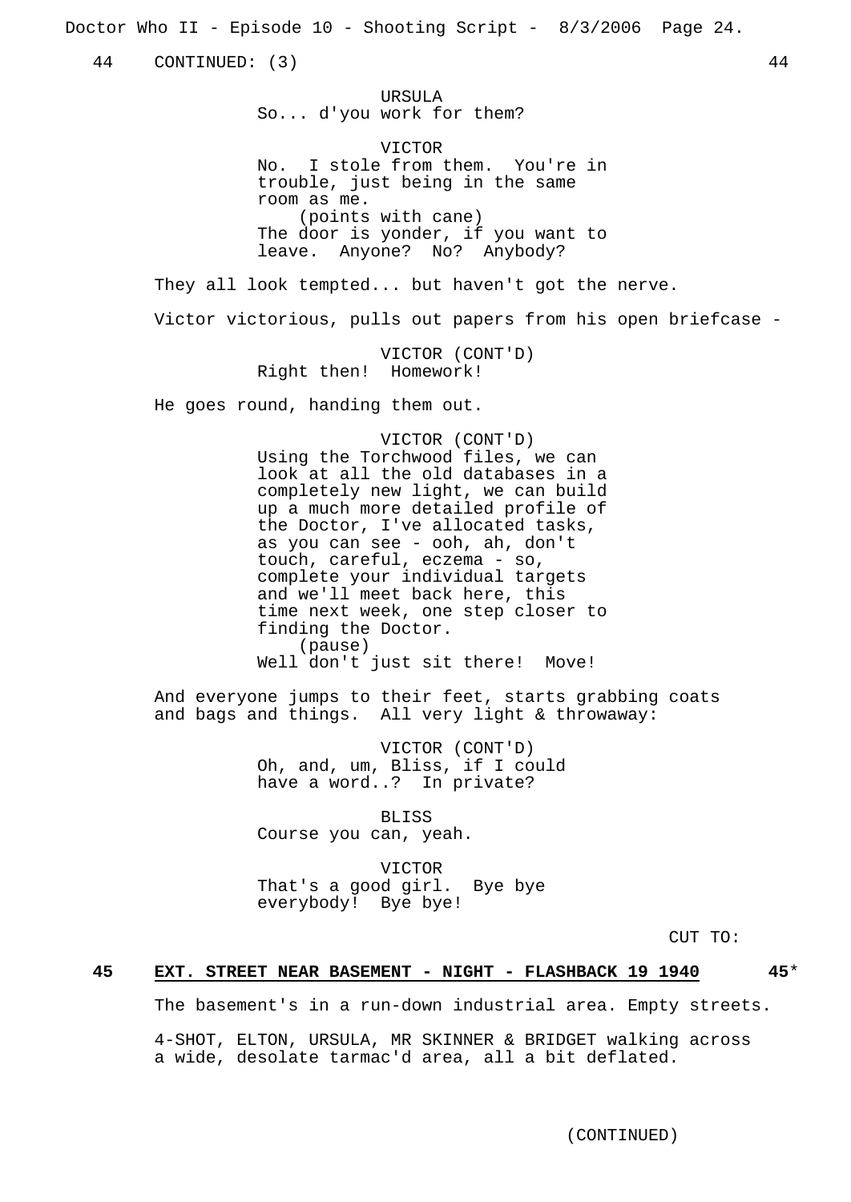44 CONTINUED: (3) 44

URSULA
So... d'you work for them?

VICTOR
No. I stole from them. You're in trouble, just being in the same room as me.
(points with cane)
The door is yonder, if you want to leave. Anyone? No? Anybody?

They all look tempted... but haven't got the nerve.

Victor victorious, pulls out papers from his open briefcase -

VICTOR (CONT'D)
Right then! Homework!

He goes round, handing them out.

VICTOR (CONT'D)
Using the Torchwood files, we can look at all the old databases in a completely new light, we can build up a much more detailed profile of the Doctor, I've allocated tasks, as you can see - ooh, ah, don't touch, careful, eczema - so, complete your individual targets and we'll meet back here, this time next week, one step closer to finding the Doctor.
(pause)
Well don't just sit there! Move!

And everyone jumps to their feet, starts grabbing coats and bags and things. All very light & throwaway:

VICTOR (CONT'D)
Oh, and, um, Bliss, if I could have a word..? In private?

BLISS
Course you can, yeah.

VICTOR
That's a good girl. Bye bye everybody! Bye bye!

CUT TO:

**45 EXT. STREET NEAR BASEMENT - NIGHT - FLASHBACK 19 1940 45***

The basement's in a run-down industrial area. Empty streets.

4-SHOT, ELTON, URSULA, MR SKINNER & BRIDGET walking across a wide, desolate tarmac'd area, all a bit deflated.

(CONTINUED)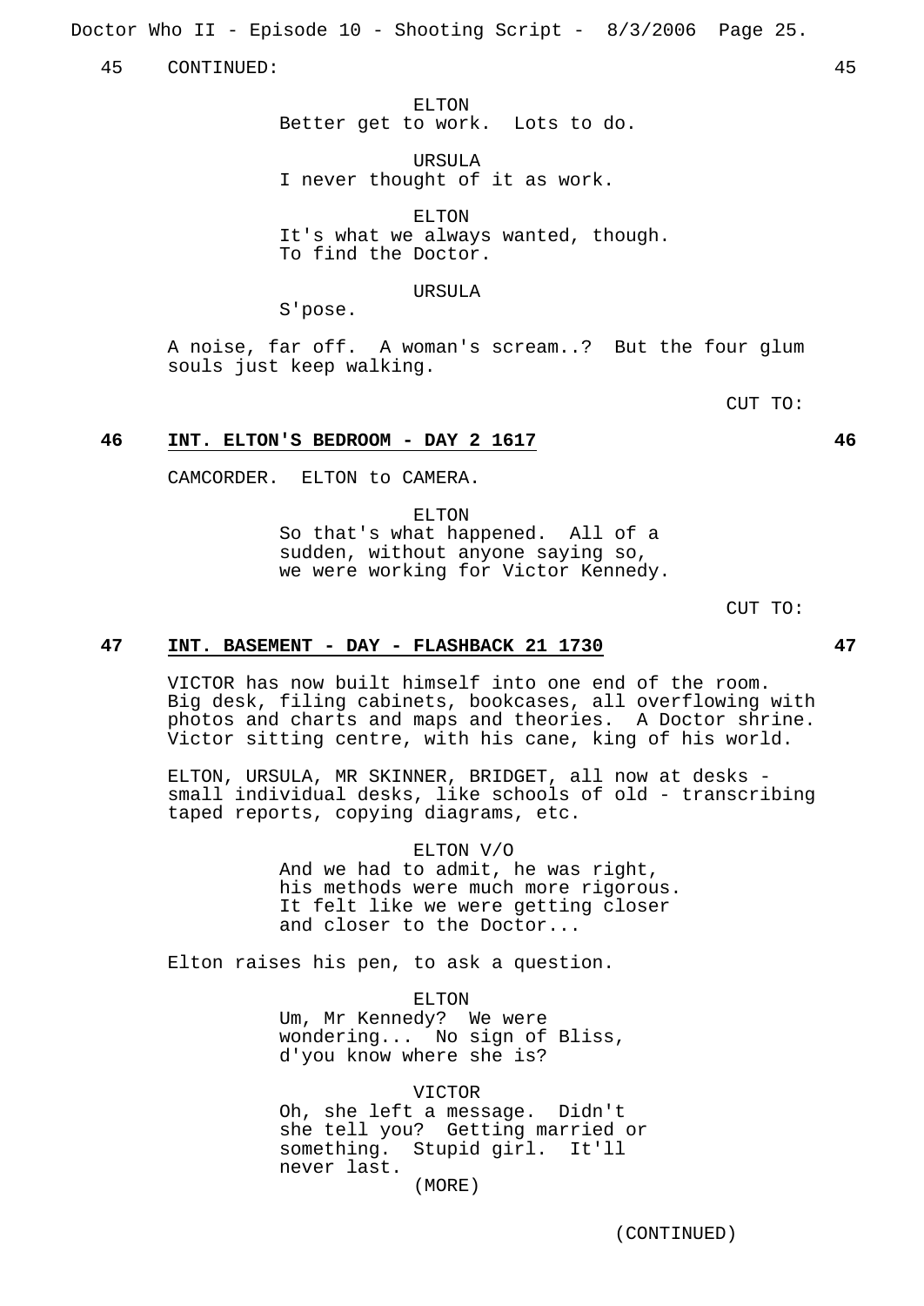45 CONTINUED: 45

ELTON
Better get to work. Lots to do.

URSULA
I never thought of it as work.

ELTON
It's what we always wanted, though. To find the Doctor.

URSULA
S'pose.

A noise, far off. A woman's scream..? But the four glum souls just keep walking.

CUT TO:

**46 INT. ELTON'S BEDROOM - DAY 2 1617 46**

CAMCORDER. ELTON to CAMERA.

ELTON
So that's what happened. All of a sudden, without anyone saying so, we were working for Victor Kennedy.

CUT TO:

**47 INT. BASEMENT - DAY - FLASHBACK 21 1730 47**

VICTOR has now built himself into one end of the room. Big desk, filing cabinets, bookcases, all overflowing with photos and charts and maps and theories. A Doctor shrine. Victor sitting centre, with his cane, king of his world.

ELTON, URSULA, MR SKINNER, BRIDGET, all now at desks - small individual desks, like schools of old - transcribing taped reports, copying diagrams, etc.

ELTON V/O
And we had to admit, he was right, his methods were much more rigorous. It felt like we were getting closer and closer to the Doctor...

Elton raises his pen, to ask a question.

ELTON
Um, Mr Kennedy? We were wondering... No sign of Bliss, d'you know where she is?

VICTOR
Oh, she left a message. Didn't she tell you? Getting married or something. Stupid girl. It'll never last.
(MORE)

(CONTINUED)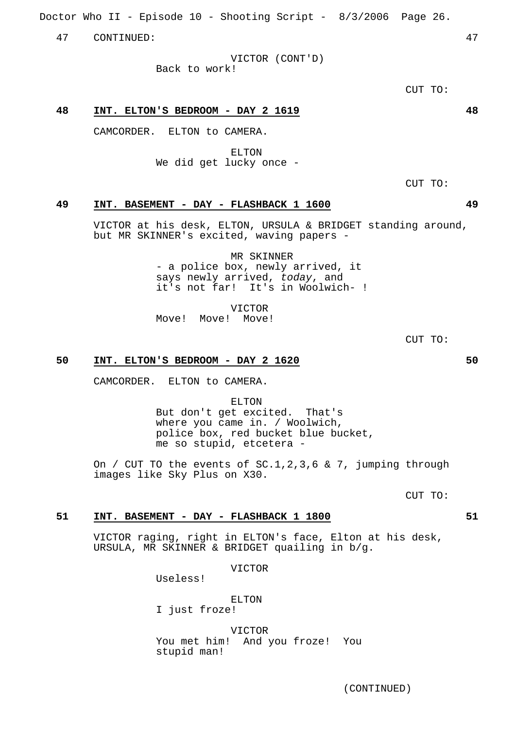47 CONTINUED: 47

VICTOR (CONT'D)
Back to work!

CUT TO:

**48 INT. ELTON'S BEDROOM - DAY 2 1619 48**

CAMCORDER. ELTON to CAMERA.

ELTON
We did get lucky once -

CUT TO:

**49 INT. BASEMENT - DAY - FLASHBACK 1 1600 49**

VICTOR at his desk, ELTON, URSULA & BRIDGET standing around, but MR SKINNER's excited, waving papers -

MR SKINNER
- a police box, newly arrived, it says newly arrived, *today*, and it's not far! It's in Woolwich- !

VICTOR
Move! Move! Move!

CUT TO:

**50 INT. ELTON'S BEDROOM - DAY 2 1620 50**

CAMCORDER. ELTON to CAMERA.

ELTON
But don't get excited. That's where you came in. / Woolwich, police box, red bucket blue bucket, me so stupid, etcetera -

On / CUT TO the events of SC.1,2,3,6 & 7, jumping through images like Sky Plus on X30.

CUT TO:

**51 INT. BASEMENT - DAY - FLASHBACK 1 1800 51**

VICTOR raging, right in ELTON's face, Elton at his desk, URSULA, MR SKINNER & BRIDGET quailing in b/g.

VICTOR
Useless!

ELTON
I just froze!

VICTOR
You met him! And you froze! You stupid man!

(CONTINUED)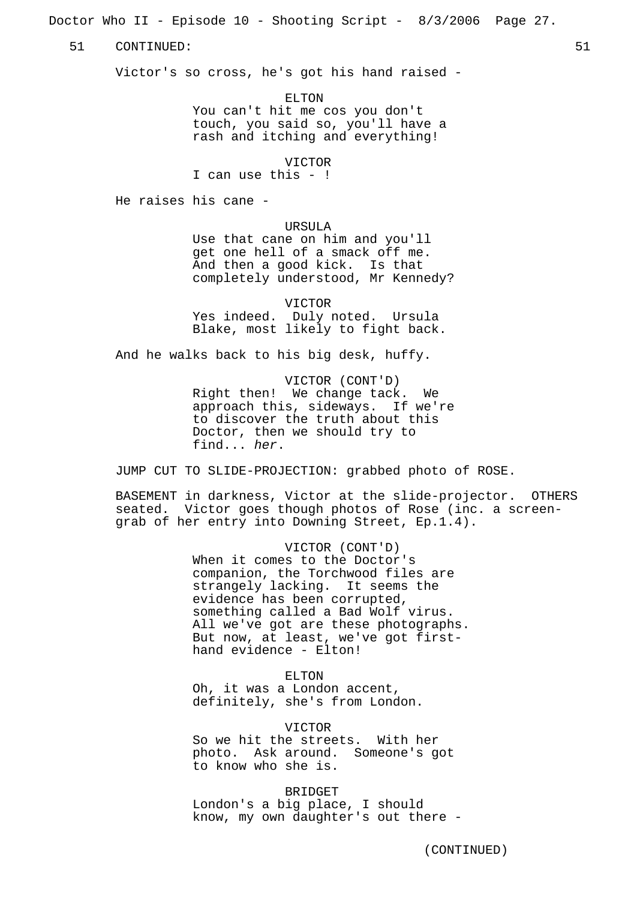51 CONTINUED: 51

Victor's so cross, he's got his hand raised -

ELTON
You can't hit me cos you don't touch, you said so, you'll have a rash and itching and everything!

VICTOR
I can use this - !

He raises his cane -

URSULA
Use that cane on him and you'll get one hell of a smack off me. And then a good kick. Is that completely understood, Mr Kennedy?

VICTOR
Yes indeed. Duly noted. Ursula Blake, most likely to fight back.

And he walks back to his big desk, huffy.

VICTOR (CONT'D)
Right then! We change tack. We approach this, sideways. If we're to discover the truth about this Doctor, then we should try to find... *her*.

JUMP CUT TO SLIDE-PROJECTION: grabbed photo of ROSE.

BASEMENT in darkness, Victor at the slide-projector. OTHERS seated. Victor goes though photos of Rose (inc. a screen-grab of her entry into Downing Street, Ep.1.4).

VICTOR (CONT'D)
When it comes to the Doctor's companion, the Torchwood files are strangely lacking. It seems the evidence has been corrupted, something called a Bad Wolf virus. All we've got are these photographs. But now, at least, we've got first-hand evidence - Elton!

ELTON
Oh, it was a London accent, definitely, she's from London.

VICTOR
So we hit the streets. With her photo. Ask around. Someone's got to know who she is.

BRIDGET
London's a big place, I should know, my own daughter's out there -

(CONTINUED)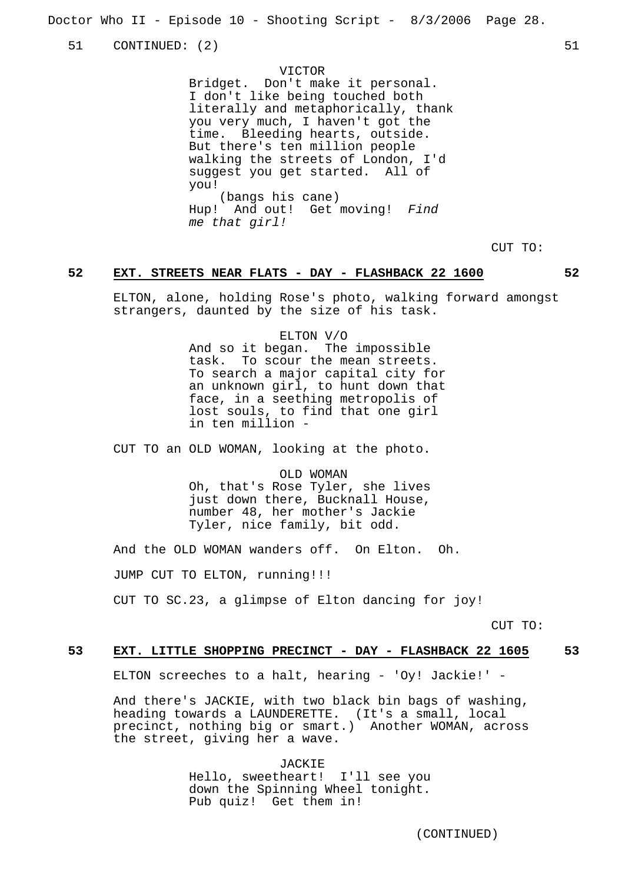51 CONTINUED: (2) 51

VICTOR
Bridget. Don't make it personal. I don't like being touched both literally and metaphorically, thank you very much, I haven't got the time. Bleeding hearts, outside. But there's ten million people walking the streets of London, I'd suggest you get started. All of you!
(bangs his cane)
Hup! And out! Get moving! *Find me that girl!*

CUT TO:

**52 EXT. STREETS NEAR FLATS - DAY - FLASHBACK 22 1600 52**

ELTON, alone, holding Rose's photo, walking forward amongst strangers, daunted by the size of his task.

ELTON V/O
And so it began. The impossible task. To scour the mean streets. To search a major capital city for an unknown girl, to hunt down that face, in a seething metropolis of lost souls, to find that one girl in ten million -

CUT TO an OLD WOMAN, looking at the photo.

OLD WOMAN
Oh, that's Rose Tyler, she lives just down there, Bucknall House, number 48, her mother's Jackie Tyler, nice family, bit odd.

And the OLD WOMAN wanders off. On Elton. Oh.

JUMP CUT TO ELTON, running!!!

CUT TO SC.23, a glimpse of Elton dancing for joy!

CUT TO:

**53 EXT. LITTLE SHOPPING PRECINCT - DAY - FLASHBACK 22 1605 53**

ELTON screeches to a halt, hearing - 'Oy! Jackie!' -

And there's JACKIE, with two black bin bags of washing, heading towards a LAUNDERETTE. (It's a small, local precinct, nothing big or smart.) Another WOMAN, across the street, giving her a wave.

JACKIE
Hello, sweetheart! I'll see you down the Spinning Wheel tonight. Pub quiz! Get them in!

(CONTINUED)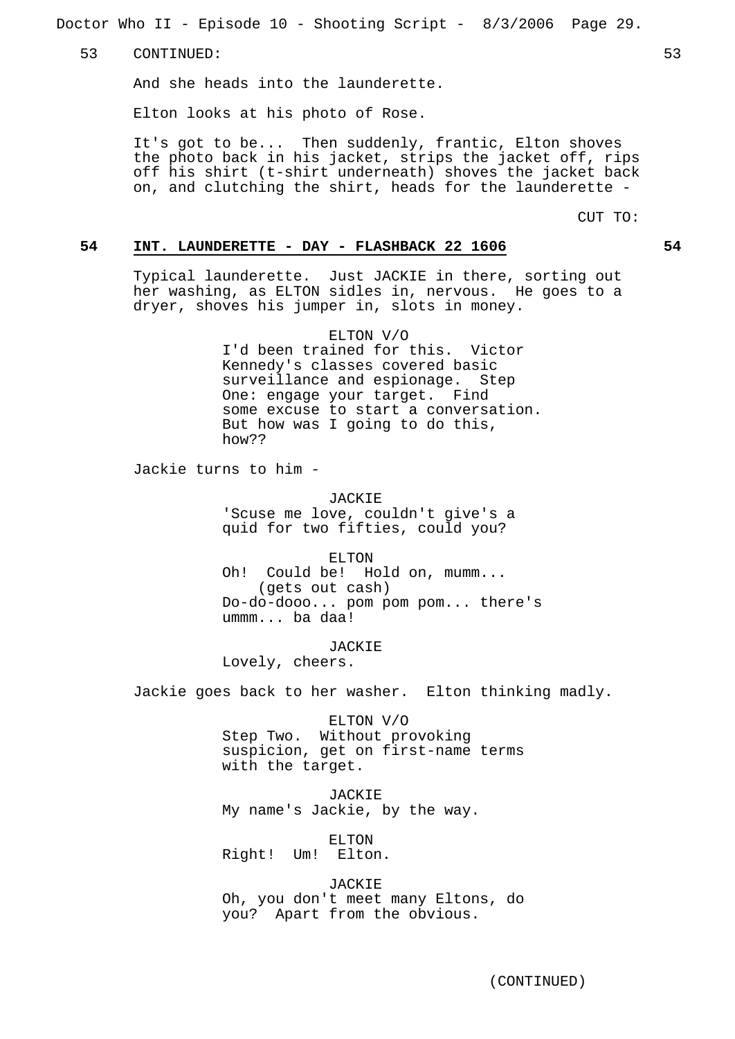53 CONTINUED: 53

And she heads into the launderette.

Elton looks at his photo of Rose.

It's got to be... Then suddenly, frantic, Elton shoves the photo back in his jacket, strips the jacket off, rips off his shirt (t-shirt underneath) shoves the jacket back on, and clutching the shirt, heads for the launderette -

CUT TO:

**54 INT. LAUNDERETTE - DAY - FLASHBACK 22 1606 54**

Typical launderette. Just JACKIE in there, sorting out her washing, as ELTON sidles in, nervous. He goes to a dryer, shoves his jumper in, slots in money.

ELTON V/O
I'd been trained for this. Victor Kennedy's classes covered basic surveillance and espionage. Step One: engage your target. Find some excuse to start a conversation. But how was I going to do this, how??

Jackie turns to him -

JACKIE
'Scuse me love, couldn't give's a quid for two fifties, could you?

ELTON
Oh! Could be! Hold on, mumm...
(gets out cash)
Do-do-dooo... pom pom pom... there's ummm... ba daa!

JACKIE
Lovely, cheers.

Jackie goes back to her washer. Elton thinking madly.

ELTON V/O
Step Two. Without provoking suspicion, get on first-name terms with the target.

JACKIE
My name's Jackie, by the way.

ELTON
Right! Um! Elton.

JACKIE
Oh, you don't meet many Eltons, do you? Apart from the obvious.

(CONTINUED)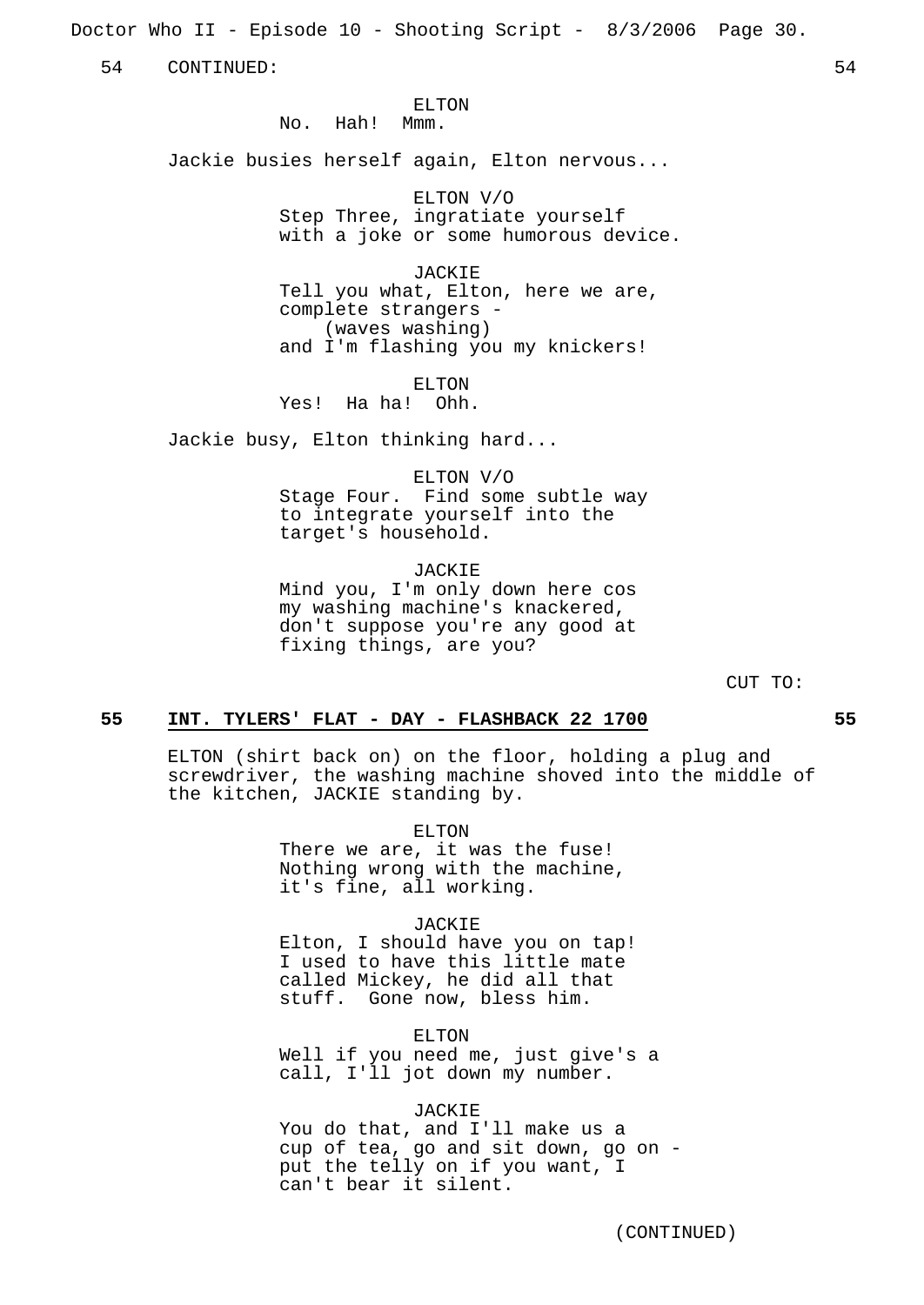54 CONTINUED: 54

ELTON
No. Hah! Mmm.

Jackie busies herself again, Elton nervous...

ELTON V/O
Step Three, ingratiate yourself with a joke or some humorous device.

JACKIE
Tell you what, Elton, here we are, complete strangers -
(waves washing)
and I'm flashing you my knickers!

ELTON
Yes! Ha ha! Ohh.

Jackie busy, Elton thinking hard...

ELTON V/O
Stage Four. Find some subtle way to integrate yourself into the target's household.

JACKIE
Mind you, I'm only down here cos my washing machine's knackered, don't suppose you're any good at fixing things, are you?

CUT TO:

**55 INT. TYLERS' FLAT - DAY - FLASHBACK 22 1700 55**

ELTON (shirt back on) on the floor, holding a plug and screwdriver, the washing machine shoved into the middle of the kitchen, JACKIE standing by.

ELTON
There we are, it was the fuse! Nothing wrong with the machine, it's fine, all working.

JACKIE
Elton, I should have you on tap! I used to have this little mate called Mickey, he did all that stuff. Gone now, bless him.

ELTON
Well if you need me, just give's a call, I'll jot down my number.

JACKIE
You do that, and I'll make us a cup of tea, go and sit down, go on - put the telly on if you want, I can't bear it silent.

(CONTINUED)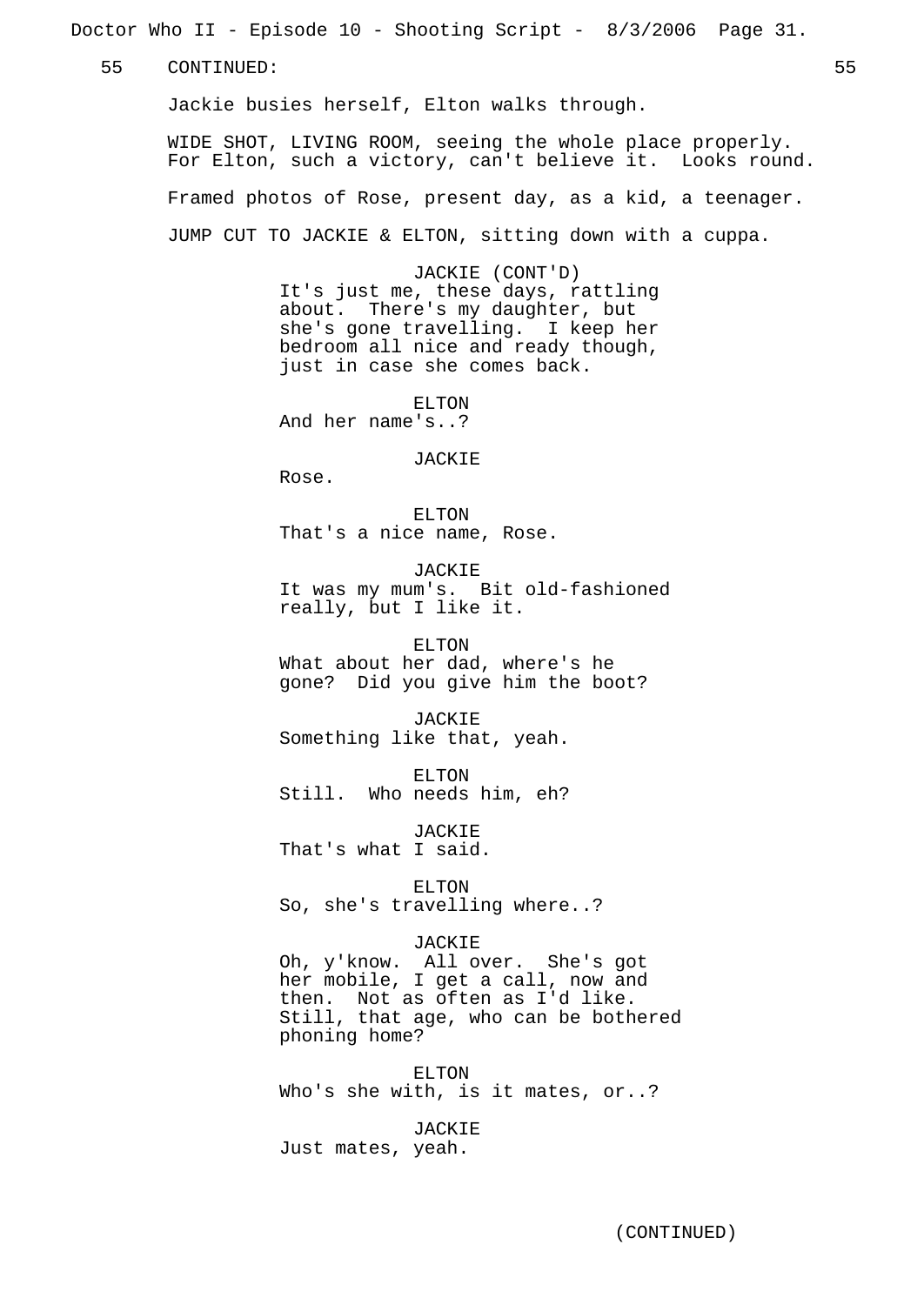55 CONTINUED: 55

Jackie busies herself, Elton walks through.

WIDE SHOT, LIVING ROOM, seeing the whole place properly. For Elton, such a victory, can't believe it. Looks round.

Framed photos of Rose, present day, as a kid, a teenager.

JUMP CUT TO JACKIE & ELTON, sitting down with a cuppa.

JACKIE (CONT'D)
It's just me, these days, rattling about. There's my daughter, but she's gone travelling. I keep her bedroom all nice and ready though, just in case she comes back.

ELTON
And her name's..?

JACKIE
Rose.

ELTON
That's a nice name, Rose.

JACKIE
It was my mum's. Bit old-fashioned really, but I like it.

ELTON
What about her dad, where's he gone? Did you give him the boot?

JACKIE
Something like that, yeah.

ELTON
Still. Who needs him, eh?

JACKIE
That's what I said.

ELTON
So, she's travelling where..?

JACKIE
Oh, y'know. All over. She's got her mobile, I get a call, now and then. Not as often as I'd like. Still, that age, who can be bothered phoning home?

ELTON
Who's she with, is it mates, or..?

JACKIE
Just mates, yeah.

(CONTINUED)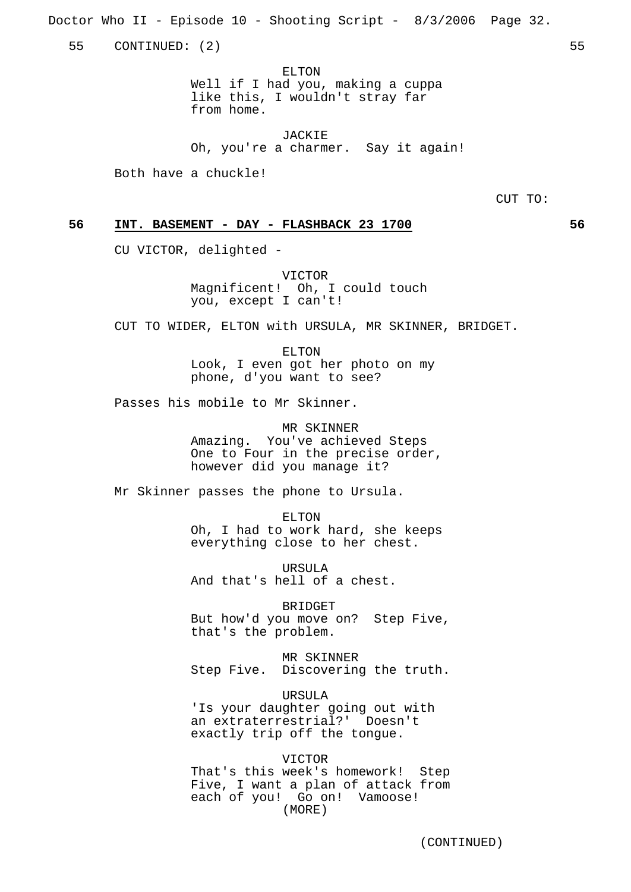55 CONTINUED: (2) 55

ELTON
Well if I had you, making a cuppa like this, I wouldn't stray far from home.

JACKIE
Oh, you're a charmer. Say it again!

Both have a chuckle!

CUT TO:

## 56 INT. BASEMENT - DAY - FLASHBACK 23 1700 56

CU VICTOR, delighted -

VICTOR
Magnificent! Oh, I could touch you, except I can't!

CUT TO WIDER, ELTON with URSULA, MR SKINNER, BRIDGET.

ELTON
Look, I even got her photo on my phone, d'you want to see?

Passes his mobile to Mr Skinner.

MR SKINNER
Amazing. You've achieved Steps One to Four in the precise order, however did you manage it?

Mr Skinner passes the phone to Ursula.

ELTON
Oh, I had to work hard, she keeps everything close to her chest.

URSULA
And that's hell of a chest.

BRIDGET
But how'd you move on? Step Five, that's the problem.

MR SKINNER
Step Five. Discovering the truth.

URSULA
'Is your daughter going out with an extraterrestrial?' Doesn't exactly trip off the tongue.

VICTOR
That's this week's homework! Step Five, I want a plan of attack from each of you! Go on! Vamoose!
(MORE)

(CONTINUED)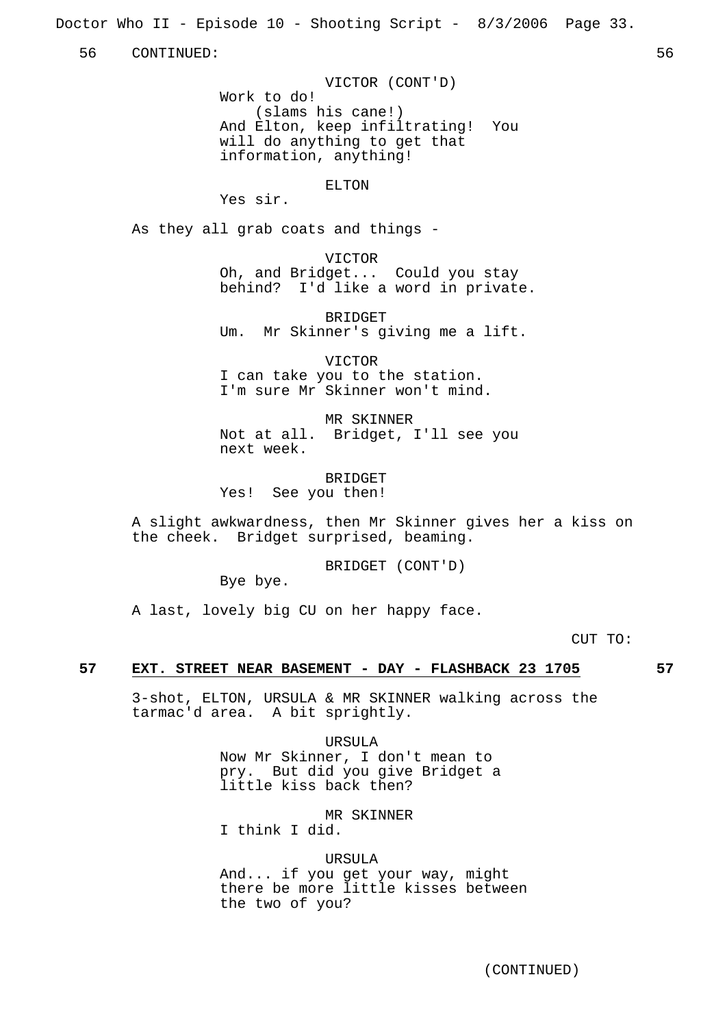56 CONTINUED: 56

VICTOR (CONT'D)
Work to do!
(slams his cane!)
And Elton, keep infiltrating! You will do anything to get that information, anything!

ELTON
Yes sir.

As they all grab coats and things -

VICTOR
Oh, and Bridget... Could you stay behind? I'd like a word in private.

BRIDGET
Um. Mr Skinner's giving me a lift.

VICTOR
I can take you to the station. I'm sure Mr Skinner won't mind.

MR SKINNER
Not at all. Bridget, I'll see you next week.

BRIDGET
Yes! See you then!

A slight awkwardness, then Mr Skinner gives her a kiss on the cheek. Bridget surprised, beaming.

BRIDGET (CONT'D)
Bye bye.

A last, lovely big CU on her happy face.

CUT TO:

**57 EXT. STREET NEAR BASEMENT - DAY - FLASHBACK 23 1705 57**

3-shot, ELTON, URSULA & MR SKINNER walking across the tarmac'd area. A bit sprightly.

URSULA
Now Mr Skinner, I don't mean to pry. But did you give Bridget a little kiss back then?

MR SKINNER
I think I did.

URSULA
And... if you get your way, might there be more little kisses between the two of you?

(CONTINUED)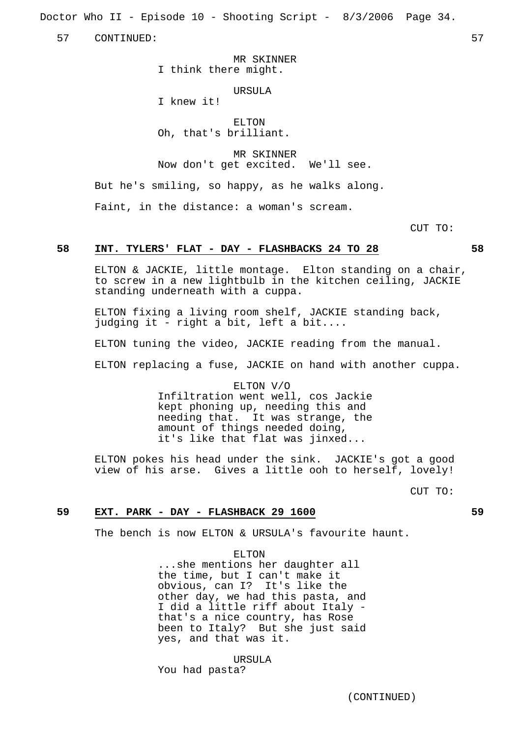57 CONTINUED: 57

MR SKINNER
I think there might.

URSULA
I knew it!

ELTON
Oh, that's brilliant.

MR SKINNER
Now don't get excited. We'll see.

But he's smiling, so happy, as he walks along.

Faint, in the distance: a woman's scream.

CUT TO:

## 58 INT. TYLERS' FLAT - DAY - FLASHBACKS 24 TO 28 58

ELTON & JACKIE, little montage. Elton standing on a chair, to screw in a new lightbulb in the kitchen ceiling, JACKIE standing underneath with a cuppa.

ELTON fixing a living room shelf, JACKIE standing back, judging it - right a bit, left a bit....

ELTON tuning the video, JACKIE reading from the manual.

ELTON replacing a fuse, JACKIE on hand with another cuppa.

ELTON V/O
Infiltration went well, cos Jackie kept phoning up, needing this and needing that. It was strange, the amount of things needed doing, it's like that flat was jinxed...

ELTON pokes his head under the sink. JACKIE's got a good view of his arse. Gives a little ooh to herself, lovely!

CUT TO:

## 59 EXT. PARK - DAY - FLASHBACK 29 1600 59

The bench is now ELTON & URSULA's favourite haunt.

ELTON
...she mentions her daughter all the time, but I can't make it obvious, can I? It's like the other day, we had this pasta, and I did a little riff about Italy - that's a nice country, has Rose been to Italy? But she just said yes, and that was it.

URSULA
You had pasta?

(CONTINUED)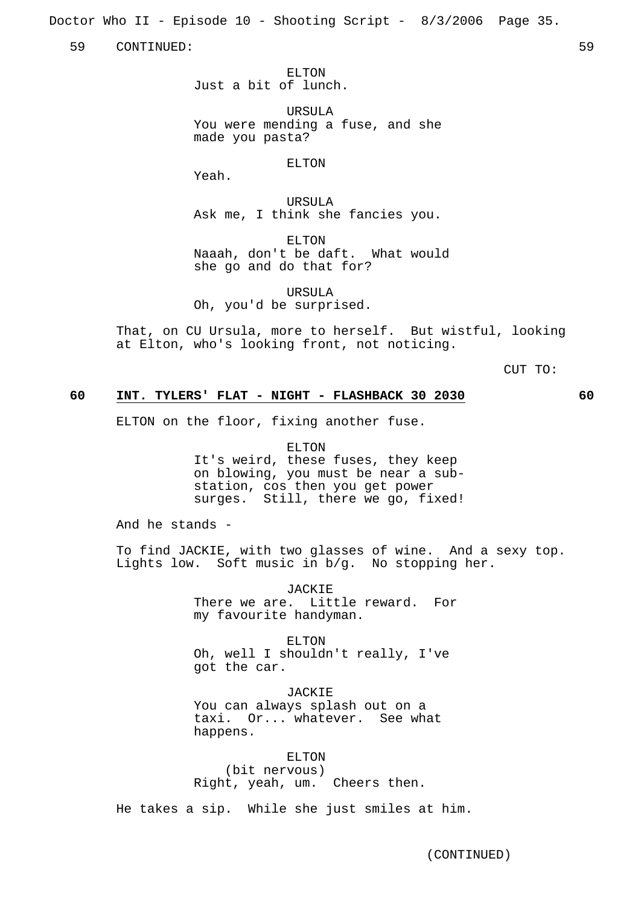59 CONTINUED: 59

**ELTON**
Just a bit of lunch.

**URSULA**
You were mending a fuse, and she made you pasta?

**ELTON**
Yeah.

**URSULA**
Ask me, I think she fancies you.

**ELTON**
Naaah, don't be daft. What would she go and do that for?

**URSULA**
Oh, you'd be surprised.

That, on CU Ursula, more to herself. But wistful, looking at Elton, who's looking front, not noticing.

CUT TO:

## 60 INT. TYLERS' FLAT - NIGHT - FLASHBACK 30 2030 60

ELTON on the floor, fixing another fuse.

**ELTON**
It's weird, these fuses, they keep on blowing, you must be near a sub-station, cos then you get power surges. Still, there we go, fixed!

And he stands -

To find JACKIE, with two glasses of wine. And a sexy top. Lights low. Soft music in b/g. No stopping her.

**JACKIE**
There we are. Little reward. For my favourite handyman.

**ELTON**
Oh, well I shouldn't really, I've got the car.

**JACKIE**
You can always splash out on a taxi. Or... whatever. See what happens.

**ELTON**
(bit nervous)
Right, yeah, um. Cheers then.

He takes a sip. While she just smiles at him.

(CONTINUED)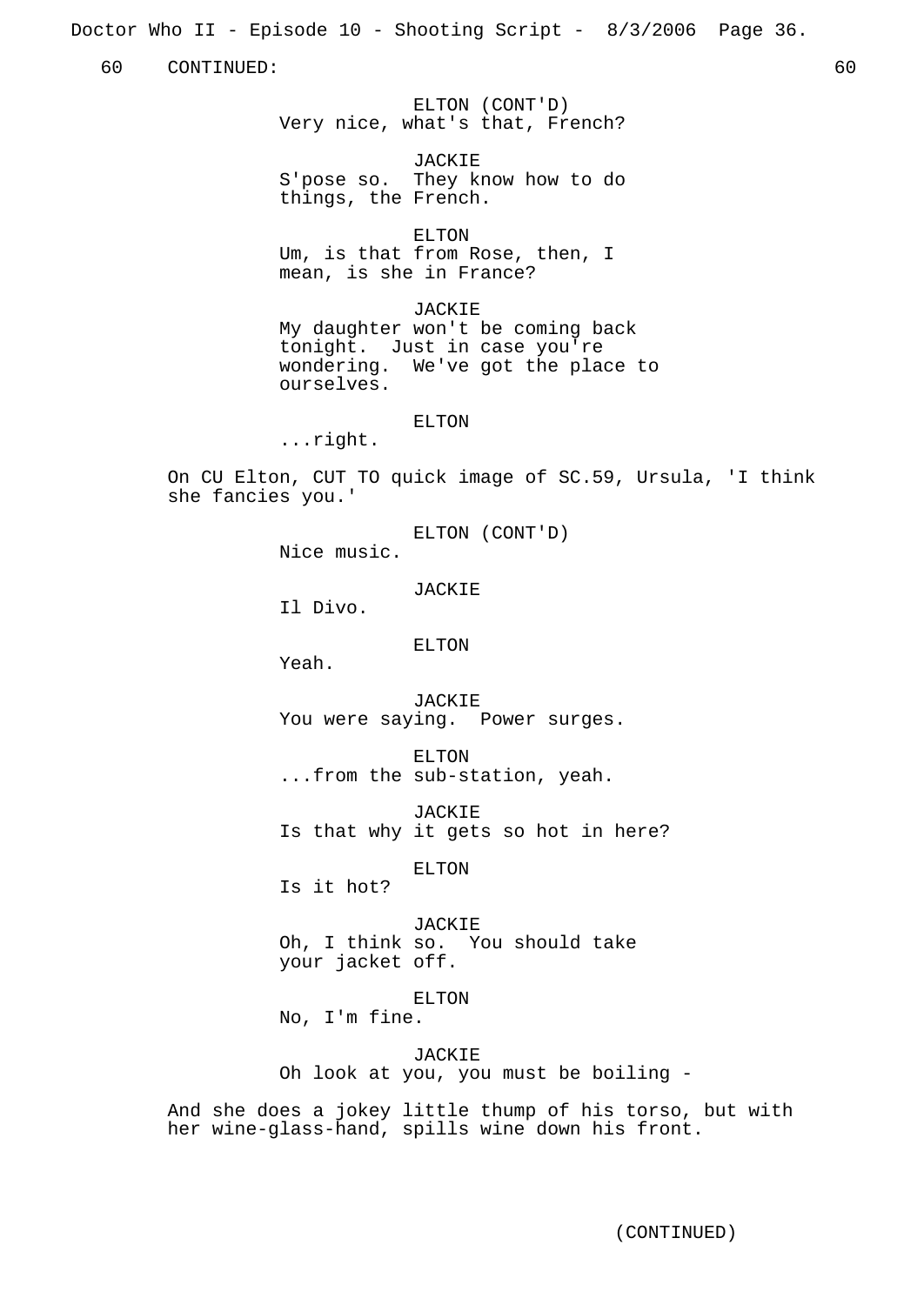60 CONTINUED: 60

ELTON (CONT'D)
Very nice, what's that, French?

JACKIE
S'pose so. They know how to do things, the French.

ELTON
Um, is that from Rose, then, I mean, is she in France?

JACKIE
My daughter won't be coming back tonight. Just in case you're wondering. We've got the place to ourselves.

ELTON
...right.

On CU Elton, CUT TO quick image of SC.59, Ursula, 'I think she fancies you.'

ELTON (CONT'D)
Nice music.

JACKIE
Il Divo.

ELTON
Yeah.

JACKIE
You were saying. Power surges.

ELTON
...from the sub-station, yeah.

JACKIE
Is that why it gets so hot in here?

ELTON
Is it hot?

JACKIE
Oh, I think so. You should take your jacket off.

ELTON
No, I'm fine.

JACKIE
Oh look at you, you must be boiling -

And she does a jokey little thump of his torso, but with her wine-glass-hand, spills wine down his front.

(CONTINUED)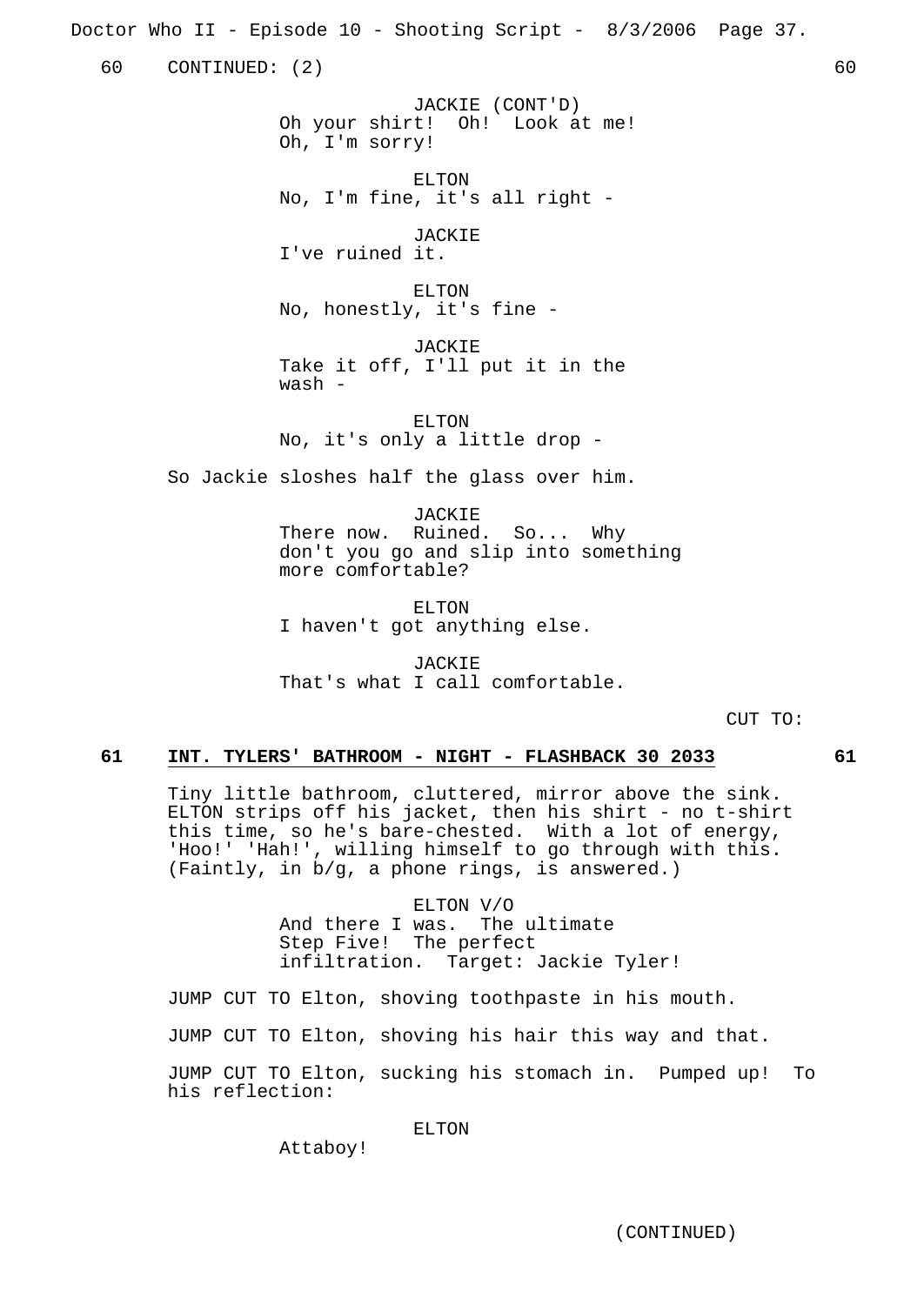60 CONTINUED: (2) 60

JACKIE (CONT'D)
Oh your shirt! Oh! Look at me!
Oh, I'm sorry!

ELTON
No, I'm fine, it's all right -

JACKIE
I've ruined it.

ELTON
No, honestly, it's fine -

JACKIE
Take it off, I'll put it in the
wash -

ELTON
No, it's only a little drop -

So Jackie sloshes half the glass over him.

JACKIE
There now. Ruined. So... Why
don't you go and slip into something
more comfortable?

ELTON
I haven't got anything else.

JACKIE
That's what I call comfortable.

CUT TO:

**61 INT. TYLERS' BATHROOM - NIGHT - FLASHBACK 30 2033 61**

Tiny little bathroom, cluttered, mirror above the sink. ELTON strips off his jacket, then his shirt - no t-shirt this time, so he's bare-chested. With a lot of energy, 'Hoo!' 'Hah!', willing himself to go through with this. (Faintly, in b/g, a phone rings, is answered.)

ELTON V/O
And there I was. The ultimate
Step Five! The perfect
infiltration. Target: Jackie Tyler!

JUMP CUT TO Elton, shoving toothpaste in his mouth.

JUMP CUT TO Elton, shoving his hair this way and that.

JUMP CUT TO Elton, sucking his stomach in. Pumped up! To his reflection:

ELTON
Attaboy!

(CONTINUED)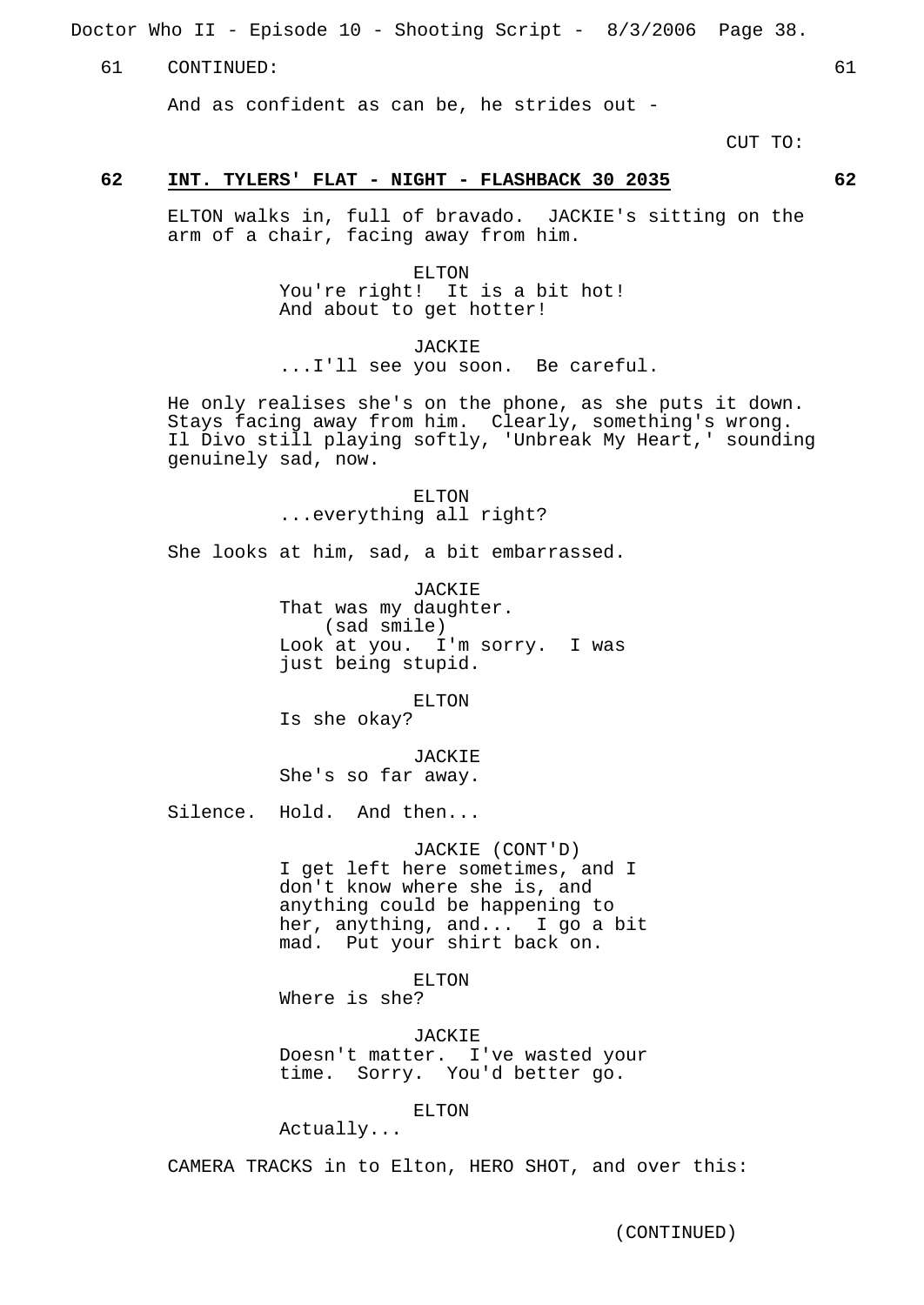61 CONTINUED: 61

And as confident as can be, he strides out -

CUT TO:

**62 INT. TYLERS' FLAT - NIGHT - FLASHBACK 30 2035 62**

ELTON walks in, full of bravado. JACKIE's sitting on the arm of a chair, facing away from him.

ELTON
You're right! It is a bit hot! And about to get hotter!

JACKIE
...I'll see you soon. Be careful.

He only realises she's on the phone, as she puts it down. Stays facing away from him. Clearly, something's wrong. Il Divo still playing softly, 'Unbreak My Heart,' sounding genuinely sad, now.

ELTON
...everything all right?

She looks at him, sad, a bit embarrassed.

JACKIE
That was my daughter.
(sad smile)
Look at you. I'm sorry. I was just being stupid.

ELTON
Is she okay?

JACKIE
She's so far away.

Silence. Hold. And then...

JACKIE (CONT'D)
I get left here sometimes, and I don't know where she is, and anything could be happening to her, anything, and... I go a bit mad. Put your shirt back on.

ELTON
Where is she?

JACKIE
Doesn't matter. I've wasted your time. Sorry. You'd better go.

ELTON
Actually...

CAMERA TRACKS in to Elton, HERO SHOT, and over this:

(CONTINUED)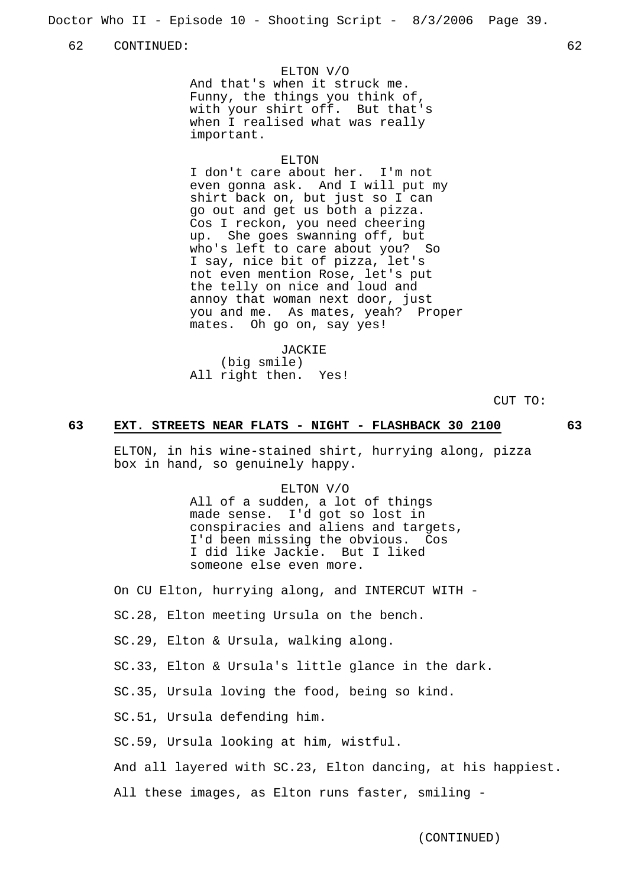62 CONTINUED: 62

ELTON V/O
And that's when it struck me. Funny, the things you think of, with your shirt off. But that's when I realised what was really important.

ELTON
I don't care about her. I'm not even gonna ask. And I will put my shirt back on, but just so I can go out and get us both a pizza. Cos I reckon, you need cheering up. She goes swanning off, but who's left to care about you? So I say, nice bit of pizza, let's not even mention Rose, let's put the telly on nice and loud and annoy that woman next door, just you and me. As mates, yeah? Proper mates. Oh go on, say yes!

JACKIE
(big smile)
All right then. Yes!

CUT TO:

**63 EXT. STREETS NEAR FLATS - NIGHT - FLASHBACK 30 2100 63**

ELTON, in his wine-stained shirt, hurrying along, pizza box in hand, so genuinely happy.

ELTON V/O
All of a sudden, a lot of things made sense. I'd got so lost in conspiracies and aliens and targets, I'd been missing the obvious. Cos I did like Jackie. But I liked someone else even more.

On CU Elton, hurrying along, and INTERCUT WITH -

SC.28, Elton meeting Ursula on the bench.

SC.29, Elton & Ursula, walking along.

SC.33, Elton & Ursula's little glance in the dark.

SC.35, Ursula loving the food, being so kind.

SC.51, Ursula defending him.

SC.59, Ursula looking at him, wistful.

And all layered with SC.23, Elton dancing, at his happiest.

All these images, as Elton runs faster, smiling -

(CONTINUED)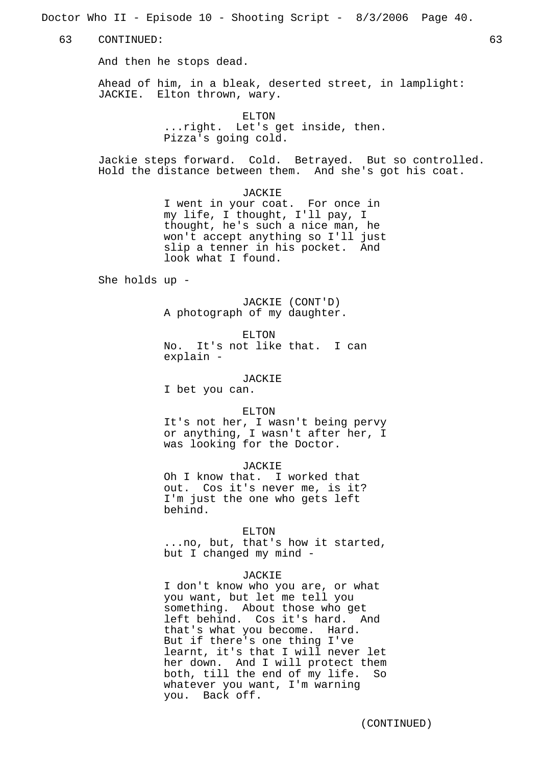63 CONTINUED: 63

And then he stops dead.

Ahead of him, in a bleak, deserted street, in lamplight: JACKIE. Elton thrown, wary.

ELTON
...right. Let's get inside, then. Pizza's going cold.

Jackie steps forward. Cold. Betrayed. But so controlled. Hold the distance between them. And she's got his coat.

JACKIE
I went in your coat. For once in my life, I thought, I'll pay, I thought, he's such a nice man, he won't accept anything so I'll just slip a tenner in his pocket. And look what I found.

She holds up -

JACKIE (CONT'D)
A photograph of my daughter.

ELTON
No. It's not like that. I can explain -

JACKIE
I bet you can.

ELTON
It's not her, I wasn't being pervy or anything, I wasn't after her, I was looking for the Doctor.

JACKIE
Oh I know that. I worked that out. Cos it's never me, is it? I'm just the one who gets left behind.

ELTON
...no, but, that's how it started, but I changed my mind -

JACKIE
I don't know who you are, or what you want, but let me tell you something. About those who get left behind. Cos it's hard. And that's what you become. Hard. But if there's one thing I've learnt, it's that I will never let her down. And I will protect them both, till the end of my life. So whatever you want, I'm warning you. Back off.

(CONTINUED)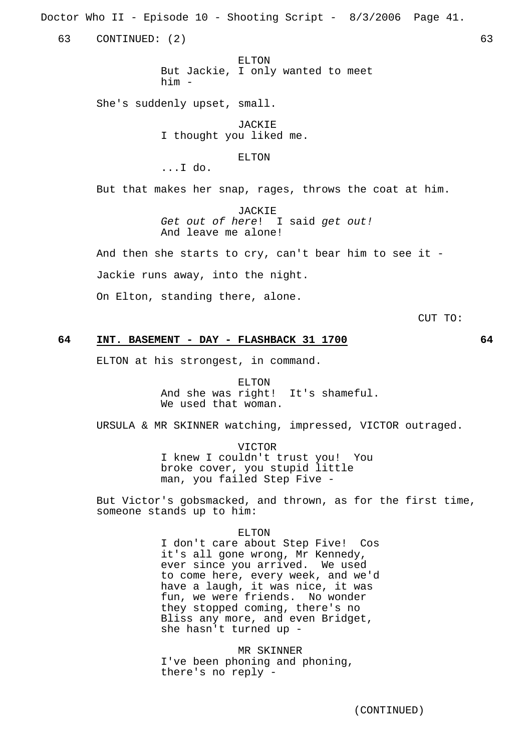63 CONTINUED: (2) 63

ELTON
But Jackie, I only wanted to meet him -

She's suddenly upset, small.

JACKIE
I thought you liked me.

ELTON
...I do.

But that makes her snap, rages, throws the coat at him.

JACKIE
*Get out of here*! I said *get out!* And leave me alone!

And then she starts to cry, can't bear him to see it -

Jackie runs away, into the night.

On Elton, standing there, alone.

CUT TO:

**64 INT. BASEMENT - DAY - FLASHBACK 31 1700 64**

ELTON at his strongest, in command.

ELTON
And she was right! It's shameful. We used that woman.

URSULA & MR SKINNER watching, impressed, VICTOR outraged.

VICTOR
I knew I couldn't trust you! You broke cover, you stupid little man, you failed Step Five -

But Victor's gobsmacked, and thrown, as for the first time, someone stands up to him:

ELTON
I don't care about Step Five! Cos it's all gone wrong, Mr Kennedy, ever since you arrived. We used to come here, every week, and we'd have a laugh, it was nice, it was fun, we were friends. No wonder they stopped coming, there's no Bliss any more, and even Bridget, she hasn't turned up -

MR SKINNER
I've been phoning and phoning, there's no reply -

(CONTINUED)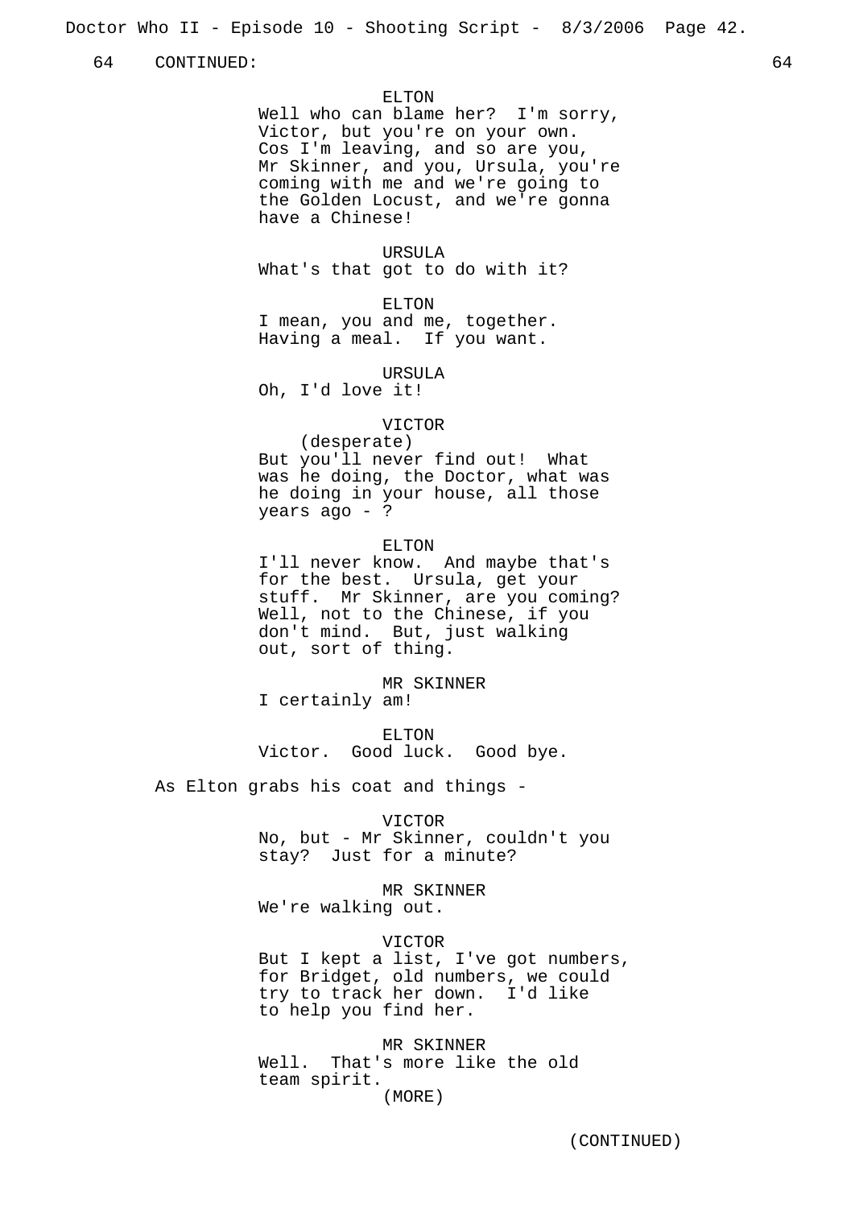64 CONTINUED: 64

ELTON
Well who can blame her? I'm sorry, Victor, but you're on your own. Cos I'm leaving, and so are you, Mr Skinner, and you, Ursula, you're coming with me and we're going to the Golden Locust, and we're gonna have a Chinese!

URSULA
What's that got to do with it?

ELTON
I mean, you and me, together. Having a meal. If you want.

URSULA
Oh, I'd love it!

VICTOR
(desperate)
But you'll never find out! What was he doing, the Doctor, what was he doing in your house, all those years ago - ?

ELTON
I'll never know. And maybe that's for the best. Ursula, get your stuff. Mr Skinner, are you coming? Well, not to the Chinese, if you don't mind. But, just walking out, sort of thing.

MR SKINNER
I certainly am!

ELTON
Victor. Good luck. Good bye.

As Elton grabs his coat and things -

VICTOR
No, but - Mr Skinner, couldn't you stay? Just for a minute?

MR SKINNER
We're walking out.

VICTOR
But I kept a list, I've got numbers, for Bridget, old numbers, we could try to track her down. I'd like to help you find her.

MR SKINNER
Well. That's more like the old team spirit.
(MORE)

(CONTINUED)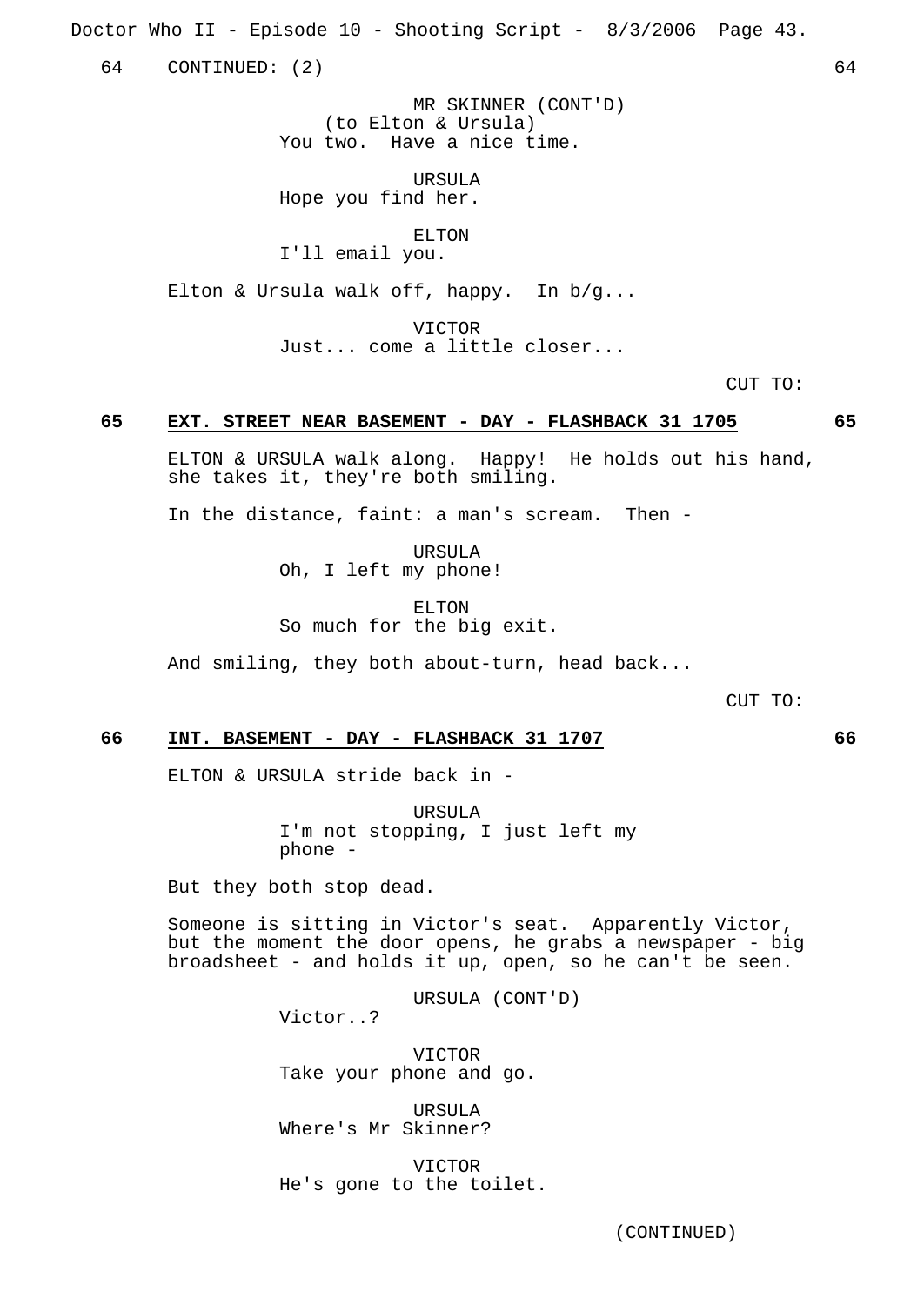64 CONTINUED: (2) 64

MR SKINNER (CONT'D)
(to Elton & Ursula)
You two. Have a nice time.

URSULA
Hope you find her.

ELTON
I'll email you.

Elton & Ursula walk off, happy. In b/g...

VICTOR
Just... come a little closer...

CUT TO:

**65 EXT. STREET NEAR BASEMENT - DAY - FLASHBACK 31 1705 65**

ELTON & URSULA walk along. Happy! He holds out his hand, she takes it, they're both smiling.

In the distance, faint: a man's scream. Then -

URSULA
Oh, I left my phone!

ELTON
So much for the big exit.

And smiling, they both about-turn, head back...

CUT TO:

**66 INT. BASEMENT - DAY - FLASHBACK 31 1707 66**

ELTON & URSULA stride back in -

URSULA
I'm not stopping, I just left my phone -

But they both stop dead.

Someone is sitting in Victor's seat. Apparently Victor, but the moment the door opens, he grabs a newspaper - big broadsheet - and holds it up, open, so he can't be seen.

URSULA (CONT'D)
Victor..?

VICTOR
Take your phone and go.

URSULA
Where's Mr Skinner?

VICTOR
He's gone to the toilet.

(CONTINUED)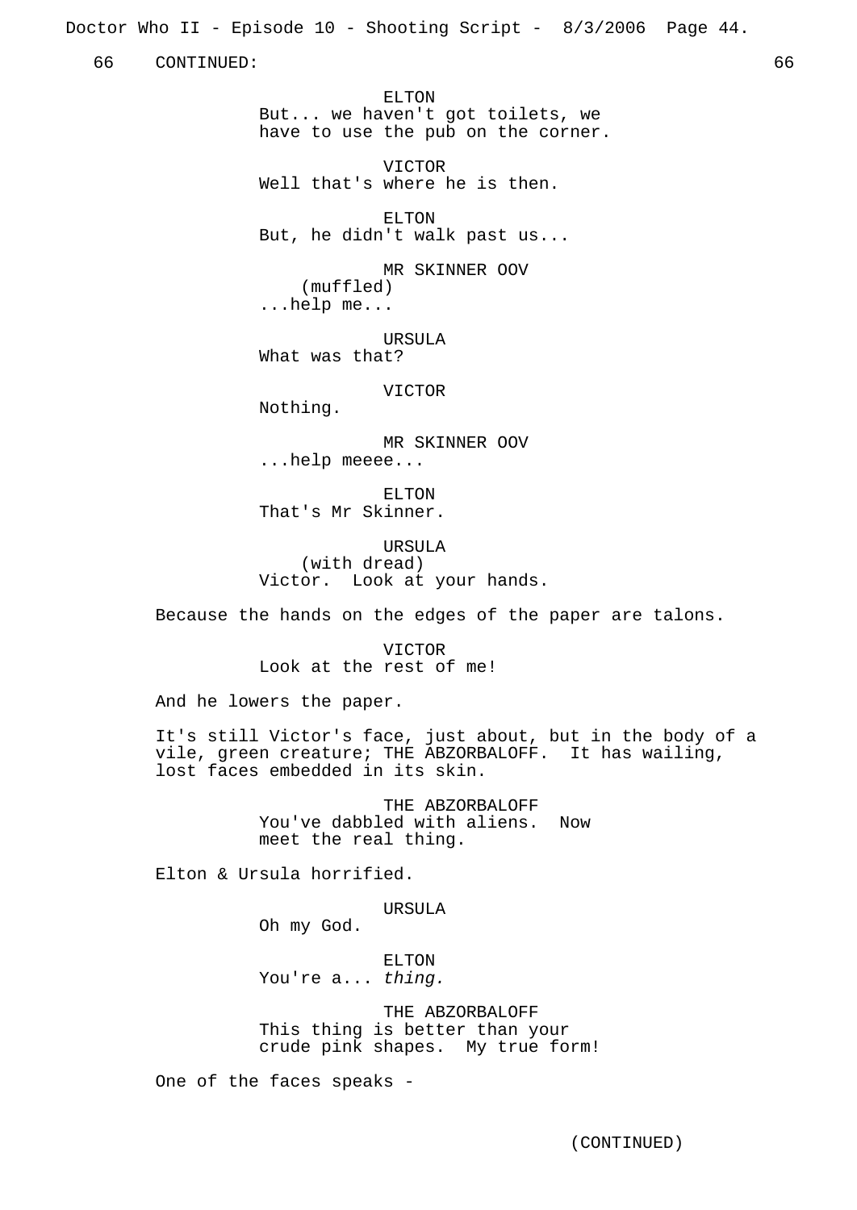66 CONTINUED: 66

ELTON
But... we haven't got toilets, we have to use the pub on the corner.

VICTOR
Well that's where he is then.

ELTON
But, he didn't walk past us...

MR SKINNER OOV
(muffled)
...help me...

URSULA
What was that?

VICTOR
Nothing.

MR SKINNER OOV
...help meeee...

ELTON
That's Mr Skinner.

URSULA
(with dread)
Victor. Look at your hands.

Because the hands on the edges of the paper are talons.

VICTOR
Look at the rest of me!

And he lowers the paper.

It's still Victor's face, just about, but in the body of a vile, green creature; THE ABZORBALOFF. It has wailing, lost faces embedded in its skin.

THE ABZORBALOFF
You've dabbled with aliens. Now meet the real thing.

Elton & Ursula horrified.

URSULA
Oh my God.

ELTON
You're a... *thing.*

THE ABZORBALOFF
This thing is better than your crude pink shapes. My true form!

One of the faces speaks -

(CONTINUED)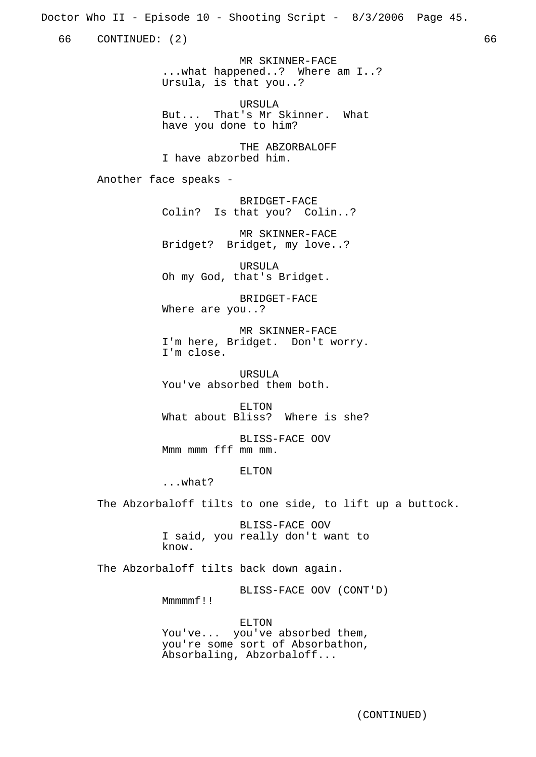66 CONTINUED: (2) 66

MR SKINNER-FACE
...what happened..? Where am I..?
Ursula, is that you..?

URSULA
But... That's Mr Skinner. What
have you done to him?

THE ABZORBALOFF
I have abzorbed him.

Another face speaks -

BRIDGET-FACE
Colin? Is that you? Colin..?

MR SKINNER-FACE
Bridget? Bridget, my love..?

URSULA
Oh my God, that's Bridget.

BRIDGET-FACE
Where are you..?

MR SKINNER-FACE
I'm here, Bridget. Don't worry.
I'm close.

URSULA
You've absorbed them both.

ELTON
What about Bliss? Where is she?

BLISS-FACE OOV
Mmm mmm fff mm mm.

ELTON
...what?

The Abzorbaloff tilts to one side, to lift up a buttock.

BLISS-FACE OOV
I said, you really don't want to
know.

The Abzorbaloff tilts back down again.

BLISS-FACE OOV (CONT'D)
Mmmmmf!!

ELTON
You've... you've absorbed them,
you're some sort of Absorbathon,
Absorbaling, Abzorbaloff...

(CONTINUED)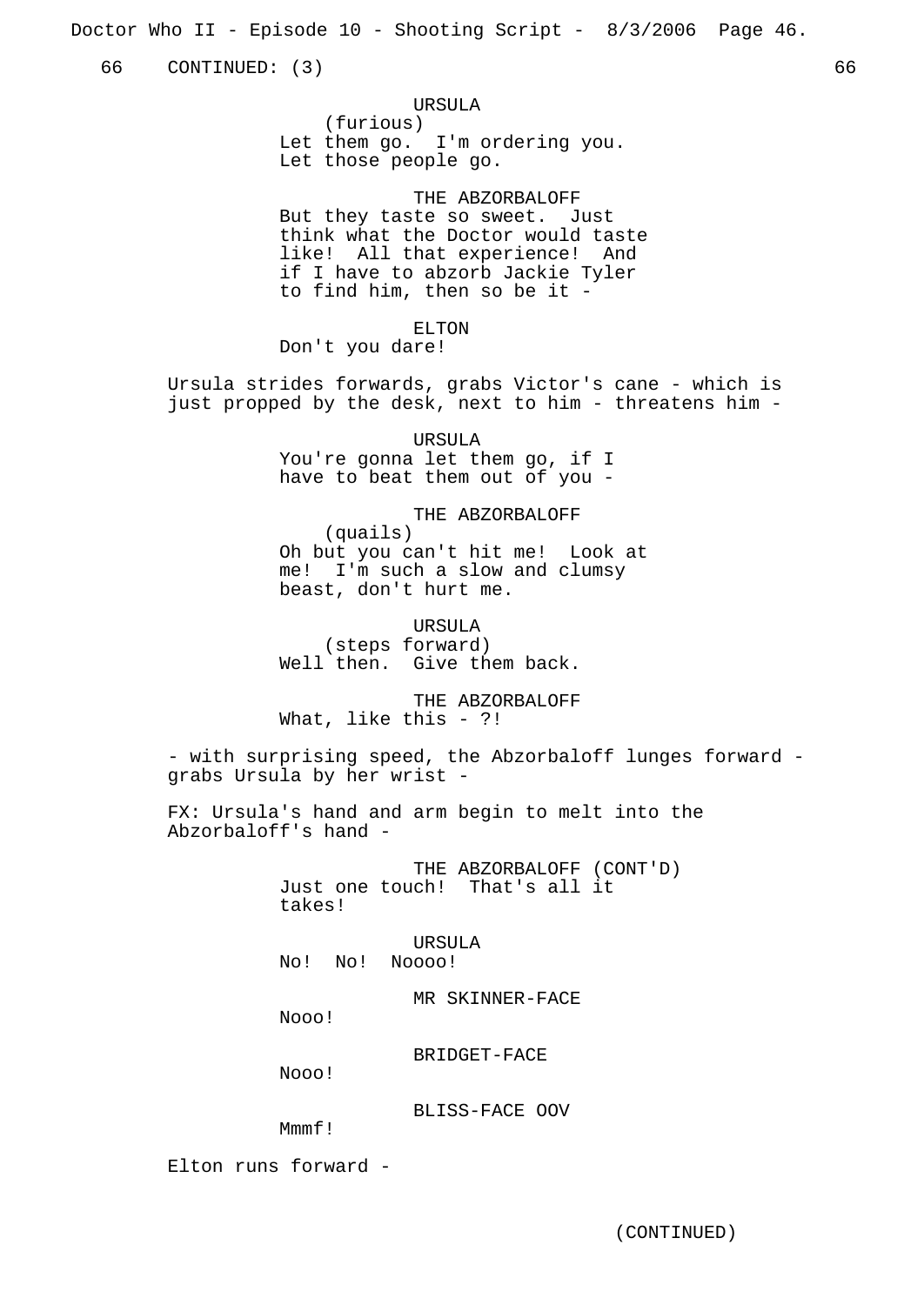66 CONTINUED: (3) 66

URSULA
(furious)
Let them go. I'm ordering you.
Let those people go.

THE ABZORBALOFF
But they taste so sweet. Just
think what the Doctor would taste
like! All that experience! And
if I have to abzorb Jackie Tyler
to find him, then so be it -

ELTON
Don't you dare!

Ursula strides forwards, grabs Victor's cane - which is just propped by the desk, next to him - threatens him -

URSULA
You're gonna let them go, if I
have to beat them out of you -

THE ABZORBALOFF
(quails)
Oh but you can't hit me! Look at
me! I'm such a slow and clumsy
beast, don't hurt me.

URSULA
(steps forward)
Well then. Give them back.

THE ABZORBALOFF
What, like this - ?!

- with surprising speed, the Abzorbaloff lunges forward - grabs Ursula by her wrist -

FX: Ursula's hand and arm begin to melt into the Abzorbaloff's hand -

THE ABZORBALOFF (CONT'D)
Just one touch! That's all it
takes!

URSULA
No! No! Noooo!

MR SKINNER-FACE
Nooo!

BRIDGET-FACE
Nooo!

BLISS-FACE OOV
Mmmf!

Elton runs forward -

(CONTINUED)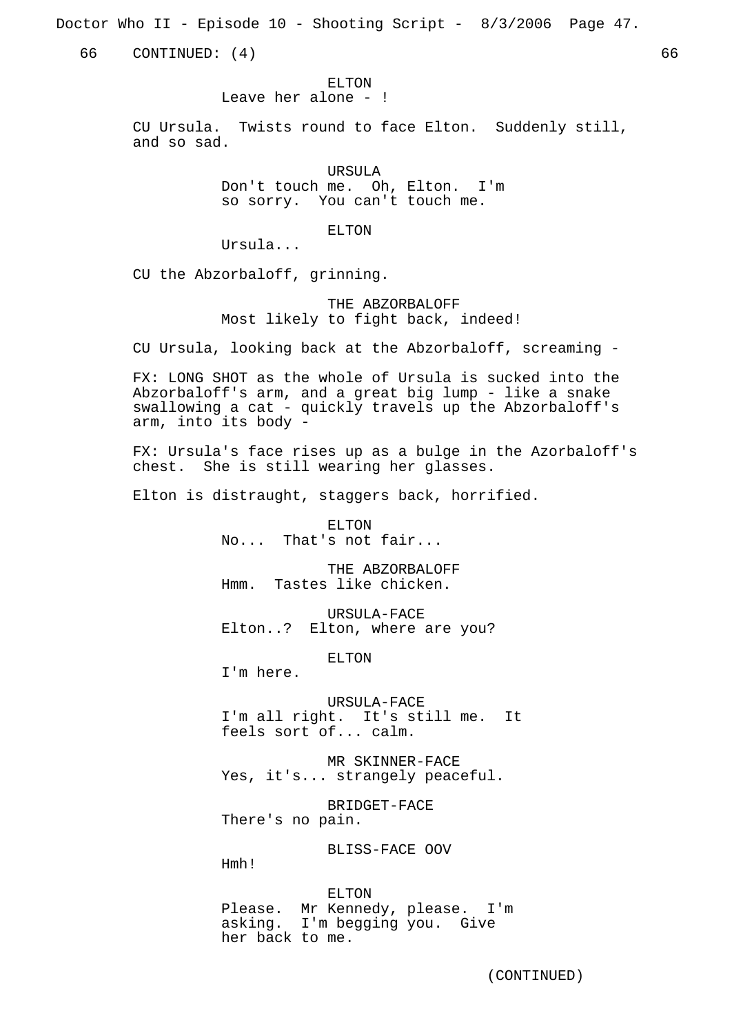66 CONTINUED: (4) 66

ELTON
Leave her alone - !

CU Ursula. Twists round to face Elton. Suddenly still, and so sad.

URSULA
Don't touch me. Oh, Elton. I'm so sorry. You can't touch me.

ELTON
Ursula...

CU the Abzorbaloff, grinning.

THE ABZORBALOFF
Most likely to fight back, indeed!

CU Ursula, looking back at the Abzorbaloff, screaming -

FX: LONG SHOT as the whole of Ursula is sucked into the Abzorbaloff's arm, and a great big lump - like a snake swallowing a cat - quickly travels up the Abzorbaloff's arm, into its body -

FX: Ursula's face rises up as a bulge in the Azorbaloff's chest. She is still wearing her glasses.

Elton is distraught, staggers back, horrified.

ELTON
No... That's not fair...

THE ABZORBALOFF
Hmm. Tastes like chicken.

URSULA-FACE
Elton..? Elton, where are you?

ELTON
I'm here.

URSULA-FACE
I'm all right. It's still me. It feels sort of... calm.

MR SKINNER-FACE
Yes, it's... strangely peaceful.

BRIDGET-FACE
There's no pain.

BLISS-FACE OOV
Hmh!

ELTON
Please. Mr Kennedy, please. I'm asking. I'm begging you. Give her back to me.

(CONTINUED)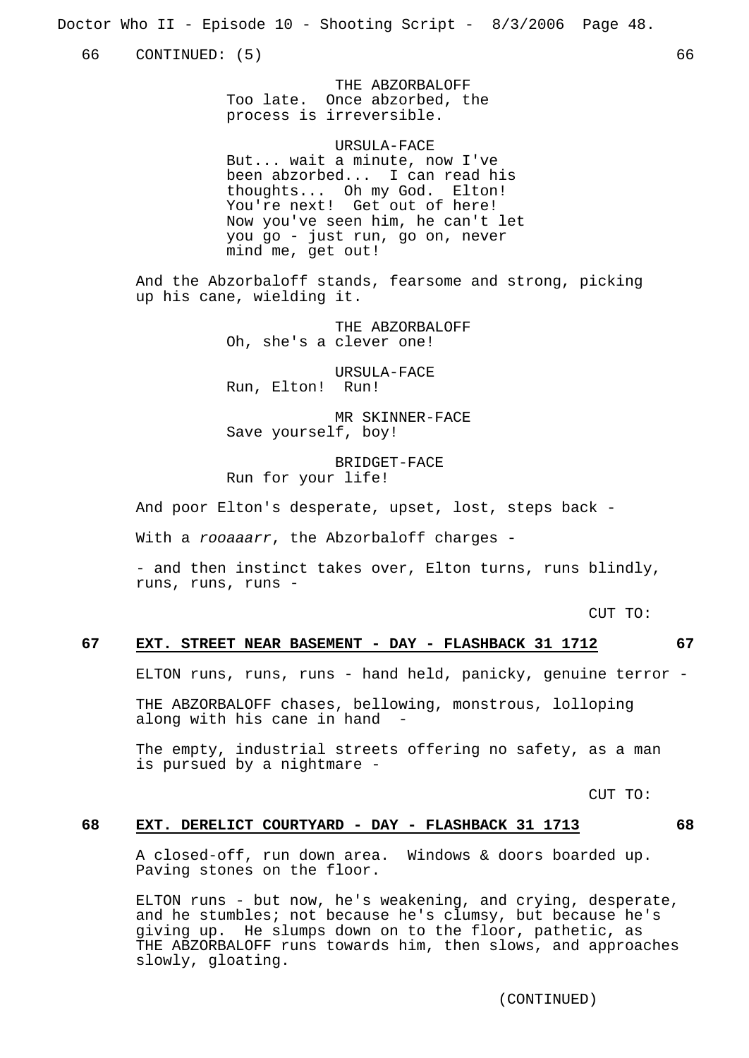66 CONTINUED: (5) 66

THE ABZORBALOFF
Too late. Once abzorbed, the process is irreversible.

URSULA-FACE
But... wait a minute, now I've been abzorbed... I can read his thoughts... Oh my God. Elton! You're next! Get out of here! Now you've seen him, he can't let you go - just run, go on, never mind me, get out!

And the Abzorbaloff stands, fearsome and strong, picking up his cane, wielding it.

THE ABZORBALOFF
Oh, she's a clever one!

URSULA-FACE
Run, Elton! Run!

MR SKINNER-FACE
Save yourself, boy!

BRIDGET-FACE
Run for your life!

And poor Elton's desperate, upset, lost, steps back -

With a *rooaaarr*, the Abzorbaloff charges -

- and then instinct takes over, Elton turns, runs blindly, runs, runs, runs -

CUT TO:

**67 EXT. STREET NEAR BASEMENT - DAY - FLASHBACK 31 1712 67**

ELTON runs, runs, runs - hand held, panicky, genuine terror -

THE ABZORBALOFF chases, bellowing, monstrous, lolloping along with his cane in hand -

The empty, industrial streets offering no safety, as a man is pursued by a nightmare -

CUT TO:

**68 EXT. DERELICT COURTYARD - DAY - FLASHBACK 31 1713 68**

A closed-off, run down area. Windows & doors boarded up. Paving stones on the floor.

ELTON runs - but now, he's weakening, and crying, desperate, and he stumbles; not because he's clumsy, but because he's giving up. He slumps down on to the floor, pathetic, as THE ABZORBALOFF runs towards him, then slows, and approaches slowly, gloating.

(CONTINUED)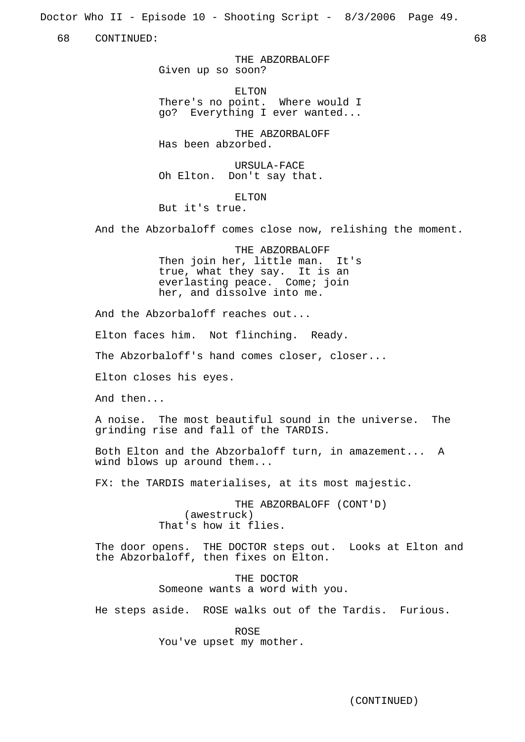68 CONTINUED: 68

THE ABZORBALOFF
Given up so soon?

ELTON
There's no point. Where would I go? Everything I ever wanted...

THE ABZORBALOFF
Has been abzorbed.

URSULA-FACE
Oh Elton. Don't say that.

ELTON
But it's true.

And the Abzorbaloff comes close now, relishing the moment.

THE ABZORBALOFF
Then join her, little man. It's true, what they say. It is an everlasting peace. Come; join her, and dissolve into me.

And the Abzorbaloff reaches out...

Elton faces him. Not flinching. Ready.

The Abzorbaloff's hand comes closer, closer...

Elton closes his eyes.

And then...

A noise. The most beautiful sound in the universe. The grinding rise and fall of the TARDIS.

Both Elton and the Abzorbaloff turn, in amazement... A wind blows up around them...

FX: the TARDIS materialises, at its most majestic.

THE ABZORBALOFF (CONT'D)
(awestruck)
That's how it flies.

The door opens. THE DOCTOR steps out. Looks at Elton and the Abzorbaloff, then fixes on Elton.

THE DOCTOR
Someone wants a word with you.

He steps aside. ROSE walks out of the Tardis. Furious.

ROSE
You've upset my mother.

(CONTINUED)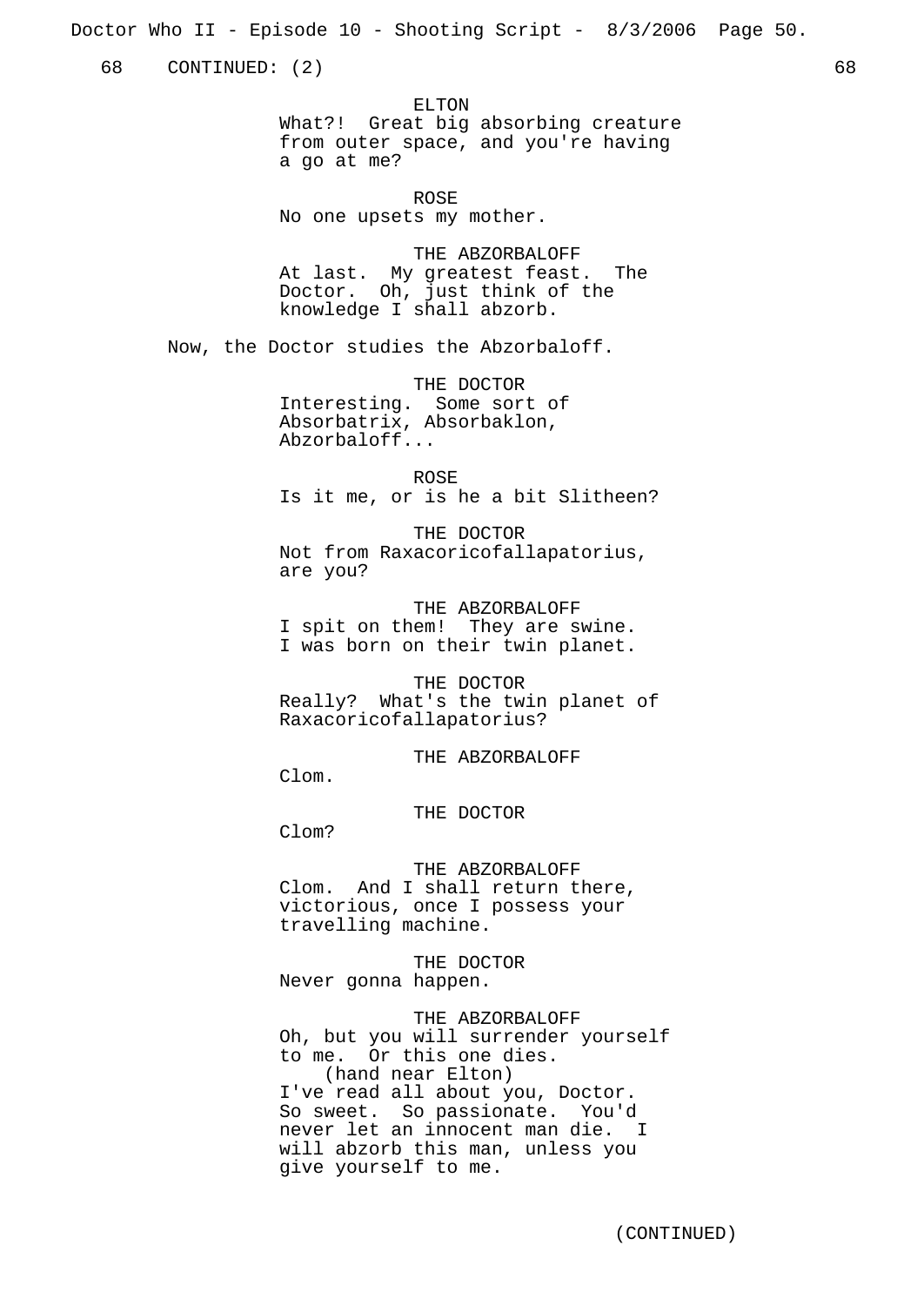68 CONTINUED: (2) 68

ELTON
What?! Great big absorbing creature from outer space, and you're having a go at me?

ROSE
No one upsets my mother.

THE ABZORBALOFF
At last. My greatest feast. The Doctor. Oh, just think of the knowledge I shall abzorb.

Now, the Doctor studies the Abzorbaloff.

THE DOCTOR
Interesting. Some sort of Absorbatrix, Absorbaklon, Abzorbaloff...

ROSE
Is it me, or is he a bit Slitheen?

THE DOCTOR
Not from Raxacoricofallapatorius, are you?

THE ABZORBALOFF
I spit on them! They are swine. I was born on their twin planet.

THE DOCTOR
Really? What's the twin planet of Raxacoricofallapatorius?

THE ABZORBALOFF
Clom.

THE DOCTOR
Clom?

THE ABZORBALOFF
Clom. And I shall return there, victorious, once I possess your travelling machine.

THE DOCTOR
Never gonna happen.

THE ABZORBALOFF
Oh, but you will surrender yourself to me. Or this one dies.
(hand near Elton)
I've read all about you, Doctor. So sweet. So passionate. You'd never let an innocent man die. I will abzorb this man, unless you give yourself to me.

(CONTINUED)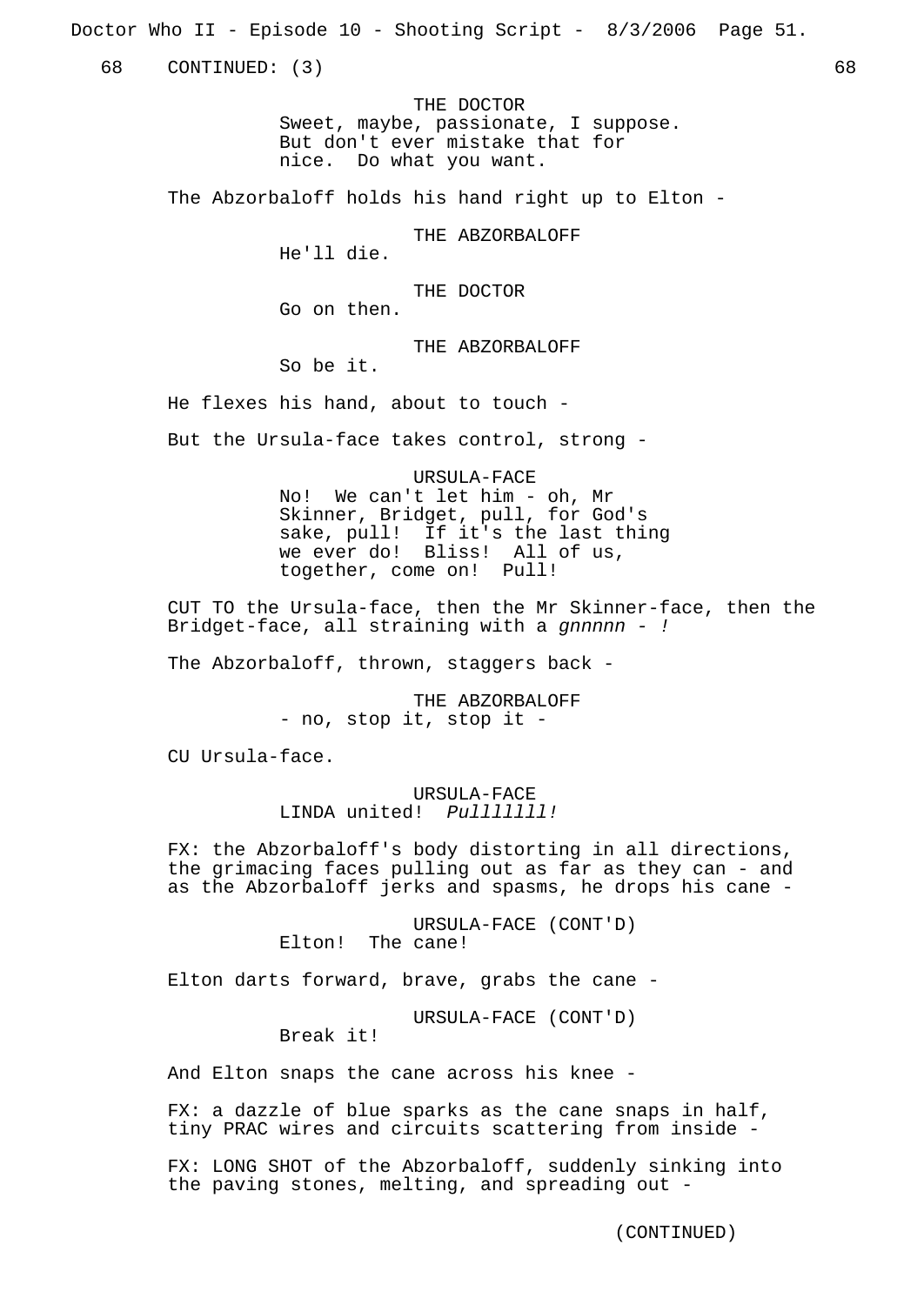68 CONTINUED: (3) 68

THE DOCTOR
Sweet, maybe, passionate, I suppose. But don't ever mistake that for nice. Do what you want.

The Abzorbaloff holds his hand right up to Elton -

THE ABZORBALOFF
He'll die.

THE DOCTOR
Go on then.

THE ABZORBALOFF
So be it.

He flexes his hand, about to touch -

But the Ursula-face takes control, strong -

URSULA-FACE
No! We can't let him - oh, Mr Skinner, Bridget, pull, for God's sake, pull! If it's the last thing we ever do! Bliss! All of us, together, come on! Pull!

CUT TO the Ursula-face, then the Mr Skinner-face, then the Bridget-face, all straining with a *gnnnnn - !*

The Abzorbaloff, thrown, staggers back -

THE ABZORBALOFF
- no, stop it, stop it -

CU Ursula-face.

URSULA-FACE
LINDA united! *Pulllllll!*

FX: the Abzorbaloff's body distorting in all directions, the grimacing faces pulling out as far as they can - and as the Abzorbaloff jerks and spasms, he drops his cane -

URSULA-FACE (CONT'D)
Elton! The cane!

Elton darts forward, brave, grabs the cane -

URSULA-FACE (CONT'D)
Break it!

And Elton snaps the cane across his knee -

FX: a dazzle of blue sparks as the cane snaps in half, tiny PRAC wires and circuits scattering from inside -

FX: LONG SHOT of the Abzorbaloff, suddenly sinking into the paving stones, melting, and spreading out -

(CONTINUED)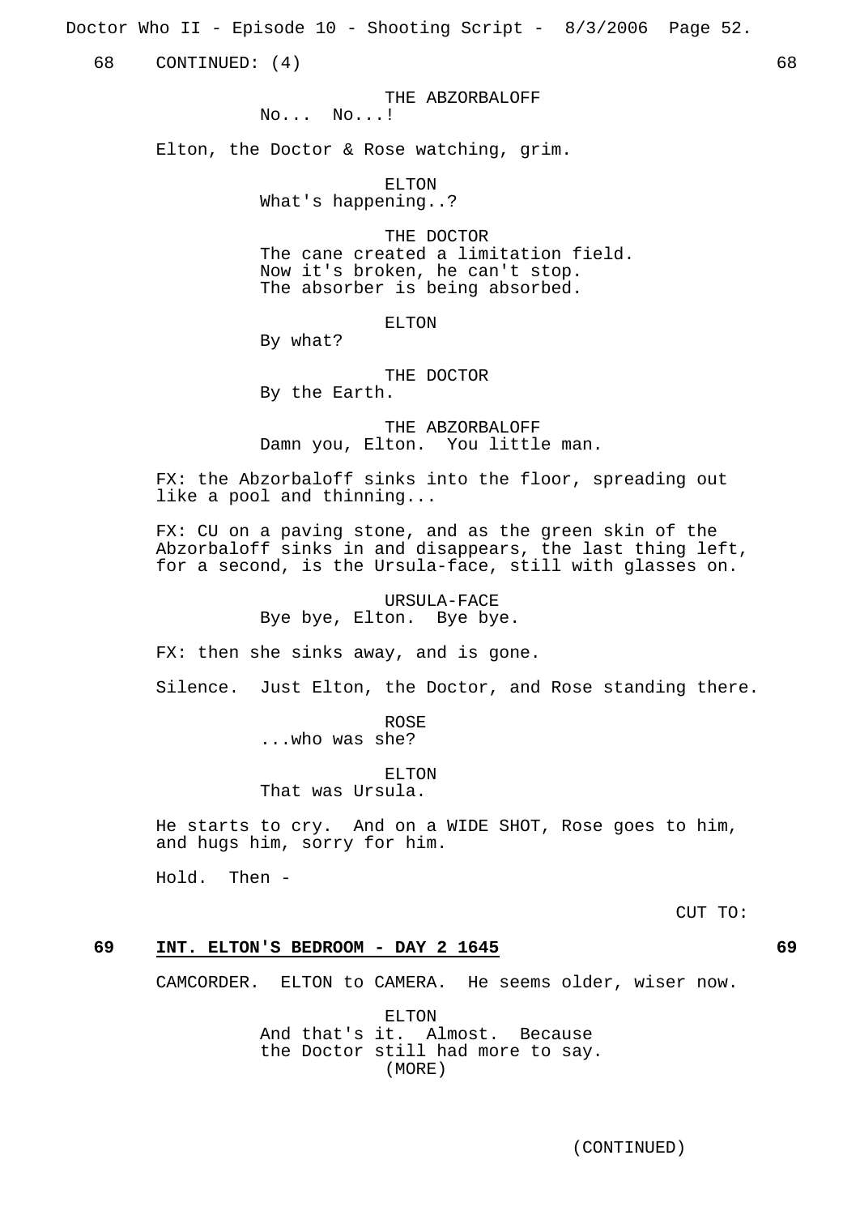68 CONTINUED: (4) 68

THE ABZORBALOFF
No... No...!

Elton, the Doctor & Rose watching, grim.

ELTON
What's happening..?

THE DOCTOR
The cane created a limitation field.
Now it's broken, he can't stop.
The absorber is being absorbed.

ELTON
By what?

THE DOCTOR
By the Earth.

THE ABZORBALOFF
Damn you, Elton. You little man.

FX: the Abzorbaloff sinks into the floor, spreading out like a pool and thinning...

FX: CU on a paving stone, and as the green skin of the Abzorbaloff sinks in and disappears, the last thing left, for a second, is the Ursula-face, still with glasses on.

URSULA-FACE
Bye bye, Elton. Bye bye.

FX: then she sinks away, and is gone.

Silence. Just Elton, the Doctor, and Rose standing there.

ROSE
...who was she?

ELTON
That was Ursula.

He starts to cry. And on a WIDE SHOT, Rose goes to him, and hugs him, sorry for him.

Hold. Then -

CUT TO:

**69 INT. ELTON'S BEDROOM - DAY 2 1645 69**

CAMCORDER. ELTON to CAMERA. He seems older, wiser now.

ELTON
And that's it. Almost. Because
the Doctor still had more to say.
(MORE)

(CONTINUED)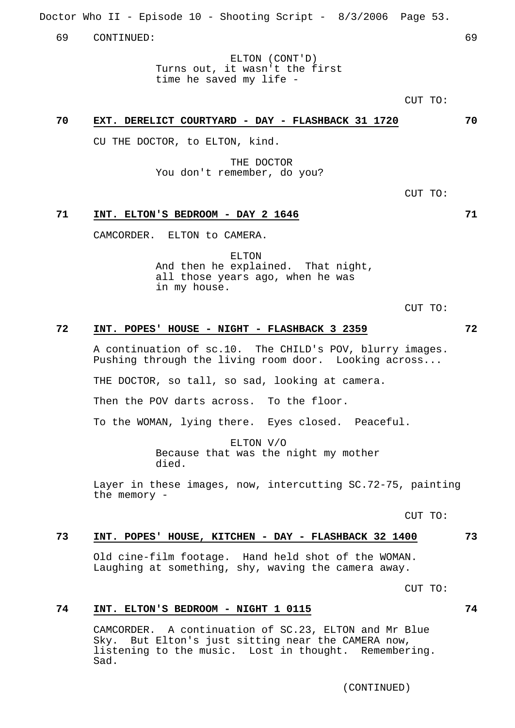69 CONTINUED: 69

ELTON (CONT'D)
Turns out, it wasn't the first time he saved my life -

CUT TO:

**70 EXT. DERELICT COURTYARD - DAY - FLASHBACK 31 1720 70**

CU THE DOCTOR, to ELTON, kind.

THE DOCTOR
You don't remember, do you?

CUT TO:

**71 INT. ELTON'S BEDROOM - DAY 2 1646 71**

CAMCORDER. ELTON to CAMERA.

ELTON
And then he explained. That night, all those years ago, when he was in my house.

CUT TO:

**72 INT. POPES' HOUSE - NIGHT - FLASHBACK 3 2359 72**

A continuation of sc.10. The CHILD's POV, blurry images. Pushing through the living room door. Looking across...

THE DOCTOR, so tall, so sad, looking at camera.

Then the POV darts across. To the floor.

To the WOMAN, lying there. Eyes closed. Peaceful.

ELTON V/O
Because that was the night my mother died.

Layer in these images, now, intercutting SC.72-75, painting the memory -

CUT TO:

**73 INT. POPES' HOUSE, KITCHEN - DAY - FLASHBACK 32 1400 73**

Old cine-film footage. Hand held shot of the WOMAN. Laughing at something, shy, waving the camera away.

CUT TO:

**74 INT. ELTON'S BEDROOM - NIGHT 1 0115 74**

CAMCORDER. A continuation of SC.23, ELTON and Mr Blue Sky. But Elton's just sitting near the CAMERA now, listening to the music. Lost in thought. Remembering. Sad.

(CONTINUED)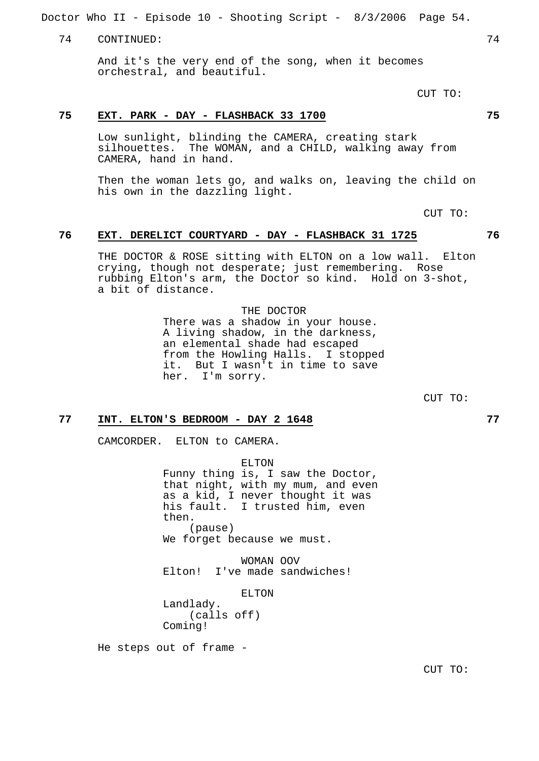74 CONTINUED: 74

And it's the very end of the song, when it becomes orchestral, and beautiful.

CUT TO:

**75 EXT. PARK - DAY - FLASHBACK 33 1700 75**

Low sunlight, blinding the CAMERA, creating stark silhouettes. The WOMAN, and a CHILD, walking away from CAMERA, hand in hand.

Then the woman lets go, and walks on, leaving the child on his own in the dazzling light.

CUT TO:

**76 EXT. DERELICT COURTYARD - DAY - FLASHBACK 31 1725 76**

THE DOCTOR & ROSE sitting with ELTON on a low wall. Elton crying, though not desperate; just remembering. Rose rubbing Elton's arm, the Doctor so kind. Hold on 3-shot, a bit of distance.

THE DOCTOR
There was a shadow in your house. A living shadow, in the darkness, an elemental shade had escaped from the Howling Halls. I stopped it. But I wasn't in time to save her. I'm sorry.

CUT TO:

**77 INT. ELTON'S BEDROOM - DAY 2 1648 77**

CAMCORDER. ELTON to CAMERA.

ELTON
Funny thing is, I saw the Doctor, that night, with my mum, and even as a kid, I never thought it was his fault. I trusted him, even then.
(pause)
We forget because we must.

WOMAN OOV
Elton! I've made sandwiches!

ELTON
Landlady.
(calls off)
Coming!

He steps out of frame -

CUT TO: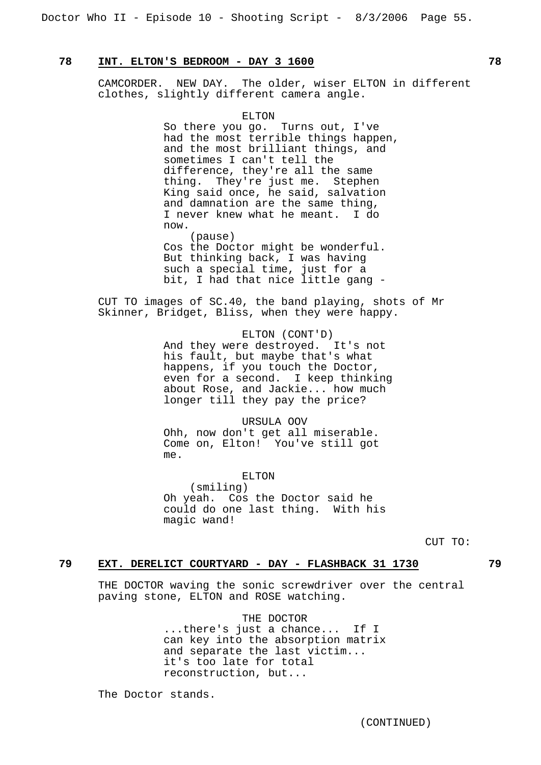**78 INT. ELTON'S BEDROOM - DAY 3 1600 78**

CAMCORDER. NEW DAY. The older, wiser ELTON in different clothes, slightly different camera angle.

ELTON
So there you go. Turns out, I've had the most terrible things happen, and the most brilliant things, and sometimes I can't tell the difference, they're all the same thing. They're just me. Stephen King said once, he said, salvation and damnation are the same thing, I never knew what he meant. I do now.
(pause)
Cos the Doctor might be wonderful. But thinking back, I was having such a special time, just for a bit, I had that nice little gang -

CUT TO images of SC.40, the band playing, shots of Mr Skinner, Bridget, Bliss, when they were happy.

ELTON (CONT'D)
And they were destroyed. It's not his fault, but maybe that's what happens, if you touch the Doctor, even for a second. I keep thinking about Rose, and Jackie... how much longer till they pay the price?

URSULA OOV
Ohh, now don't get all miserable. Come on, Elton! You've still got me.

ELTON
(smiling)
Oh yeah. Cos the Doctor said he could do one last thing. With his magic wand!

CUT TO:

**79 EXT. DERELICT COURTYARD - DAY - FLASHBACK 31 1730 79**

THE DOCTOR waving the sonic screwdriver over the central paving stone, ELTON and ROSE watching.

THE DOCTOR
...there's just a chance... If I can key into the absorption matrix and separate the last victim... it's too late for total reconstruction, but...

The Doctor stands.

(CONTINUED)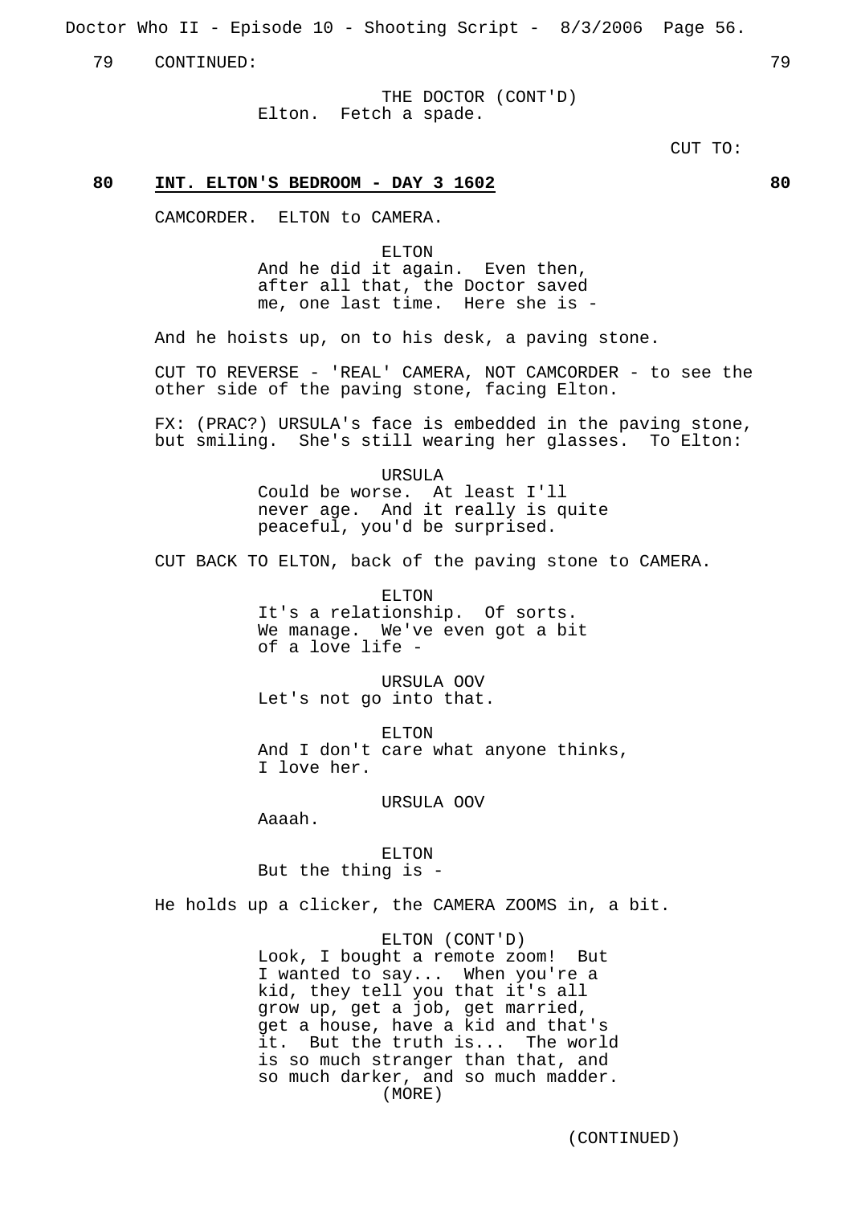79 CONTINUED: 79

THE DOCTOR (CONT'D)
Elton. Fetch a spade.

CUT TO:

**80 INT. ELTON'S BEDROOM - DAY 3 1602 80**

CAMCORDER. ELTON to CAMERA.

ELTON
And he did it again. Even then, after all that, the Doctor saved me, one last time. Here she is -

And he hoists up, on to his desk, a paving stone.

CUT TO REVERSE - 'REAL' CAMERA, NOT CAMCORDER - to see the other side of the paving stone, facing Elton.

FX: (PRAC?) URSULA's face is embedded in the paving stone, but smiling. She's still wearing her glasses. To Elton:

URSULA
Could be worse. At least I'll never age. And it really is quite peaceful, you'd be surprised.

CUT BACK TO ELTON, back of the paving stone to CAMERA.

ELTON
It's a relationship. Of sorts. We manage. We've even got a bit of a love life -

URSULA OOV
Let's not go into that.

ELTON
And I don't care what anyone thinks, I love her.

URSULA OOV
Aaaah.

ELTON
But the thing is -

He holds up a clicker, the CAMERA ZOOMS in, a bit.

ELTON (CONT'D)
Look, I bought a remote zoom! But I wanted to say... When you're a kid, they tell you that it's all grow up, get a job, get married, get a house, have a kid and that's it. But the truth is... The world is so much stranger than that, and so much darker, and so much madder.
(MORE)

(CONTINUED)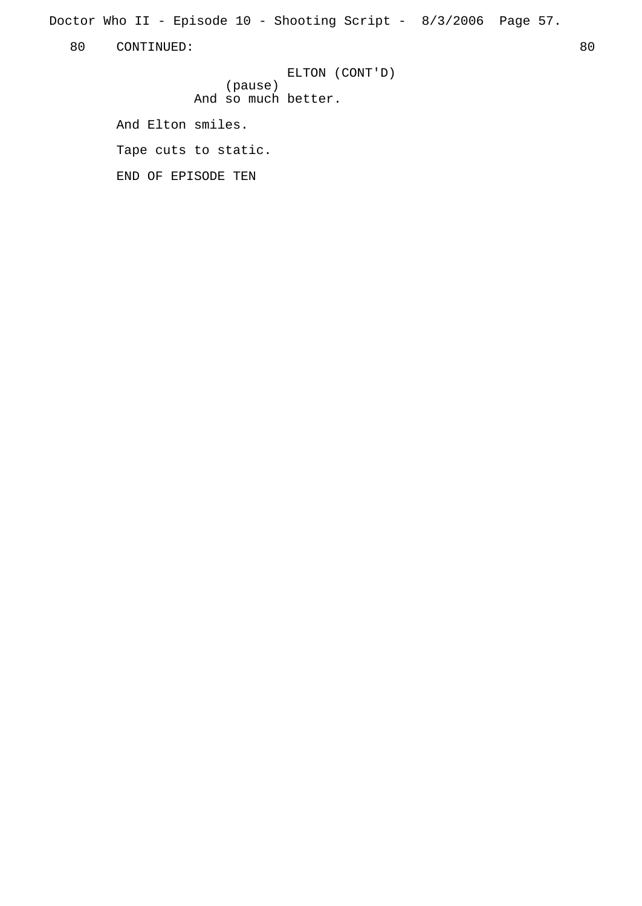80 CONTINUED: 80

ELTON (CONT'D)
(pause)
And so much better.

And Elton smiles.

Tape cuts to static.

END OF EPISODE TEN